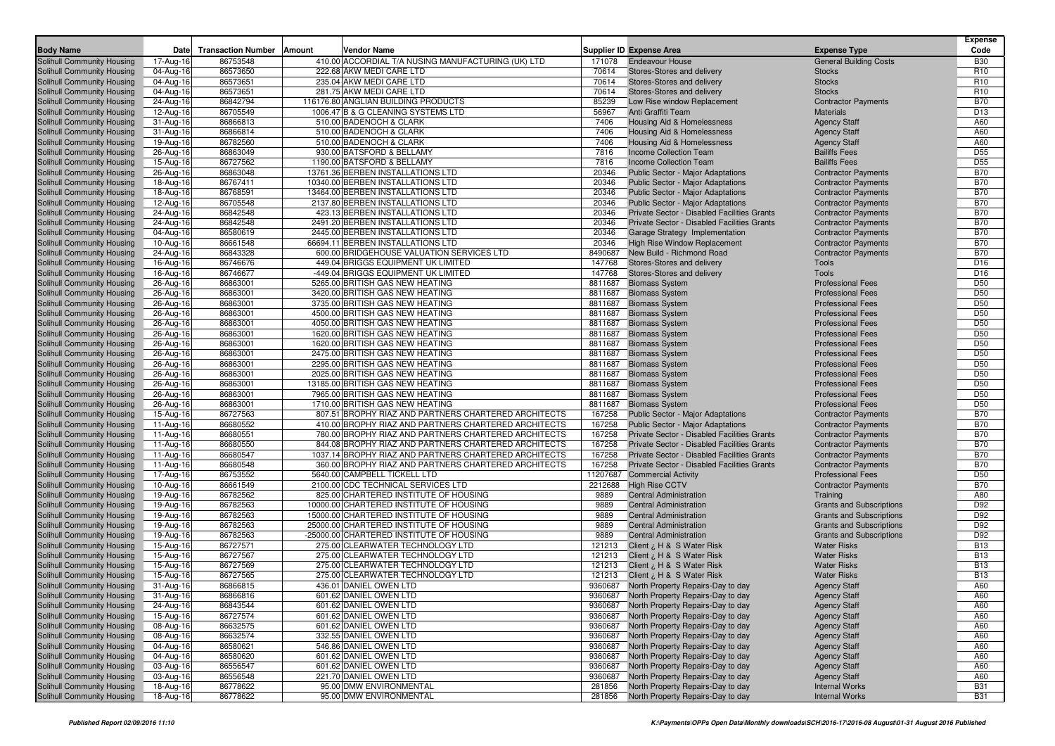| Body Name | Date | Transaction Number | Amount | Vendor Name | Supplier ID | Expense Area | Expense Type | Expense Code |
|---|---|---|---|---|---|---|---|---|
| Solihull Community Housing | 17-Aug-16 | 86753548 | 410.00 | ACCORDIAL T/A NUSING MANUFACTURING (UK) LTD | 171078 | Endeavour House | General Building Costs | B30 |
| Solihull Community Housing | 04-Aug-16 | 86573650 | 222.68 | AKW MEDI CARE LTD | 70614 | Stores-Stores and delivery | Stocks | R10 |
| Solihull Community Housing | 04-Aug-16 | 86573651 | 235.04 | AKW MEDI CARE LTD | 70614 | Stores-Stores and delivery | Stocks | R10 |
| Solihull Community Housing | 04-Aug-16 | 86573651 | 281.75 | AKW MEDI CARE LTD | 70614 | Stores-Stores and delivery | Stocks | R10 |
| Solihull Community Housing | 24-Aug-16 | 86842794 | 116176.80 | ANGLIAN BUILDING PRODUCTS | 85239 | Low Rise window Replacement | Contractor Payments | B70 |
| Solihull Community Housing | 12-Aug-16 | 86705549 | 1006.47 | B & G CLEANING SYSTEMS LTD | 56967 | Anti Graffiti Team | Materials | D13 |
| Solihull Community Housing | 31-Aug-16 | 86866813 | 510.00 | BADENOCH & CLARK | 7406 | Housing Aid & Homelessness | Agency Staff | A60 |
| Solihull Community Housing | 31-Aug-16 | 86866814 | 510.00 | BADENOCH & CLARK | 7406 | Housing Aid & Homelessness | Agency Staff | A60 |
| Solihull Community Housing | 19-Aug-16 | 86782560 | 510.00 | BADENOCH & CLARK | 7406 | Housing Aid & Homelessness | Agency Staff | A60 |
| Solihull Community Housing | 26-Aug-16 | 86863049 | 930.00 | BATSFORD & BELLAMY | 7816 | Income Collection Team | Bailiffs Fees | D55 |
| Solihull Community Housing | 15-Aug-16 | 86727562 | 1190.00 | BATSFORD & BELLAMY | 7816 | Income Collection Team | Bailiffs Fees | D55 |
| Solihull Community Housing | 26-Aug-16 | 86863048 | 13761.36 | BERBEN INSTALLATIONS LTD | 20346 | Public Sector - Major Adaptations | Contractor Payments | B70 |
| Solihull Community Housing | 18-Aug-16 | 86767411 | 10340.00 | BERBEN INSTALLATIONS LTD | 20346 | Public Sector - Major Adaptations | Contractor Payments | B70 |
| Solihull Community Housing | 18-Aug-16 | 86768591 | 13464.00 | BERBEN INSTALLATIONS LTD | 20346 | Public Sector - Major Adaptations | Contractor Payments | B70 |
| Solihull Community Housing | 12-Aug-16 | 86705548 | 2137.80 | BERBEN INSTALLATIONS LTD | 20346 | Public Sector - Major Adaptations | Contractor Payments | B70 |
| Solihull Community Housing | 24-Aug-16 | 86842548 | 423.13 | BERBEN INSTALLATIONS LTD | 20346 | Private Sector - Disabled Facilities Grants | Contractor Payments | B70 |
| Solihull Community Housing | 24-Aug-16 | 86842548 | 2491.20 | BERBEN INSTALLATIONS LTD | 20346 | Private Sector - Disabled Facilities Grants | Contractor Payments | B70 |
| Solihull Community Housing | 04-Aug-16 | 86580619 | 2445.00 | BERBEN INSTALLATIONS LTD | 20346 | Garage Strategy Implementation | Contractor Payments | B70 |
| Solihull Community Housing | 10-Aug-16 | 86661548 | 66694.11 | BERBEN INSTALLATIONS LTD | 20346 | High Rise Window Replacement | Contractor Payments | B70 |
| Solihull Community Housing | 24-Aug-16 | 86843328 | 600.00 | BRIDGEHOUSE VALUATION SERVICES LTD | 8490687 | New Build - Richmond Road | Contractor Payments | B70 |
| Solihull Community Housing | 16-Aug-16 | 86746676 | 449.04 | BRIGGS EQUIPMENT UK LIMITED | 147768 | Stores-Stores and delivery | Tools | D16 |
| Solihull Community Housing | 16-Aug-16 | 86746677 | -449.04 | BRIGGS EQUIPMENT UK LIMITED | 147768 | Stores-Stores and delivery | Tools | D16 |
| Solihull Community Housing | 26-Aug-16 | 86863001 | 5265.00 | BRITISH GAS NEW HEATING | 8811687 | Biomass System | Professional Fees | D50 |
| Solihull Community Housing | 26-Aug-16 | 86863001 | 3420.00 | BRITISH GAS NEW HEATING | 8811687 | Biomass System | Professional Fees | D50 |
| Solihull Community Housing | 26-Aug-16 | 86863001 | 3735.00 | BRITISH GAS NEW HEATING | 8811687 | Biomass System | Professional Fees | D50 |
| Solihull Community Housing | 26-Aug-16 | 86863001 | 4500.00 | BRITISH GAS NEW HEATING | 8811687 | Biomass System | Professional Fees | D50 |
| Solihull Community Housing | 26-Aug-16 | 86863001 | 4050.00 | BRITISH GAS NEW HEATING | 8811687 | Biomass System | Professional Fees | D50 |
| Solihull Community Housing | 26-Aug-16 | 86863001 | 1620.00 | BRITISH GAS NEW HEATING | 8811687 | Biomass System | Professional Fees | D50 |
| Solihull Community Housing | 26-Aug-16 | 86863001 | 1620.00 | BRITISH GAS NEW HEATING | 8811687 | Biomass System | Professional Fees | D50 |
| Solihull Community Housing | 26-Aug-16 | 86863001 | 2475.00 | BRITISH GAS NEW HEATING | 8811687 | Biomass System | Professional Fees | D50 |
| Solihull Community Housing | 26-Aug-16 | 86863001 | 2295.00 | BRITISH GAS NEW HEATING | 8811687 | Biomass System | Professional Fees | D50 |
| Solihull Community Housing | 26-Aug-16 | 86863001 | 2025.00 | BRITISH GAS NEW HEATING | 8811687 | Biomass System | Professional Fees | D50 |
| Solihull Community Housing | 26-Aug-16 | 86863001 | 13185.00 | BRITISH GAS NEW HEATING | 8811687 | Biomass System | Professional Fees | D50 |
| Solihull Community Housing | 26-Aug-16 | 86863001 | 7965.00 | BRITISH GAS NEW HEATING | 8811687 | Biomass System | Professional Fees | D50 |
| Solihull Community Housing | 26-Aug-16 | 86863001 | 1710.00 | BRITISH GAS NEW HEATING | 8811687 | Biomass System | Professional Fees | D50 |
| Solihull Community Housing | 15-Aug-16 | 86727563 | 807.51 | BROPHY RIAZ AND PARTNERS CHARTERED ARCHITECTS | 167258 | Public Sector - Major Adaptations | Contractor Payments | B70 |
| Solihull Community Housing | 11-Aug-16 | 86680552 | 410.00 | BROPHY RIAZ AND PARTNERS CHARTERED ARCHITECTS | 167258 | Public Sector - Major Adaptations | Contractor Payments | B70 |
| Solihull Community Housing | 11-Aug-16 | 86680551 | 780.00 | BROPHY RIAZ AND PARTNERS CHARTERED ARCHITECTS | 167258 | Private Sector - Disabled Facilities Grants | Contractor Payments | B70 |
| Solihull Community Housing | 11-Aug-16 | 86680550 | 844.08 | BROPHY RIAZ AND PARTNERS CHARTERED ARCHITECTS | 167258 | Private Sector - Disabled Facilities Grants | Contractor Payments | B70 |
| Solihull Community Housing | 11-Aug-16 | 86680547 | 1037.14 | BROPHY RIAZ AND PARTNERS CHARTERED ARCHITECTS | 167258 | Private Sector - Disabled Facilities Grants | Contractor Payments | B70 |
| Solihull Community Housing | 11-Aug-16 | 86680548 | 360.00 | BROPHY RIAZ AND PARTNERS CHARTERED ARCHITECTS | 167258 | Private Sector - Disabled Facilities Grants | Contractor Payments | B70 |
| Solihull Community Housing | 17-Aug-16 | 86753552 | 5640.00 | CAMPBELL TICKELL LTD | 11207687 | Commercial Activity | Professional Fees | D50 |
| Solihull Community Housing | 10-Aug-16 | 86661549 | 2100.00 | CDC TECHNICAL SERVICES LTD | 2212688 | High Rise CCTV | Contractor Payments | B70 |
| Solihull Community Housing | 19-Aug-16 | 86782562 | 825.00 | CHARTERED INSTITUTE OF HOUSING | 9889 | Central Administration | Training | A80 |
| Solihull Community Housing | 19-Aug-16 | 86782563 | 10000.00 | CHARTERED INSTITUTE OF HOUSING | 9889 | Central Administration | Grants and Subscriptions | D92 |
| Solihull Community Housing | 19-Aug-16 | 86782563 | 15000.00 | CHARTERED INSTITUTE OF HOUSING | 9889 | Central Administration | Grants and Subscriptions | D92 |
| Solihull Community Housing | 19-Aug-16 | 86782563 | 25000.00 | CHARTERED INSTITUTE OF HOUSING | 9889 | Central Administration | Grants and Subscriptions | D92 |
| Solihull Community Housing | 19-Aug-16 | 86782563 | -25000.00 | CHARTERED INSTITUTE OF HOUSING | 9889 | Central Administration | Grants and Subscriptions | D92 |
| Solihull Community Housing | 15-Aug-16 | 86727571 | 275.00 | CLEARWATER TECHNOLOGY LTD | 121213 | Client ¿ H & S Water Risk | Water Risks | B13 |
| Solihull Community Housing | 15-Aug-16 | 86727567 | 275.00 | CLEARWATER TECHNOLOGY LTD | 121213 | Client ¿ H & S Water Risk | Water Risks | B13 |
| Solihull Community Housing | 15-Aug-16 | 86727569 | 275.00 | CLEARWATER TECHNOLOGY LTD | 121213 | Client ¿ H & S Water Risk | Water Risks | B13 |
| Solihull Community Housing | 15-Aug-16 | 86727565 | 275.00 | CLEARWATER TECHNOLOGY LTD | 121213 | Client ¿ H & S Water Risk | Water Risks | B13 |
| Solihull Community Housing | 31-Aug-16 | 86866815 | 436.01 | DANIEL OWEN LTD | 9360687 | North Property Repairs-Day to day | Agency Staff | A60 |
| Solihull Community Housing | 31-Aug-16 | 86866816 | 601.62 | DANIEL OWEN LTD | 9360687 | North Property Repairs-Day to day | Agency Staff | A60 |
| Solihull Community Housing | 24-Aug-16 | 86843544 | 601.62 | DANIEL OWEN LTD | 9360687 | North Property Repairs-Day to day | Agency Staff | A60 |
| Solihull Community Housing | 15-Aug-16 | 86727574 | 601.62 | DANIEL OWEN LTD | 9360687 | North Property Repairs-Day to day | Agency Staff | A60 |
| Solihull Community Housing | 08-Aug-16 | 86632575 | 601.62 | DANIEL OWEN LTD | 9360687 | North Property Repairs-Day to day | Agency Staff | A60 |
| Solihull Community Housing | 08-Aug-16 | 86632574 | 332.55 | DANIEL OWEN LTD | 9360687 | North Property Repairs-Day to day | Agency Staff | A60 |
| Solihull Community Housing | 04-Aug-16 | 86580621 | 546.86 | DANIEL OWEN LTD | 9360687 | North Property Repairs-Day to day | Agency Staff | A60 |
| Solihull Community Housing | 04-Aug-16 | 86580620 | 601.62 | DANIEL OWEN LTD | 9360687 | North Property Repairs-Day to day | Agency Staff | A60 |
| Solihull Community Housing | 03-Aug-16 | 86556547 | 601.62 | DANIEL OWEN LTD | 9360687 | North Property Repairs-Day to day | Agency Staff | A60 |
| Solihull Community Housing | 03-Aug-16 | 86556548 | 221.70 | DANIEL OWEN LTD | 9360687 | North Property Repairs-Day to day | Agency Staff | A60 |
| Solihull Community Housing | 18-Aug-16 | 86778622 | 95.00 | DMW ENVIRONMENTAL | 281856 | North Property Repairs-Day to day | Internal Works | B31 |
| Solihull Community Housing | 18-Aug-16 | 86778622 | 95.00 | DMW ENVIRONMENTAL | 281856 | North Property Repairs-Day to day | Internal Works | B31 |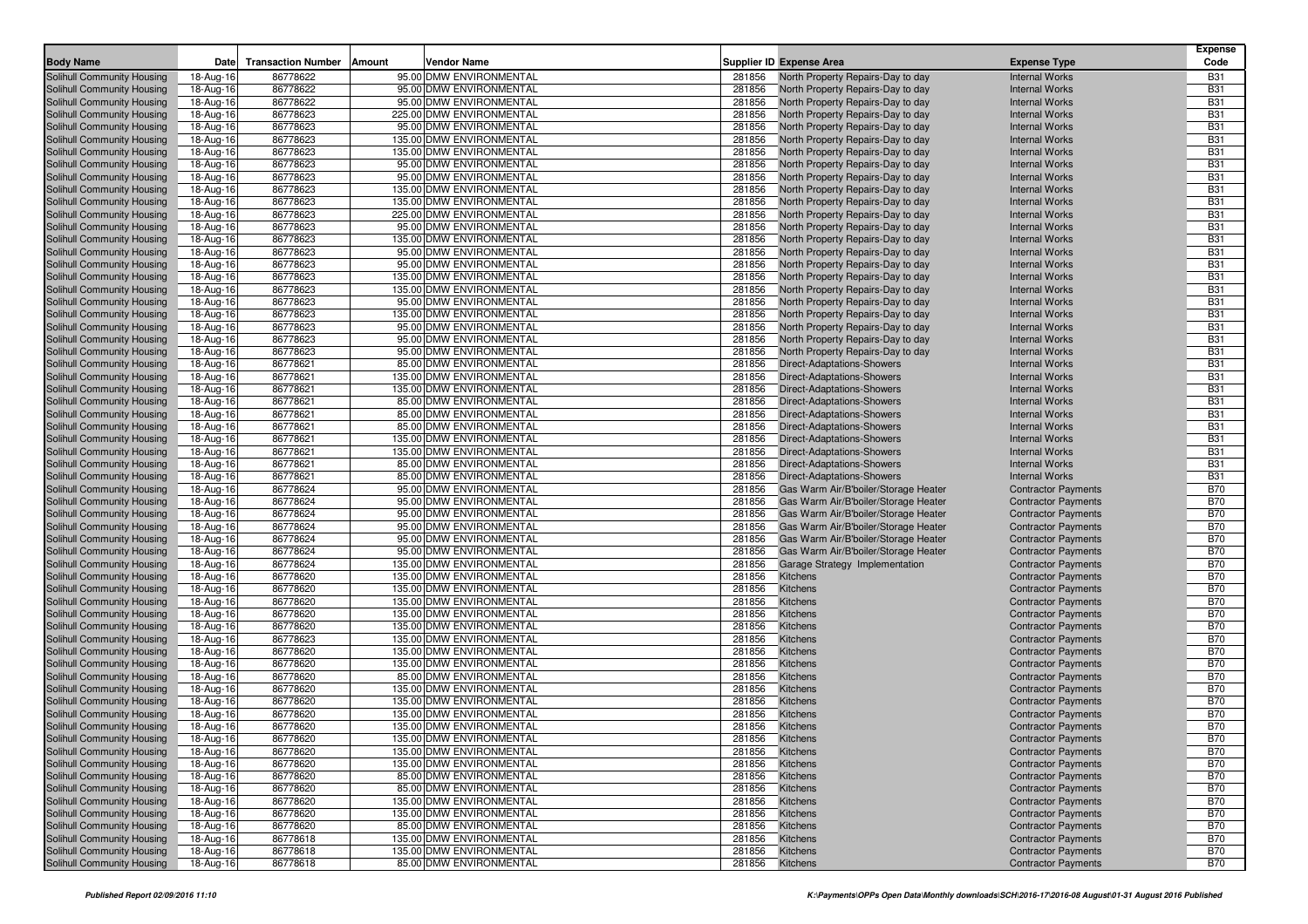| Body Name | Date | Transaction Number | Amount | Vendor Name | Supplier ID | Expense Area | Expense Type | Expense Code |
|---|---|---|---|---|---|---|---|---|
| Solihull Community Housing | 18-Aug-16 | 86778622 | 95.00 | DMW ENVIRONMENTAL | 281856 | North Property Repairs-Day to day | Internal Works | B31 |
| Solihull Community Housing | 18-Aug-16 | 86778622 | 95.00 | DMW ENVIRONMENTAL | 281856 | North Property Repairs-Day to day | Internal Works | B31 |
| Solihull Community Housing | 18-Aug-16 | 86778622 | 95.00 | DMW ENVIRONMENTAL | 281856 | North Property Repairs-Day to day | Internal Works | B31 |
| Solihull Community Housing | 18-Aug-16 | 86778623 | 225.00 | DMW ENVIRONMENTAL | 281856 | North Property Repairs-Day to day | Internal Works | B31 |
| Solihull Community Housing | 18-Aug-16 | 86778623 | 95.00 | DMW ENVIRONMENTAL | 281856 | North Property Repairs-Day to day | Internal Works | B31 |
| Solihull Community Housing | 18-Aug-16 | 86778623 | 135.00 | DMW ENVIRONMENTAL | 281856 | North Property Repairs-Day to day | Internal Works | B31 |
| Solihull Community Housing | 18-Aug-16 | 86778623 | 135.00 | DMW ENVIRONMENTAL | 281856 | North Property Repairs-Day to day | Internal Works | B31 |
| Solihull Community Housing | 18-Aug-16 | 86778623 | 95.00 | DMW ENVIRONMENTAL | 281856 | North Property Repairs-Day to day | Internal Works | B31 |
| Solihull Community Housing | 18-Aug-16 | 86778623 | 95.00 | DMW ENVIRONMENTAL | 281856 | North Property Repairs-Day to day | Internal Works | B31 |
| Solihull Community Housing | 18-Aug-16 | 86778623 | 135.00 | DMW ENVIRONMENTAL | 281856 | North Property Repairs-Day to day | Internal Works | B31 |
| Solihull Community Housing | 18-Aug-16 | 86778623 | 135.00 | DMW ENVIRONMENTAL | 281856 | North Property Repairs-Day to day | Internal Works | B31 |
| Solihull Community Housing | 18-Aug-16 | 86778623 | 225.00 | DMW ENVIRONMENTAL | 281856 | North Property Repairs-Day to day | Internal Works | B31 |
| Solihull Community Housing | 18-Aug-16 | 86778623 | 95.00 | DMW ENVIRONMENTAL | 281856 | North Property Repairs-Day to day | Internal Works | B31 |
| Solihull Community Housing | 18-Aug-16 | 86778623 | 135.00 | DMW ENVIRONMENTAL | 281856 | North Property Repairs-Day to day | Internal Works | B31 |
| Solihull Community Housing | 18-Aug-16 | 86778623 | 95.00 | DMW ENVIRONMENTAL | 281856 | North Property Repairs-Day to day | Internal Works | B31 |
| Solihull Community Housing | 18-Aug-16 | 86778623 | 95.00 | DMW ENVIRONMENTAL | 281856 | North Property Repairs-Day to day | Internal Works | B31 |
| Solihull Community Housing | 18-Aug-16 | 86778623 | 135.00 | DMW ENVIRONMENTAL | 281856 | North Property Repairs-Day to day | Internal Works | B31 |
| Solihull Community Housing | 18-Aug-16 | 86778623 | 135.00 | DMW ENVIRONMENTAL | 281856 | North Property Repairs-Day to day | Internal Works | B31 |
| Solihull Community Housing | 18-Aug-16 | 86778623 | 95.00 | DMW ENVIRONMENTAL | 281856 | North Property Repairs-Day to day | Internal Works | B31 |
| Solihull Community Housing | 18-Aug-16 | 86778623 | 135.00 | DMW ENVIRONMENTAL | 281856 | North Property Repairs-Day to day | Internal Works | B31 |
| Solihull Community Housing | 18-Aug-16 | 86778623 | 95.00 | DMW ENVIRONMENTAL | 281856 | North Property Repairs-Day to day | Internal Works | B31 |
| Solihull Community Housing | 18-Aug-16 | 86778623 | 95.00 | DMW ENVIRONMENTAL | 281856 | North Property Repairs-Day to day | Internal Works | B31 |
| Solihull Community Housing | 18-Aug-16 | 86778623 | 95.00 | DMW ENVIRONMENTAL | 281856 | North Property Repairs-Day to day | Internal Works | B31 |
| Solihull Community Housing | 18-Aug-16 | 86778621 | 85.00 | DMW ENVIRONMENTAL | 281856 | Direct-Adaptations-Showers | Internal Works | B31 |
| Solihull Community Housing | 18-Aug-16 | 86778621 | 135.00 | DMW ENVIRONMENTAL | 281856 | Direct-Adaptations-Showers | Internal Works | B31 |
| Solihull Community Housing | 18-Aug-16 | 86778621 | 135.00 | DMW ENVIRONMENTAL | 281856 | Direct-Adaptations-Showers | Internal Works | B31 |
| Solihull Community Housing | 18-Aug-16 | 86778621 | 85.00 | DMW ENVIRONMENTAL | 281856 | Direct-Adaptations-Showers | Internal Works | B31 |
| Solihull Community Housing | 18-Aug-16 | 86778621 | 85.00 | DMW ENVIRONMENTAL | 281856 | Direct-Adaptations-Showers | Internal Works | B31 |
| Solihull Community Housing | 18-Aug-16 | 86778621 | 85.00 | DMW ENVIRONMENTAL | 281856 | Direct-Adaptations-Showers | Internal Works | B31 |
| Solihull Community Housing | 18-Aug-16 | 86778621 | 135.00 | DMW ENVIRONMENTAL | 281856 | Direct-Adaptations-Showers | Internal Works | B31 |
| Solihull Community Housing | 18-Aug-16 | 86778621 | 135.00 | DMW ENVIRONMENTAL | 281856 | Direct-Adaptations-Showers | Internal Works | B31 |
| Solihull Community Housing | 18-Aug-16 | 86778621 | 85.00 | DMW ENVIRONMENTAL | 281856 | Direct-Adaptations-Showers | Internal Works | B31 |
| Solihull Community Housing | 18-Aug-16 | 86778621 | 85.00 | DMW ENVIRONMENTAL | 281856 | Direct-Adaptations-Showers | Internal Works | B31 |
| Solihull Community Housing | 18-Aug-16 | 86778624 | 95.00 | DMW ENVIRONMENTAL | 281856 | Gas Warm Air/B'boiler/Storage Heater | Contractor Payments | B70 |
| Solihull Community Housing | 18-Aug-16 | 86778624 | 95.00 | DMW ENVIRONMENTAL | 281856 | Gas Warm Air/B'boiler/Storage Heater | Contractor Payments | B70 |
| Solihull Community Housing | 18-Aug-16 | 86778624 | 95.00 | DMW ENVIRONMENTAL | 281856 | Gas Warm Air/B'boiler/Storage Heater | Contractor Payments | B70 |
| Solihull Community Housing | 18-Aug-16 | 86778624 | 95.00 | DMW ENVIRONMENTAL | 281856 | Gas Warm Air/B'boiler/Storage Heater | Contractor Payments | B70 |
| Solihull Community Housing | 18-Aug-16 | 86778624 | 95.00 | DMW ENVIRONMENTAL | 281856 | Gas Warm Air/B'boiler/Storage Heater | Contractor Payments | B70 |
| Solihull Community Housing | 18-Aug-16 | 86778624 | 95.00 | DMW ENVIRONMENTAL | 281856 | Gas Warm Air/B'boiler/Storage Heater | Contractor Payments | B70 |
| Solihull Community Housing | 18-Aug-16 | 86778624 | 135.00 | DMW ENVIRONMENTAL | 281856 | Garage Strategy Implementation | Contractor Payments | B70 |
| Solihull Community Housing | 18-Aug-16 | 86778620 | 135.00 | DMW ENVIRONMENTAL | 281856 | Kitchens | Contractor Payments | B70 |
| Solihull Community Housing | 18-Aug-16 | 86778620 | 135.00 | DMW ENVIRONMENTAL | 281856 | Kitchens | Contractor Payments | B70 |
| Solihull Community Housing | 18-Aug-16 | 86778620 | 135.00 | DMW ENVIRONMENTAL | 281856 | Kitchens | Contractor Payments | B70 |
| Solihull Community Housing | 18-Aug-16 | 86778620 | 135.00 | DMW ENVIRONMENTAL | 281856 | Kitchens | Contractor Payments | B70 |
| Solihull Community Housing | 18-Aug-16 | 86778620 | 135.00 | DMW ENVIRONMENTAL | 281856 | Kitchens | Contractor Payments | B70 |
| Solihull Community Housing | 18-Aug-16 | 86778623 | 135.00 | DMW ENVIRONMENTAL | 281856 | Kitchens | Contractor Payments | B70 |
| Solihull Community Housing | 18-Aug-16 | 86778620 | 135.00 | DMW ENVIRONMENTAL | 281856 | Kitchens | Contractor Payments | B70 |
| Solihull Community Housing | 18-Aug-16 | 86778620 | 135.00 | DMW ENVIRONMENTAL | 281856 | Kitchens | Contractor Payments | B70 |
| Solihull Community Housing | 18-Aug-16 | 86778620 | 85.00 | DMW ENVIRONMENTAL | 281856 | Kitchens | Contractor Payments | B70 |
| Solihull Community Housing | 18-Aug-16 | 86778620 | 135.00 | DMW ENVIRONMENTAL | 281856 | Kitchens | Contractor Payments | B70 |
| Solihull Community Housing | 18-Aug-16 | 86778620 | 135.00 | DMW ENVIRONMENTAL | 281856 | Kitchens | Contractor Payments | B70 |
| Solihull Community Housing | 18-Aug-16 | 86778620 | 135.00 | DMW ENVIRONMENTAL | 281856 | Kitchens | Contractor Payments | B70 |
| Solihull Community Housing | 18-Aug-16 | 86778620 | 135.00 | DMW ENVIRONMENTAL | 281856 | Kitchens | Contractor Payments | B70 |
| Solihull Community Housing | 18-Aug-16 | 86778620 | 135.00 | DMW ENVIRONMENTAL | 281856 | Kitchens | Contractor Payments | B70 |
| Solihull Community Housing | 18-Aug-16 | 86778620 | 135.00 | DMW ENVIRONMENTAL | 281856 | Kitchens | Contractor Payments | B70 |
| Solihull Community Housing | 18-Aug-16 | 86778620 | 135.00 | DMW ENVIRONMENTAL | 281856 | Kitchens | Contractor Payments | B70 |
| Solihull Community Housing | 18-Aug-16 | 86778620 | 85.00 | DMW ENVIRONMENTAL | 281856 | Kitchens | Contractor Payments | B70 |
| Solihull Community Housing | 18-Aug-16 | 86778620 | 85.00 | DMW ENVIRONMENTAL | 281856 | Kitchens | Contractor Payments | B70 |
| Solihull Community Housing | 18-Aug-16 | 86778620 | 135.00 | DMW ENVIRONMENTAL | 281856 | Kitchens | Contractor Payments | B70 |
| Solihull Community Housing | 18-Aug-16 | 86778620 | 135.00 | DMW ENVIRONMENTAL | 281856 | Kitchens | Contractor Payments | B70 |
| Solihull Community Housing | 18-Aug-16 | 86778620 | 85.00 | DMW ENVIRONMENTAL | 281856 | Kitchens | Contractor Payments | B70 |
| Solihull Community Housing | 18-Aug-16 | 86778618 | 135.00 | DMW ENVIRONMENTAL | 281856 | Kitchens | Contractor Payments | B70 |
| Solihull Community Housing | 18-Aug-16 | 86778618 | 135.00 | DMW ENVIRONMENTAL | 281856 | Kitchens | Contractor Payments | B70 |
| Solihull Community Housing | 18-Aug-16 | 86778618 | 85.00 | DMW ENVIRONMENTAL | 281856 | Kitchens | Contractor Payments | B70 |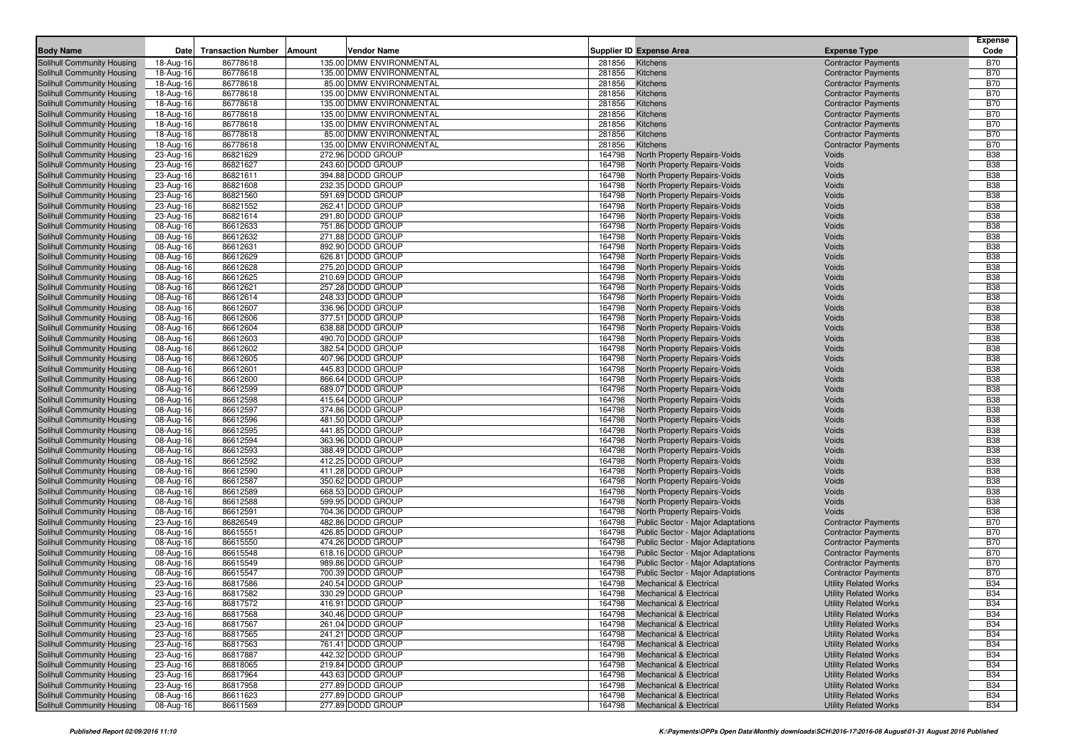| Body Name | Date | Transaction Number | Amount | Vendor Name | Supplier ID | Expense Area | Expense Type | Expense Code |
|---|---|---|---|---|---|---|---|---|
| Solihull Community Housing | 18-Aug-16 | 86778618 | 135.00 | DMW ENVIRONMENTAL | 281856 | Kitchens | Contractor Payments | B70 |
| Solihull Community Housing | 18-Aug-16 | 86778618 | 135.00 | DMW ENVIRONMENTAL | 281856 | Kitchens | Contractor Payments | B70 |
| Solihull Community Housing | 18-Aug-16 | 86778618 | 85.00 | DMW ENVIRONMENTAL | 281856 | Kitchens | Contractor Payments | B70 |
| Solihull Community Housing | 18-Aug-16 | 86778618 | 135.00 | DMW ENVIRONMENTAL | 281856 | Kitchens | Contractor Payments | B70 |
| Solihull Community Housing | 18-Aug-16 | 86778618 | 135.00 | DMW ENVIRONMENTAL | 281856 | Kitchens | Contractor Payments | B70 |
| Solihull Community Housing | 18-Aug-16 | 86778618 | 135.00 | DMW ENVIRONMENTAL | 281856 | Kitchens | Contractor Payments | B70 |
| Solihull Community Housing | 18-Aug-16 | 86778618 | 135.00 | DMW ENVIRONMENTAL | 281856 | Kitchens | Contractor Payments | B70 |
| Solihull Community Housing | 18-Aug-16 | 86778618 | 85.00 | DMW ENVIRONMENTAL | 281856 | Kitchens | Contractor Payments | B70 |
| Solihull Community Housing | 18-Aug-16 | 86778618 | 135.00 | DMW ENVIRONMENTAL | 281856 | Kitchens | Contractor Payments | B70 |
| Solihull Community Housing | 23-Aug-16 | 86821629 | 272.96 | DODD GROUP | 164798 | North Property Repairs-Voids | Voids | B38 |
| Solihull Community Housing | 23-Aug-16 | 86821627 | 243.60 | DODD GROUP | 164798 | North Property Repairs-Voids | Voids | B38 |
| Solihull Community Housing | 23-Aug-16 | 86821611 | 394.88 | DODD GROUP | 164798 | North Property Repairs-Voids | Voids | B38 |
| Solihull Community Housing | 23-Aug-16 | 86821608 | 232.35 | DODD GROUP | 164798 | North Property Repairs-Voids | Voids | B38 |
| Solihull Community Housing | 23-Aug-16 | 86821560 | 591.69 | DODD GROUP | 164798 | North Property Repairs-Voids | Voids | B38 |
| Solihull Community Housing | 23-Aug-16 | 86821552 | 262.41 | DODD GROUP | 164798 | North Property Repairs-Voids | Voids | B38 |
| Solihull Community Housing | 23-Aug-16 | 86821614 | 291.80 | DODD GROUP | 164798 | North Property Repairs-Voids | Voids | B38 |
| Solihull Community Housing | 08-Aug-16 | 86612633 | 751.86 | DODD GROUP | 164798 | North Property Repairs-Voids | Voids | B38 |
| Solihull Community Housing | 08-Aug-16 | 86612632 | 271.88 | DODD GROUP | 164798 | North Property Repairs-Voids | Voids | B38 |
| Solihull Community Housing | 08-Aug-16 | 86612631 | 892.90 | DODD GROUP | 164798 | North Property Repairs-Voids | Voids | B38 |
| Solihull Community Housing | 08-Aug-16 | 86612629 | 626.81 | DODD GROUP | 164798 | North Property Repairs-Voids | Voids | B38 |
| Solihull Community Housing | 08-Aug-16 | 86612628 | 275.20 | DODD GROUP | 164798 | North Property Repairs-Voids | Voids | B38 |
| Solihull Community Housing | 08-Aug-16 | 86612625 | 210.69 | DODD GROUP | 164798 | North Property Repairs-Voids | Voids | B38 |
| Solihull Community Housing | 08-Aug-16 | 86612621 | 257.28 | DODD GROUP | 164798 | North Property Repairs-Voids | Voids | B38 |
| Solihull Community Housing | 08-Aug-16 | 86612614 | 248.33 | DODD GROUP | 164798 | North Property Repairs-Voids | Voids | B38 |
| Solihull Community Housing | 08-Aug-16 | 86612607 | 336.96 | DODD GROUP | 164798 | North Property Repairs-Voids | Voids | B38 |
| Solihull Community Housing | 08-Aug-16 | 86612606 | 377.51 | DODD GROUP | 164798 | North Property Repairs-Voids | Voids | B38 |
| Solihull Community Housing | 08-Aug-16 | 86612604 | 638.88 | DODD GROUP | 164798 | North Property Repairs-Voids | Voids | B38 |
| Solihull Community Housing | 08-Aug-16 | 86612603 | 490.70 | DODD GROUP | 164798 | North Property Repairs-Voids | Voids | B38 |
| Solihull Community Housing | 08-Aug-16 | 86612602 | 382.54 | DODD GROUP | 164798 | North Property Repairs-Voids | Voids | B38 |
| Solihull Community Housing | 08-Aug-16 | 86612605 | 407.96 | DODD GROUP | 164798 | North Property Repairs-Voids | Voids | B38 |
| Solihull Community Housing | 08-Aug-16 | 86612601 | 445.83 | DODD GROUP | 164798 | North Property Repairs-Voids | Voids | B38 |
| Solihull Community Housing | 08-Aug-16 | 86612600 | 866.64 | DODD GROUP | 164798 | North Property Repairs-Voids | Voids | B38 |
| Solihull Community Housing | 08-Aug-16 | 86612599 | 689.07 | DODD GROUP | 164798 | North Property Repairs-Voids | Voids | B38 |
| Solihull Community Housing | 08-Aug-16 | 86612598 | 415.64 | DODD GROUP | 164798 | North Property Repairs-Voids | Voids | B38 |
| Solihull Community Housing | 08-Aug-16 | 86612597 | 374.86 | DODD GROUP | 164798 | North Property Repairs-Voids | Voids | B38 |
| Solihull Community Housing | 08-Aug-16 | 86612596 | 481.50 | DODD GROUP | 164798 | North Property Repairs-Voids | Voids | B38 |
| Solihull Community Housing | 08-Aug-16 | 86612595 | 441.85 | DODD GROUP | 164798 | North Property Repairs-Voids | Voids | B38 |
| Solihull Community Housing | 08-Aug-16 | 86612594 | 363.96 | DODD GROUP | 164798 | North Property Repairs-Voids | Voids | B38 |
| Solihull Community Housing | 08-Aug-16 | 86612593 | 388.49 | DODD GROUP | 164798 | North Property Repairs-Voids | Voids | B38 |
| Solihull Community Housing | 08-Aug-16 | 86612592 | 412.25 | DODD GROUP | 164798 | North Property Repairs-Voids | Voids | B38 |
| Solihull Community Housing | 08-Aug-16 | 86612590 | 411.28 | DODD GROUP | 164798 | North Property Repairs-Voids | Voids | B38 |
| Solihull Community Housing | 08-Aug-16 | 86612587 | 350.62 | DODD GROUP | 164798 | North Property Repairs-Voids | Voids | B38 |
| Solihull Community Housing | 08-Aug-16 | 86612589 | 668.53 | DODD GROUP | 164798 | North Property Repairs-Voids | Voids | B38 |
| Solihull Community Housing | 08-Aug-16 | 86612588 | 599.95 | DODD GROUP | 164798 | North Property Repairs-Voids | Voids | B38 |
| Solihull Community Housing | 08-Aug-16 | 86612591 | 704.36 | DODD GROUP | 164798 | North Property Repairs-Voids | Voids | B38 |
| Solihull Community Housing | 23-Aug-16 | 86826549 | 482.86 | DODD GROUP | 164798 | Public Sector - Major Adaptations | Contractor Payments | B70 |
| Solihull Community Housing | 08-Aug-16 | 86615551 | 426.85 | DODD GROUP | 164798 | Public Sector - Major Adaptations | Contractor Payments | B70 |
| Solihull Community Housing | 08-Aug-16 | 86615550 | 474.26 | DODD GROUP | 164798 | Public Sector - Major Adaptations | Contractor Payments | B70 |
| Solihull Community Housing | 08-Aug-16 | 86615548 | 618.16 | DODD GROUP | 164798 | Public Sector - Major Adaptations | Contractor Payments | B70 |
| Solihull Community Housing | 08-Aug-16 | 86615549 | 989.86 | DODD GROUP | 164798 | Public Sector - Major Adaptations | Contractor Payments | B70 |
| Solihull Community Housing | 08-Aug-16 | 86615547 | 700.39 | DODD GROUP | 164798 | Public Sector - Major Adaptations | Contractor Payments | B70 |
| Solihull Community Housing | 23-Aug-16 | 86817586 | 240.54 | DODD GROUP | 164798 | Mechanical & Electrical | Utility Related Works | B34 |
| Solihull Community Housing | 23-Aug-16 | 86817582 | 330.29 | DODD GROUP | 164798 | Mechanical & Electrical | Utility Related Works | B34 |
| Solihull Community Housing | 23-Aug-16 | 86817572 | 416.91 | DODD GROUP | 164798 | Mechanical & Electrical | Utility Related Works | B34 |
| Solihull Community Housing | 23-Aug-16 | 86817568 | 340.46 | DODD GROUP | 164798 | Mechanical & Electrical | Utility Related Works | B34 |
| Solihull Community Housing | 23-Aug-16 | 86817567 | 261.04 | DODD GROUP | 164798 | Mechanical & Electrical | Utility Related Works | B34 |
| Solihull Community Housing | 23-Aug-16 | 86817565 | 241.21 | DODD GROUP | 164798 | Mechanical & Electrical | Utility Related Works | B34 |
| Solihull Community Housing | 23-Aug-16 | 86817563 | 761.41 | DODD GROUP | 164798 | Mechanical & Electrical | Utility Related Works | B34 |
| Solihull Community Housing | 23-Aug-16 | 86817887 | 442.32 | DODD GROUP | 164798 | Mechanical & Electrical | Utility Related Works | B34 |
| Solihull Community Housing | 23-Aug-16 | 86818065 | 219.84 | DODD GROUP | 164798 | Mechanical & Electrical | Utility Related Works | B34 |
| Solihull Community Housing | 23-Aug-16 | 86817964 | 443.63 | DODD GROUP | 164798 | Mechanical & Electrical | Utility Related Works | B34 |
| Solihull Community Housing | 23-Aug-16 | 86817958 | 277.89 | DODD GROUP | 164798 | Mechanical & Electrical | Utility Related Works | B34 |
| Solihull Community Housing | 08-Aug-16 | 86611623 | 277.89 | DODD GROUP | 164798 | Mechanical & Electrical | Utility Related Works | B34 |
| Solihull Community Housing | 08-Aug-16 | 86611569 | 277.89 | DODD GROUP | 164798 | Mechanical & Electrical | Utility Related Works | B34 |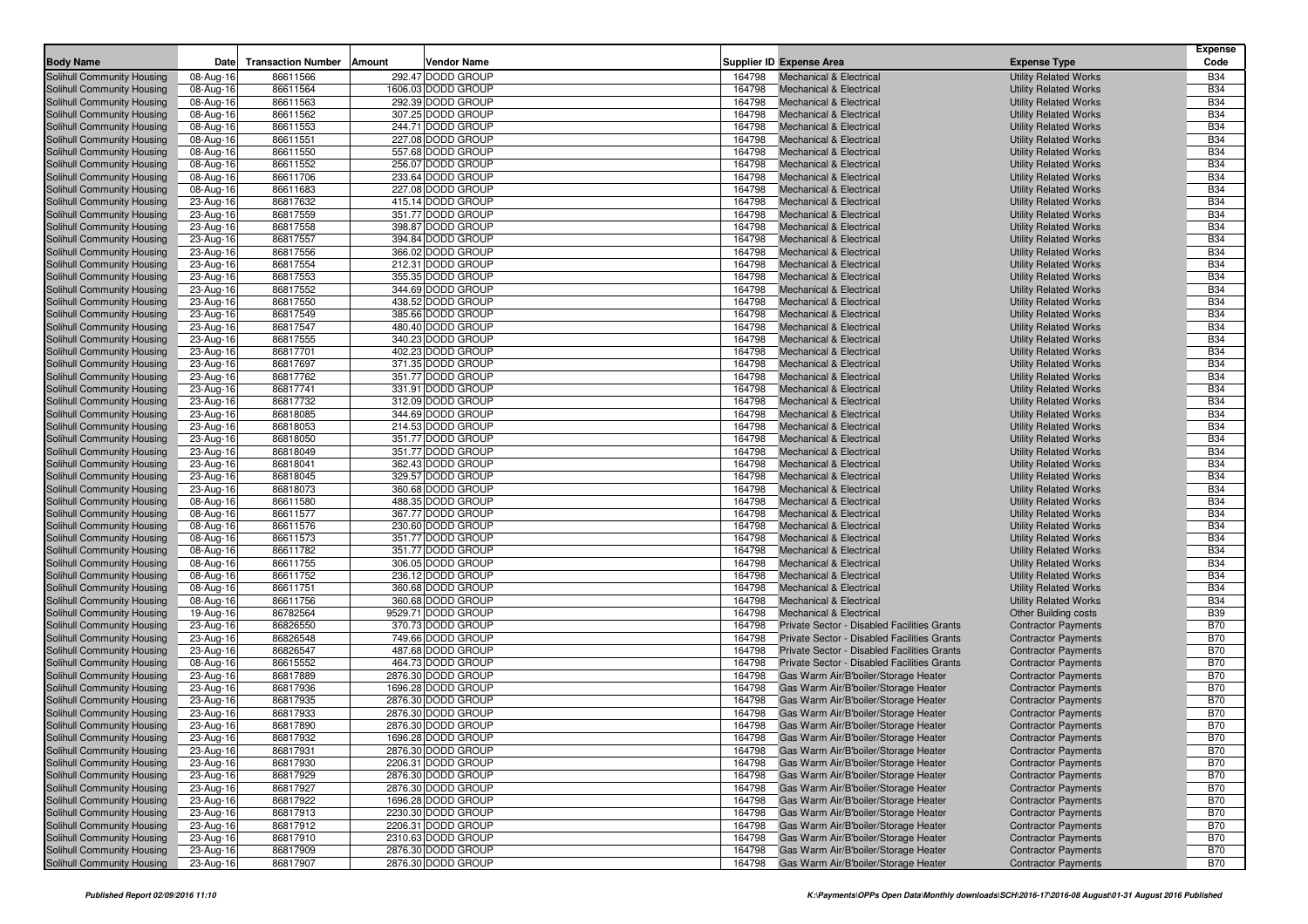| Body Name | Date | Transaction Number | Amount | Vendor Name | Supplier ID | Expense Area | Expense Type | Expense Code |
|---|---|---|---|---|---|---|---|---|
| Solihull Community Housing | 08-Aug-16 | 86611566 | 292.47 | DODD GROUP | 164798 | Mechanical & Electrical | Utility Related Works | B34 |
| Solihull Community Housing | 08-Aug-16 | 86611564 | 1606.03 | DODD GROUP | 164798 | Mechanical & Electrical | Utility Related Works | B34 |
| Solihull Community Housing | 08-Aug-16 | 86611563 | 292.39 | DODD GROUP | 164798 | Mechanical & Electrical | Utility Related Works | B34 |
| Solihull Community Housing | 08-Aug-16 | 86611562 | 307.25 | DODD GROUP | 164798 | Mechanical & Electrical | Utility Related Works | B34 |
| Solihull Community Housing | 08-Aug-16 | 86611553 | 244.71 | DODD GROUP | 164798 | Mechanical & Electrical | Utility Related Works | B34 |
| Solihull Community Housing | 08-Aug-16 | 86611551 | 227.08 | DODD GROUP | 164798 | Mechanical & Electrical | Utility Related Works | B34 |
| Solihull Community Housing | 08-Aug-16 | 86611550 | 557.68 | DODD GROUP | 164798 | Mechanical & Electrical | Utility Related Works | B34 |
| Solihull Community Housing | 08-Aug-16 | 86611552 | 256.07 | DODD GROUP | 164798 | Mechanical & Electrical | Utility Related Works | B34 |
| Solihull Community Housing | 08-Aug-16 | 86611706 | 233.64 | DODD GROUP | 164798 | Mechanical & Electrical | Utility Related Works | B34 |
| Solihull Community Housing | 08-Aug-16 | 86611683 | 227.08 | DODD GROUP | 164798 | Mechanical & Electrical | Utility Related Works | B34 |
| Solihull Community Housing | 23-Aug-16 | 86817632 | 415.14 | DODD GROUP | 164798 | Mechanical & Electrical | Utility Related Works | B34 |
| Solihull Community Housing | 23-Aug-16 | 86817559 | 351.77 | DODD GROUP | 164798 | Mechanical & Electrical | Utility Related Works | B34 |
| Solihull Community Housing | 23-Aug-16 | 86817558 | 398.87 | DODD GROUP | 164798 | Mechanical & Electrical | Utility Related Works | B34 |
| Solihull Community Housing | 23-Aug-16 | 86817557 | 394.84 | DODD GROUP | 164798 | Mechanical & Electrical | Utility Related Works | B34 |
| Solihull Community Housing | 23-Aug-16 | 86817556 | 366.02 | DODD GROUP | 164798 | Mechanical & Electrical | Utility Related Works | B34 |
| Solihull Community Housing | 23-Aug-16 | 86817554 | 212.31 | DODD GROUP | 164798 | Mechanical & Electrical | Utility Related Works | B34 |
| Solihull Community Housing | 23-Aug-16 | 86817553 | 355.35 | DODD GROUP | 164798 | Mechanical & Electrical | Utility Related Works | B34 |
| Solihull Community Housing | 23-Aug-16 | 86817552 | 344.69 | DODD GROUP | 164798 | Mechanical & Electrical | Utility Related Works | B34 |
| Solihull Community Housing | 23-Aug-16 | 86817550 | 438.52 | DODD GROUP | 164798 | Mechanical & Electrical | Utility Related Works | B34 |
| Solihull Community Housing | 23-Aug-16 | 86817549 | 385.66 | DODD GROUP | 164798 | Mechanical & Electrical | Utility Related Works | B34 |
| Solihull Community Housing | 23-Aug-16 | 86817547 | 480.40 | DODD GROUP | 164798 | Mechanical & Electrical | Utility Related Works | B34 |
| Solihull Community Housing | 23-Aug-16 | 86817555 | 340.23 | DODD GROUP | 164798 | Mechanical & Electrical | Utility Related Works | B34 |
| Solihull Community Housing | 23-Aug-16 | 86817701 | 402.23 | DODD GROUP | 164798 | Mechanical & Electrical | Utility Related Works | B34 |
| Solihull Community Housing | 23-Aug-16 | 86817697 | 371.35 | DODD GROUP | 164798 | Mechanical & Electrical | Utility Related Works | B34 |
| Solihull Community Housing | 23-Aug-16 | 86817762 | 351.77 | DODD GROUP | 164798 | Mechanical & Electrical | Utility Related Works | B34 |
| Solihull Community Housing | 23-Aug-16 | 86817741 | 331.91 | DODD GROUP | 164798 | Mechanical & Electrical | Utility Related Works | B34 |
| Solihull Community Housing | 23-Aug-16 | 86817732 | 312.09 | DODD GROUP | 164798 | Mechanical & Electrical | Utility Related Works | B34 |
| Solihull Community Housing | 23-Aug-16 | 86818085 | 344.69 | DODD GROUP | 164798 | Mechanical & Electrical | Utility Related Works | B34 |
| Solihull Community Housing | 23-Aug-16 | 86818053 | 214.53 | DODD GROUP | 164798 | Mechanical & Electrical | Utility Related Works | B34 |
| Solihull Community Housing | 23-Aug-16 | 86818050 | 351.77 | DODD GROUP | 164798 | Mechanical & Electrical | Utility Related Works | B34 |
| Solihull Community Housing | 23-Aug-16 | 86818049 | 351.77 | DODD GROUP | 164798 | Mechanical & Electrical | Utility Related Works | B34 |
| Solihull Community Housing | 23-Aug-16 | 86818041 | 362.43 | DODD GROUP | 164798 | Mechanical & Electrical | Utility Related Works | B34 |
| Solihull Community Housing | 23-Aug-16 | 86818045 | 329.57 | DODD GROUP | 164798 | Mechanical & Electrical | Utility Related Works | B34 |
| Solihull Community Housing | 23-Aug-16 | 86818073 | 360.68 | DODD GROUP | 164798 | Mechanical & Electrical | Utility Related Works | B34 |
| Solihull Community Housing | 08-Aug-16 | 86611580 | 488.35 | DODD GROUP | 164798 | Mechanical & Electrical | Utility Related Works | B34 |
| Solihull Community Housing | 08-Aug-16 | 86611577 | 367.77 | DODD GROUP | 164798 | Mechanical & Electrical | Utility Related Works | B34 |
| Solihull Community Housing | 08-Aug-16 | 86611576 | 230.60 | DODD GROUP | 164798 | Mechanical & Electrical | Utility Related Works | B34 |
| Solihull Community Housing | 08-Aug-16 | 86611573 | 351.77 | DODD GROUP | 164798 | Mechanical & Electrical | Utility Related Works | B34 |
| Solihull Community Housing | 08-Aug-16 | 86611782 | 351.77 | DODD GROUP | 164798 | Mechanical & Electrical | Utility Related Works | B34 |
| Solihull Community Housing | 08-Aug-16 | 86611755 | 306.05 | DODD GROUP | 164798 | Mechanical & Electrical | Utility Related Works | B34 |
| Solihull Community Housing | 08-Aug-16 | 86611752 | 236.12 | DODD GROUP | 164798 | Mechanical & Electrical | Utility Related Works | B34 |
| Solihull Community Housing | 08-Aug-16 | 86611751 | 360.68 | DODD GROUP | 164798 | Mechanical & Electrical | Utility Related Works | B34 |
| Solihull Community Housing | 08-Aug-16 | 86611756 | 360.68 | DODD GROUP | 164798 | Mechanical & Electrical | Utility Related Works | B34 |
| Solihull Community Housing | 19-Aug-16 | 86782564 | 9529.71 | DODD GROUP | 164798 | Mechanical & Electrical | Other Building costs | B39 |
| Solihull Community Housing | 23-Aug-16 | 86826550 | 370.73 | DODD GROUP | 164798 | Private Sector - Disabled Facilities Grants | Contractor Payments | B70 |
| Solihull Community Housing | 23-Aug-16 | 86826548 | 749.66 | DODD GROUP | 164798 | Private Sector - Disabled Facilities Grants | Contractor Payments | B70 |
| Solihull Community Housing | 23-Aug-16 | 86826547 | 487.68 | DODD GROUP | 164798 | Private Sector - Disabled Facilities Grants | Contractor Payments | B70 |
| Solihull Community Housing | 08-Aug-16 | 86615552 | 464.73 | DODD GROUP | 164798 | Private Sector - Disabled Facilities Grants | Contractor Payments | B70 |
| Solihull Community Housing | 23-Aug-16 | 86817889 | 2876.30 | DODD GROUP | 164798 | Gas Warm Air/B'boiler/Storage Heater | Contractor Payments | B70 |
| Solihull Community Housing | 23-Aug-16 | 86817936 | 1696.28 | DODD GROUP | 164798 | Gas Warm Air/B'boiler/Storage Heater | Contractor Payments | B70 |
| Solihull Community Housing | 23-Aug-16 | 86817935 | 2876.30 | DODD GROUP | 164798 | Gas Warm Air/B'boiler/Storage Heater | Contractor Payments | B70 |
| Solihull Community Housing | 23-Aug-16 | 86817933 | 2876.30 | DODD GROUP | 164798 | Gas Warm Air/B'boiler/Storage Heater | Contractor Payments | B70 |
| Solihull Community Housing | 23-Aug-16 | 86817890 | 2876.30 | DODD GROUP | 164798 | Gas Warm Air/B'boiler/Storage Heater | Contractor Payments | B70 |
| Solihull Community Housing | 23-Aug-16 | 86817932 | 1696.28 | DODD GROUP | 164798 | Gas Warm Air/B'boiler/Storage Heater | Contractor Payments | B70 |
| Solihull Community Housing | 23-Aug-16 | 86817931 | 2876.30 | DODD GROUP | 164798 | Gas Warm Air/B'boiler/Storage Heater | Contractor Payments | B70 |
| Solihull Community Housing | 23-Aug-16 | 86817930 | 2206.31 | DODD GROUP | 164798 | Gas Warm Air/B'boiler/Storage Heater | Contractor Payments | B70 |
| Solihull Community Housing | 23-Aug-16 | 86817929 | 2876.30 | DODD GROUP | 164798 | Gas Warm Air/B'boiler/Storage Heater | Contractor Payments | B70 |
| Solihull Community Housing | 23-Aug-16 | 86817927 | 2876.30 | DODD GROUP | 164798 | Gas Warm Air/B'boiler/Storage Heater | Contractor Payments | B70 |
| Solihull Community Housing | 23-Aug-16 | 86817922 | 1696.28 | DODD GROUP | 164798 | Gas Warm Air/B'boiler/Storage Heater | Contractor Payments | B70 |
| Solihull Community Housing | 23-Aug-16 | 86817913 | 2230.30 | DODD GROUP | 164798 | Gas Warm Air/B'boiler/Storage Heater | Contractor Payments | B70 |
| Solihull Community Housing | 23-Aug-16 | 86817912 | 2206.31 | DODD GROUP | 164798 | Gas Warm Air/B'boiler/Storage Heater | Contractor Payments | B70 |
| Solihull Community Housing | 23-Aug-16 | 86817910 | 2310.63 | DODD GROUP | 164798 | Gas Warm Air/B'boiler/Storage Heater | Contractor Payments | B70 |
| Solihull Community Housing | 23-Aug-16 | 86817909 | 2876.30 | DODD GROUP | 164798 | Gas Warm Air/B'boiler/Storage Heater | Contractor Payments | B70 |
| Solihull Community Housing | 23-Aug-16 | 86817907 | 2876.30 | DODD GROUP | 164798 | Gas Warm Air/B'boiler/Storage Heater | Contractor Payments | B70 |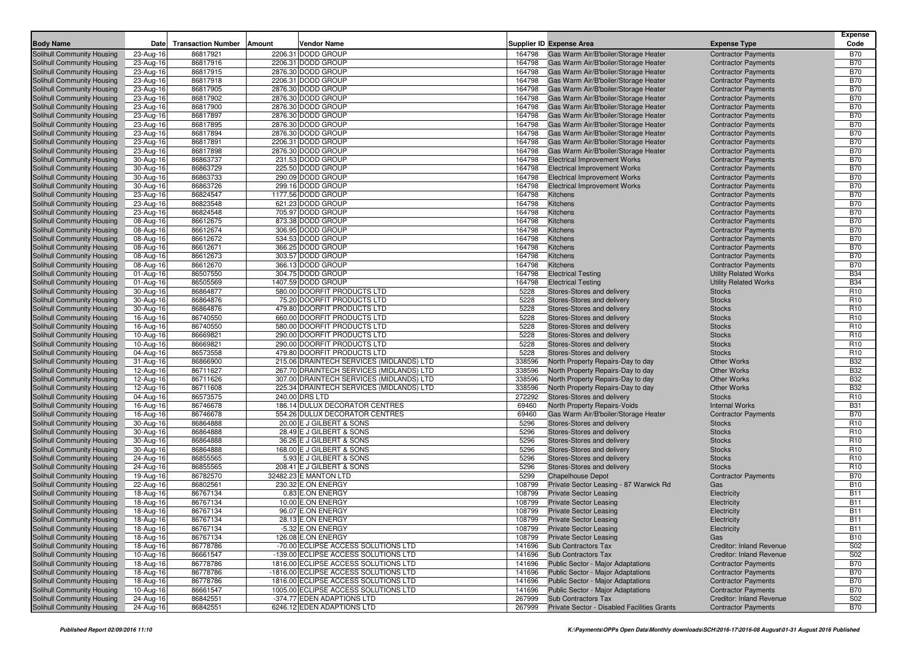| Body Name | Date | Transaction Number | Amount | Vendor Name | Supplier ID | Expense Area | Expense Type | Expense Code |
|---|---|---|---|---|---|---|---|---|
| Solihull Community Housing | 23-Aug-16 | 86817921 | 2206.31 | DODD GROUP | 164798 | Gas Warm Air/B'boiler/Storage Heater | Contractor Payments | B70 |
| Solihull Community Housing | 23-Aug-16 | 86817916 | 2206.31 | DODD GROUP | 164798 | Gas Warm Air/B'boiler/Storage Heater | Contractor Payments | B70 |
| Solihull Community Housing | 23-Aug-16 | 86817915 | 2876.30 | DODD GROUP | 164798 | Gas Warm Air/B'boiler/Storage Heater | Contractor Payments | B70 |
| Solihull Community Housing | 23-Aug-16 | 86817918 | 2206.31 | DODD GROUP | 164798 | Gas Warm Air/B'boiler/Storage Heater | Contractor Payments | B70 |
| Solihull Community Housing | 23-Aug-16 | 86817905 | 2876.30 | DODD GROUP | 164798 | Gas Warm Air/B'boiler/Storage Heater | Contractor Payments | B70 |
| Solihull Community Housing | 23-Aug-16 | 86817902 | 2876.30 | DODD GROUP | 164798 | Gas Warm Air/B'boiler/Storage Heater | Contractor Payments | B70 |
| Solihull Community Housing | 23-Aug-16 | 86817900 | 2876.30 | DODD GROUP | 164798 | Gas Warm Air/B'boiler/Storage Heater | Contractor Payments | B70 |
| Solihull Community Housing | 23-Aug-16 | 86817897 | 2876.30 | DODD GROUP | 164798 | Gas Warm Air/B'boiler/Storage Heater | Contractor Payments | B70 |
| Solihull Community Housing | 23-Aug-16 | 86817895 | 2876.30 | DODD GROUP | 164798 | Gas Warm Air/B'boiler/Storage Heater | Contractor Payments | B70 |
| Solihull Community Housing | 23-Aug-16 | 86817894 | 2876.30 | DODD GROUP | 164798 | Gas Warm Air/B'boiler/Storage Heater | Contractor Payments | B70 |
| Solihull Community Housing | 23-Aug-16 | 86817891 | 2206.31 | DODD GROUP | 164798 | Gas Warm Air/B'boiler/Storage Heater | Contractor Payments | B70 |
| Solihull Community Housing | 23-Aug-16 | 86817898 | 2876.30 | DODD GROUP | 164798 | Gas Warm Air/B'boiler/Storage Heater | Contractor Payments | B70 |
| Solihull Community Housing | 30-Aug-16 | 86863737 | 231.53 | DODD GROUP | 164798 | Electrical Improvement Works | Contractor Payments | B70 |
| Solihull Community Housing | 30-Aug-16 | 86863729 | 225.50 | DODD GROUP | 164798 | Electrical Improvement Works | Contractor Payments | B70 |
| Solihull Community Housing | 30-Aug-16 | 86863733 | 290.09 | DODD GROUP | 164798 | Electrical Improvement Works | Contractor Payments | B70 |
| Solihull Community Housing | 30-Aug-16 | 86863726 | 299.16 | DODD GROUP | 164798 | Electrical Improvement Works | Contractor Payments | B70 |
| Solihull Community Housing | 23-Aug-16 | 86824547 | 1177.56 | DODD GROUP | 164798 | Kitchens | Contractor Payments | B70 |
| Solihull Community Housing | 23-Aug-16 | 86823548 | 621.23 | DODD GROUP | 164798 | Kitchens | Contractor Payments | B70 |
| Solihull Community Housing | 23-Aug-16 | 86824548 | 705.97 | DODD GROUP | 164798 | Kitchens | Contractor Payments | B70 |
| Solihull Community Housing | 08-Aug-16 | 86612675 | 873.38 | DODD GROUP | 164798 | Kitchens | Contractor Payments | B70 |
| Solihull Community Housing | 08-Aug-16 | 86612674 | 306.95 | DODD GROUP | 164798 | Kitchens | Contractor Payments | B70 |
| Solihull Community Housing | 08-Aug-16 | 86612672 | 534.53 | DODD GROUP | 164798 | Kitchens | Contractor Payments | B70 |
| Solihull Community Housing | 08-Aug-16 | 86612671 | 366.25 | DODD GROUP | 164798 | Kitchens | Contractor Payments | B70 |
| Solihull Community Housing | 08-Aug-16 | 86612673 | 303.57 | DODD GROUP | 164798 | Kitchens | Contractor Payments | B70 |
| Solihull Community Housing | 08-Aug-16 | 86612670 | 366.13 | DODD GROUP | 164798 | Kitchens | Contractor Payments | B70 |
| Solihull Community Housing | 01-Aug-16 | 86507550 | 304.75 | DODD GROUP | 164798 | Electrical Testing | Utility Related Works | B34 |
| Solihull Community Housing | 01-Aug-16 | 86505569 | 1407.59 | DODD GROUP | 164798 | Electrical Testing | Utility Related Works | B34 |
| Solihull Community Housing | 30-Aug-16 | 86864877 | 580.00 | DOORFIT PRODUCTS LTD | 5228 | Stores-Stores and delivery | Stocks | R10 |
| Solihull Community Housing | 30-Aug-16 | 86864876 | 75.20 | DOORFIT PRODUCTS LTD | 5228 | Stores-Stores and delivery | Stocks | R10 |
| Solihull Community Housing | 30-Aug-16 | 86864876 | 479.80 | DOORFIT PRODUCTS LTD | 5228 | Stores-Stores and delivery | Stocks | R10 |
| Solihull Community Housing | 16-Aug-16 | 86740550 | 660.00 | DOORFIT PRODUCTS LTD | 5228 | Stores-Stores and delivery | Stocks | R10 |
| Solihull Community Housing | 16-Aug-16 | 86740550 | 580.00 | DOORFIT PRODUCTS LTD | 5228 | Stores-Stores and delivery | Stocks | R10 |
| Solihull Community Housing | 10-Aug-16 | 86669821 | 290.00 | DOORFIT PRODUCTS LTD | 5228 | Stores-Stores and delivery | Stocks | R10 |
| Solihull Community Housing | 10-Aug-16 | 86669821 | 290.00 | DOORFIT PRODUCTS LTD | 5228 | Stores-Stores and delivery | Stocks | R10 |
| Solihull Community Housing | 04-Aug-16 | 86573558 | 479.80 | DOORFIT PRODUCTS LTD | 5228 | Stores-Stores and delivery | Stocks | R10 |
| Solihull Community Housing | 31-Aug-16 | 86866900 | 215.06 | DRAINTECH SERVICES (MIDLANDS) LTD | 338596 | North Property Repairs-Day to day | Other Works | B32 |
| Solihull Community Housing | 12-Aug-16 | 86711627 | 267.70 | DRAINTECH SERVICES (MIDLANDS) LTD | 338596 | North Property Repairs-Day to day | Other Works | B32 |
| Solihull Community Housing | 12-Aug-16 | 86711626 | 307.00 | DRAINTECH SERVICES (MIDLANDS) LTD | 338596 | North Property Repairs-Day to day | Other Works | B32 |
| Solihull Community Housing | 12-Aug-16 | 86711608 | 225.34 | DRAINTECH SERVICES (MIDLANDS) LTD | 338596 | North Property Repairs-Day to day | Other Works | B32 |
| Solihull Community Housing | 04-Aug-16 | 86573575 | 240.00 | DRS LTD | 272292 | Stores-Stores and delivery | Stocks | R10 |
| Solihull Community Housing | 16-Aug-16 | 86746678 | 186.14 | DULUX DECORATOR CENTRES | 69460 | North Property Repairs-Voids | Internal Works | B31 |
| Solihull Community Housing | 16-Aug-16 | 86746678 | 554.26 | DULUX DECORATOR CENTRES | 69460 | Gas Warm Air/B'boiler/Storage Heater | Contractor Payments | B70 |
| Solihull Community Housing | 30-Aug-16 | 86864888 | 20.00 | E J GILBERT & SONS | 5296 | Stores-Stores and delivery | Stocks | R10 |
| Solihull Community Housing | 30-Aug-16 | 86864888 | 28.49 | E J GILBERT & SONS | 5296 | Stores-Stores and delivery | Stocks | R10 |
| Solihull Community Housing | 30-Aug-16 | 86864888 | 36.26 | E J GILBERT & SONS | 5296 | Stores-Stores and delivery | Stocks | R10 |
| Solihull Community Housing | 30-Aug-16 | 86864888 | 168.00 | E J GILBERT & SONS | 5296 | Stores-Stores and delivery | Stocks | R10 |
| Solihull Community Housing | 24-Aug-16 | 86855565 | 5.93 | E J GILBERT & SONS | 5296 | Stores-Stores and delivery | Stocks | R10 |
| Solihull Community Housing | 24-Aug-16 | 86855565 | 208.41 | E J GILBERT & SONS | 5296 | Stores-Stores and delivery | Stocks | R10 |
| Solihull Community Housing | 19-Aug-16 | 86782570 | 32482.23 | E MANTON LTD | 5299 | Chapelhouse Depot | Contractor Payments | B70 |
| Solihull Community Housing | 22-Aug-16 | 86802561 | 230.32 | E.ON ENERGY | 108799 | Private Sector Leasing - 87 Warwick Rd | Gas | B10 |
| Solihull Community Housing | 18-Aug-16 | 86767134 | 0.83 | E.ON ENERGY | 108799 | Private Sector Leasing | Electricity | B11 |
| Solihull Community Housing | 18-Aug-16 | 86767134 | 10.00 | E.ON ENERGY | 108799 | Private Sector Leasing | Electricity | B11 |
| Solihull Community Housing | 18-Aug-16 | 86767134 | 96.07 | E.ON ENERGY | 108799 | Private Sector Leasing | Electricity | B11 |
| Solihull Community Housing | 18-Aug-16 | 86767134 | 28.13 | E.ON ENERGY | 108799 | Private Sector Leasing | Electricity | B11 |
| Solihull Community Housing | 18-Aug-16 | 86767134 | -5.32 | E.ON ENERGY | 108799 | Private Sector Leasing | Electricity | B11 |
| Solihull Community Housing | 18-Aug-16 | 86767134 | 126.08 | E.ON ENERGY | 108799 | Private Sector Leasing | Gas | B10 |
| Solihull Community Housing | 18-Aug-16 | 86778786 | -70.00 | ECLIPSE ACCESS SOLUTIONS LTD | 141696 | Sub Contractors Tax | Creditor: Inland Revenue | S02 |
| Solihull Community Housing | 10-Aug-16 | 86661547 | -139.00 | ECLIPSE ACCESS SOLUTIONS LTD | 141696 | Sub Contractors Tax | Creditor: Inland Revenue | S02 |
| Solihull Community Housing | 18-Aug-16 | 86778786 | 1816.00 | ECLIPSE ACCESS SOLUTIONS LTD | 141696 | Public Sector - Major Adaptations | Contractor Payments | B70 |
| Solihull Community Housing | 18-Aug-16 | 86778786 | -1816.00 | ECLIPSE ACCESS SOLUTIONS LTD | 141696 | Public Sector - Major Adaptations | Contractor Payments | B70 |
| Solihull Community Housing | 18-Aug-16 | 86778786 | 1816.00 | ECLIPSE ACCESS SOLUTIONS LTD | 141696 | Public Sector - Major Adaptations | Contractor Payments | B70 |
| Solihull Community Housing | 10-Aug-16 | 86661547 | 1005.00 | ECLIPSE ACCESS SOLUTIONS LTD | 141696 | Public Sector - Major Adaptations | Contractor Payments | B70 |
| Solihull Community Housing | 24-Aug-16 | 86842551 | -374.77 | EDEN ADAPTIONS LTD | 267999 | Sub Contractors Tax | Creditor: Inland Revenue | S02 |
| Solihull Community Housing | 24-Aug-16 | 86842551 | 6246.12 | EDEN ADAPTIONS LTD | 267999 | Private Sector - Disabled Facilities Grants | Contractor Payments | B70 |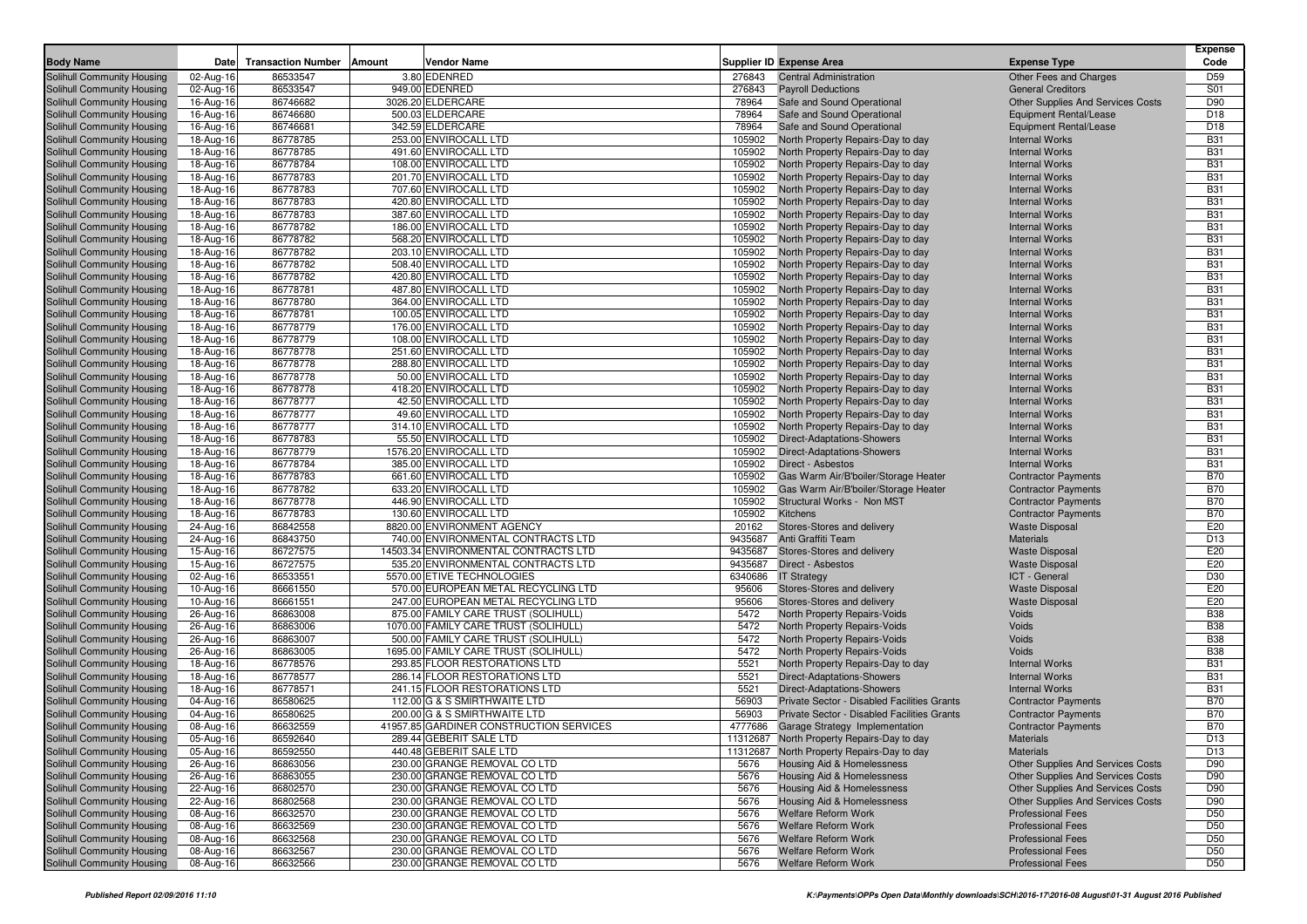| Body Name | Date | Transaction Number | Amount | Vendor Name | Supplier ID | Expense Area | Expense Type | Expense Code |
|---|---|---|---|---|---|---|---|---|
| Solihull Community Housing | 02-Aug-16 | 86533547 | 3.80 | EDENRED | 276843 | Central Administration | Other Fees and Charges | D59 |
| Solihull Community Housing | 02-Aug-16 | 86533547 | 949.00 | EDENRED | 276843 | Payroll Deductions | General Creditors | S01 |
| Solihull Community Housing | 16-Aug-16 | 86746682 | 3026.20 | ELDERCARE | 78964 | Safe and Sound Operational | Other Supplies And Services Costs | D90 |
| Solihull Community Housing | 16-Aug-16 | 86746680 | 500.03 | ELDERCARE | 78964 | Safe and Sound Operational | Equipment Rental/Lease | D18 |
| Solihull Community Housing | 16-Aug-16 | 86746681 | 342.59 | ELDERCARE | 78964 | Safe and Sound Operational | Equipment Rental/Lease | D18 |
| Solihull Community Housing | 18-Aug-16 | 86778785 | 253.00 | ENVIROCALL LTD | 105902 | North Property Repairs-Day to day | Internal Works | B31 |
| Solihull Community Housing | 18-Aug-16 | 86778785 | 491.60 | ENVIROCALL LTD | 105902 | North Property Repairs-Day to day | Internal Works | B31 |
| Solihull Community Housing | 18-Aug-16 | 86778784 | 108.00 | ENVIROCALL LTD | 105902 | North Property Repairs-Day to day | Internal Works | B31 |
| Solihull Community Housing | 18-Aug-16 | 86778783 | 201.70 | ENVIROCALL LTD | 105902 | North Property Repairs-Day to day | Internal Works | B31 |
| Solihull Community Housing | 18-Aug-16 | 86778783 | 707.60 | ENVIROCALL LTD | 105902 | North Property Repairs-Day to day | Internal Works | B31 |
| Solihull Community Housing | 18-Aug-16 | 86778783 | 420.80 | ENVIROCALL LTD | 105902 | North Property Repairs-Day to day | Internal Works | B31 |
| Solihull Community Housing | 18-Aug-16 | 86778783 | 387.60 | ENVIROCALL LTD | 105902 | North Property Repairs-Day to day | Internal Works | B31 |
| Solihull Community Housing | 18-Aug-16 | 86778782 | 186.00 | ENVIROCALL LTD | 105902 | North Property Repairs-Day to day | Internal Works | B31 |
| Solihull Community Housing | 18-Aug-16 | 86778782 | 568.20 | ENVIROCALL LTD | 105902 | North Property Repairs-Day to day | Internal Works | B31 |
| Solihull Community Housing | 18-Aug-16 | 86778782 | 203.10 | ENVIROCALL LTD | 105902 | North Property Repairs-Day to day | Internal Works | B31 |
| Solihull Community Housing | 18-Aug-16 | 86778782 | 508.40 | ENVIROCALL LTD | 105902 | North Property Repairs-Day to day | Internal Works | B31 |
| Solihull Community Housing | 18-Aug-16 | 86778782 | 420.80 | ENVIROCALL LTD | 105902 | North Property Repairs-Day to day | Internal Works | B31 |
| Solihull Community Housing | 18-Aug-16 | 86778781 | 487.80 | ENVIROCALL LTD | 105902 | North Property Repairs-Day to day | Internal Works | B31 |
| Solihull Community Housing | 18-Aug-16 | 86778780 | 364.00 | ENVIROCALL LTD | 105902 | North Property Repairs-Day to day | Internal Works | B31 |
| Solihull Community Housing | 18-Aug-16 | 86778781 | 100.05 | ENVIROCALL LTD | 105902 | North Property Repairs-Day to day | Internal Works | B31 |
| Solihull Community Housing | 18-Aug-16 | 86778779 | 176.00 | ENVIROCALL LTD | 105902 | North Property Repairs-Day to day | Internal Works | B31 |
| Solihull Community Housing | 18-Aug-16 | 86778779 | 108.00 | ENVIROCALL LTD | 105902 | North Property Repairs-Day to day | Internal Works | B31 |
| Solihull Community Housing | 18-Aug-16 | 86778778 | 251.60 | ENVIROCALL LTD | 105902 | North Property Repairs-Day to day | Internal Works | B31 |
| Solihull Community Housing | 18-Aug-16 | 86778778 | 288.80 | ENVIROCALL LTD | 105902 | North Property Repairs-Day to day | Internal Works | B31 |
| Solihull Community Housing | 18-Aug-16 | 86778778 | 50.00 | ENVIROCALL LTD | 105902 | North Property Repairs-Day to day | Internal Works | B31 |
| Solihull Community Housing | 18-Aug-16 | 86778778 | 418.20 | ENVIROCALL LTD | 105902 | North Property Repairs-Day to day | Internal Works | B31 |
| Solihull Community Housing | 18-Aug-16 | 86778777 | 42.50 | ENVIROCALL LTD | 105902 | North Property Repairs-Day to day | Internal Works | B31 |
| Solihull Community Housing | 18-Aug-16 | 86778777 | 49.60 | ENVIROCALL LTD | 105902 | North Property Repairs-Day to day | Internal Works | B31 |
| Solihull Community Housing | 18-Aug-16 | 86778777 | 314.10 | ENVIROCALL LTD | 105902 | North Property Repairs-Day to day | Internal Works | B31 |
| Solihull Community Housing | 18-Aug-16 | 86778783 | 55.50 | ENVIROCALL LTD | 105902 | Direct-Adaptations-Showers | Internal Works | B31 |
| Solihull Community Housing | 18-Aug-16 | 86778779 | 1576.20 | ENVIROCALL LTD | 105902 | Direct-Adaptations-Showers | Internal Works | B31 |
| Solihull Community Housing | 18-Aug-16 | 86778784 | 385.00 | ENVIROCALL LTD | 105902 | Direct - Asbestos | Internal Works | B31 |
| Solihull Community Housing | 18-Aug-16 | 86778783 | 661.60 | ENVIROCALL LTD | 105902 | Gas Warm Air/B'boiler/Storage Heater | Contractor Payments | B70 |
| Solihull Community Housing | 18-Aug-16 | 86778782 | 633.20 | ENVIROCALL LTD | 105902 | Gas Warm Air/B'boiler/Storage Heater | Contractor Payments | B70 |
| Solihull Community Housing | 18-Aug-16 | 86778778 | 446.90 | ENVIROCALL LTD | 105902 | Structural Works - Non MST | Contractor Payments | B70 |
| Solihull Community Housing | 18-Aug-16 | 86778783 | 130.60 | ENVIROCALL LTD | 105902 | Kitchens | Contractor Payments | B70 |
| Solihull Community Housing | 24-Aug-16 | 86842558 | 8820.00 | ENVIRONMENT AGENCY | 20162 | Stores-Stores and delivery | Waste Disposal | E20 |
| Solihull Community Housing | 24-Aug-16 | 86843750 | 740.00 | ENVIRONMENTAL CONTRACTS LTD | 9435687 | Anti Graffiti Team | Materials | D13 |
| Solihull Community Housing | 15-Aug-16 | 86727575 | 14503.34 | ENVIRONMENTAL CONTRACTS LTD | 9435687 | Stores-Stores and delivery | Waste Disposal | E20 |
| Solihull Community Housing | 15-Aug-16 | 86727575 | 535.20 | ENVIRONMENTAL CONTRACTS LTD | 9435687 | Direct - Asbestos | Waste Disposal | E20 |
| Solihull Community Housing | 02-Aug-16 | 86533551 | 5570.00 | ETIVE TECHNOLOGIES | 6340686 | IT Strategy | ICT - General | D30 |
| Solihull Community Housing | 10-Aug-16 | 86661550 | 570.00 | EUROPEAN METAL RECYCLING LTD | 95606 | Stores-Stores and delivery | Waste Disposal | E20 |
| Solihull Community Housing | 10-Aug-16 | 86661551 | 247.00 | EUROPEAN METAL RECYCLING LTD | 95606 | Stores-Stores and delivery | Waste Disposal | E20 |
| Solihull Community Housing | 26-Aug-16 | 86863008 | 875.00 | FAMILY CARE TRUST (SOLIHULL) | 5472 | North Property Repairs-Voids | Voids | B38 |
| Solihull Community Housing | 26-Aug-16 | 86863006 | 1070.00 | FAMILY CARE TRUST (SOLIHULL) | 5472 | North Property Repairs-Voids | Voids | B38 |
| Solihull Community Housing | 26-Aug-16 | 86863007 | 500.00 | FAMILY CARE TRUST (SOLIHULL) | 5472 | North Property Repairs-Voids | Voids | B38 |
| Solihull Community Housing | 26-Aug-16 | 86863005 | 1695.00 | FAMILY CARE TRUST (SOLIHULL) | 5472 | North Property Repairs-Voids | Voids | B38 |
| Solihull Community Housing | 18-Aug-16 | 86778576 | 293.85 | FLOOR RESTORATIONS LTD | 5521 | North Property Repairs-Day to day | Internal Works | B31 |
| Solihull Community Housing | 18-Aug-16 | 86778577 | 286.14 | FLOOR RESTORATIONS LTD | 5521 | Direct-Adaptations-Showers | Internal Works | B31 |
| Solihull Community Housing | 18-Aug-16 | 86778571 | 241.15 | FLOOR RESTORATIONS LTD | 5521 | Direct-Adaptations-Showers | Internal Works | B31 |
| Solihull Community Housing | 04-Aug-16 | 86580625 | 112.00 | G & S SMIRTHWAITE LTD | 56903 | Private Sector - Disabled Facilities Grants | Contractor Payments | B70 |
| Solihull Community Housing | 04-Aug-16 | 86580625 | 200.00 | G & S SMIRTHWAITE LTD | 56903 | Private Sector - Disabled Facilities Grants | Contractor Payments | B70 |
| Solihull Community Housing | 08-Aug-16 | 86632559 | 41957.85 | GARDINER CONSTRUCTION SERVICES | 4777686 | Garage Strategy Implementation | Contractor Payments | B70 |
| Solihull Community Housing | 05-Aug-16 | 86592640 | 289.44 | GEBERIT SALE LTD | 11312687 | North Property Repairs-Day to day | Materials | D13 |
| Solihull Community Housing | 05-Aug-16 | 86592550 | 440.48 | GEBERIT SALE LTD | 11312687 | North Property Repairs-Day to day | Materials | D13 |
| Solihull Community Housing | 26-Aug-16 | 86863056 | 230.00 | GRANGE REMOVAL CO LTD | 5676 | Housing Aid & Homelessness | Other Supplies And Services Costs | D90 |
| Solihull Community Housing | 26-Aug-16 | 86863055 | 230.00 | GRANGE REMOVAL CO LTD | 5676 | Housing Aid & Homelessness | Other Supplies And Services Costs | D90 |
| Solihull Community Housing | 22-Aug-16 | 86802570 | 230.00 | GRANGE REMOVAL CO LTD | 5676 | Housing Aid & Homelessness | Other Supplies And Services Costs | D90 |
| Solihull Community Housing | 22-Aug-16 | 86802568 | 230.00 | GRANGE REMOVAL CO LTD | 5676 | Housing Aid & Homelessness | Other Supplies And Services Costs | D90 |
| Solihull Community Housing | 08-Aug-16 | 86632570 | 230.00 | GRANGE REMOVAL CO LTD | 5676 | Welfare Reform Work | Professional Fees | D50 |
| Solihull Community Housing | 08-Aug-16 | 86632569 | 230.00 | GRANGE REMOVAL CO LTD | 5676 | Welfare Reform Work | Professional Fees | D50 |
| Solihull Community Housing | 08-Aug-16 | 86632568 | 230.00 | GRANGE REMOVAL CO LTD | 5676 | Welfare Reform Work | Professional Fees | D50 |
| Solihull Community Housing | 08-Aug-16 | 86632567 | 230.00 | GRANGE REMOVAL CO LTD | 5676 | Welfare Reform Work | Professional Fees | D50 |
| Solihull Community Housing | 08-Aug-16 | 86632566 | 230.00 | GRANGE REMOVAL CO LTD | 5676 | Welfare Reform Work | Professional Fees | D50 |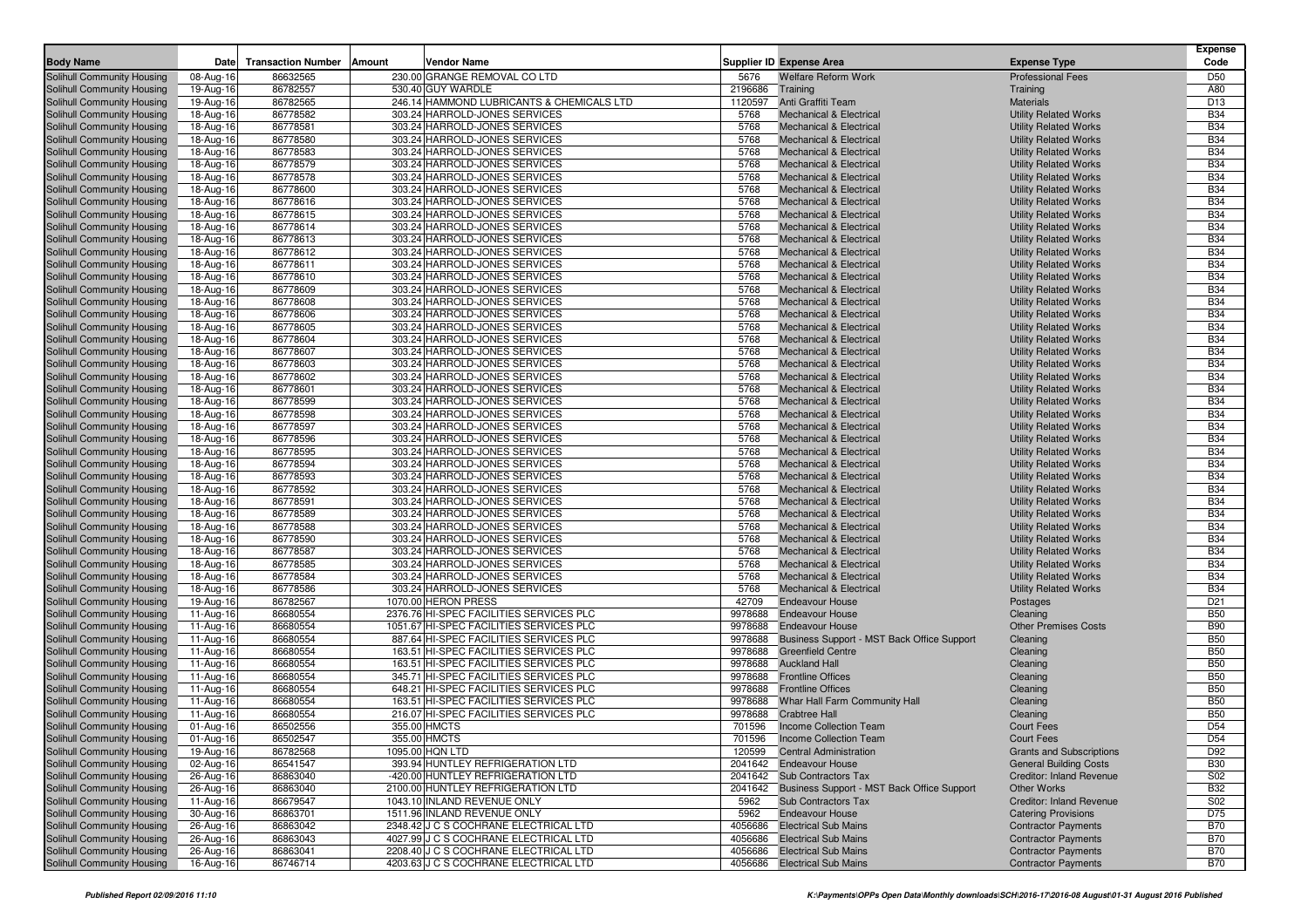| Body Name | Date | Transaction Number | Amount | Vendor Name | Supplier ID | Expense Area | Expense Type | Expense Code |
|---|---|---|---|---|---|---|---|---|
| Solihull Community Housing | 08-Aug-16 | 86632565 | 230.00 | GRANGE REMOVAL CO LTD | 5676 | Welfare Reform Work | Professional Fees | D50 |
| Solihull Community Housing | 19-Aug-16 | 86782557 | 530.40 | GUY WARDLE | 2196686 | Training | Training | A80 |
| Solihull Community Housing | 19-Aug-16 | 86782565 | 246.14 | HAMMOND LUBRICANTS & CHEMICALS LTD | 1120597 | Anti Graffiti Team | Materials | D13 |
| Solihull Community Housing | 18-Aug-16 | 86778582 | 303.24 | HARROLD-JONES SERVICES | 5768 | Mechanical & Electrical | Utility Related Works | B34 |
| Solihull Community Housing | 18-Aug-16 | 86778581 | 303.24 | HARROLD-JONES SERVICES | 5768 | Mechanical & Electrical | Utility Related Works | B34 |
| Solihull Community Housing | 18-Aug-16 | 86778580 | 303.24 | HARROLD-JONES SERVICES | 5768 | Mechanical & Electrical | Utility Related Works | B34 |
| Solihull Community Housing | 18-Aug-16 | 86778583 | 303.24 | HARROLD-JONES SERVICES | 5768 | Mechanical & Electrical | Utility Related Works | B34 |
| Solihull Community Housing | 18-Aug-16 | 86778579 | 303.24 | HARROLD-JONES SERVICES | 5768 | Mechanical & Electrical | Utility Related Works | B34 |
| Solihull Community Housing | 18-Aug-16 | 86778578 | 303.24 | HARROLD-JONES SERVICES | 5768 | Mechanical & Electrical | Utility Related Works | B34 |
| Solihull Community Housing | 18-Aug-16 | 86778600 | 303.24 | HARROLD-JONES SERVICES | 5768 | Mechanical & Electrical | Utility Related Works | B34 |
| Solihull Community Housing | 18-Aug-16 | 86778616 | 303.24 | HARROLD-JONES SERVICES | 5768 | Mechanical & Electrical | Utility Related Works | B34 |
| Solihull Community Housing | 18-Aug-16 | 86778615 | 303.24 | HARROLD-JONES SERVICES | 5768 | Mechanical & Electrical | Utility Related Works | B34 |
| Solihull Community Housing | 18-Aug-16 | 86778614 | 303.24 | HARROLD-JONES SERVICES | 5768 | Mechanical & Electrical | Utility Related Works | B34 |
| Solihull Community Housing | 18-Aug-16 | 86778613 | 303.24 | HARROLD-JONES SERVICES | 5768 | Mechanical & Electrical | Utility Related Works | B34 |
| Solihull Community Housing | 18-Aug-16 | 86778612 | 303.24 | HARROLD-JONES SERVICES | 5768 | Mechanical & Electrical | Utility Related Works | B34 |
| Solihull Community Housing | 18-Aug-16 | 86778611 | 303.24 | HARROLD-JONES SERVICES | 5768 | Mechanical & Electrical | Utility Related Works | B34 |
| Solihull Community Housing | 18-Aug-16 | 86778610 | 303.24 | HARROLD-JONES SERVICES | 5768 | Mechanical & Electrical | Utility Related Works | B34 |
| Solihull Community Housing | 18-Aug-16 | 86778609 | 303.24 | HARROLD-JONES SERVICES | 5768 | Mechanical & Electrical | Utility Related Works | B34 |
| Solihull Community Housing | 18-Aug-16 | 86778608 | 303.24 | HARROLD-JONES SERVICES | 5768 | Mechanical & Electrical | Utility Related Works | B34 |
| Solihull Community Housing | 18-Aug-16 | 86778606 | 303.24 | HARROLD-JONES SERVICES | 5768 | Mechanical & Electrical | Utility Related Works | B34 |
| Solihull Community Housing | 18-Aug-16 | 86778605 | 303.24 | HARROLD-JONES SERVICES | 5768 | Mechanical & Electrical | Utility Related Works | B34 |
| Solihull Community Housing | 18-Aug-16 | 86778604 | 303.24 | HARROLD-JONES SERVICES | 5768 | Mechanical & Electrical | Utility Related Works | B34 |
| Solihull Community Housing | 18-Aug-16 | 86778607 | 303.24 | HARROLD-JONES SERVICES | 5768 | Mechanical & Electrical | Utility Related Works | B34 |
| Solihull Community Housing | 18-Aug-16 | 86778603 | 303.24 | HARROLD-JONES SERVICES | 5768 | Mechanical & Electrical | Utility Related Works | B34 |
| Solihull Community Housing | 18-Aug-16 | 86778602 | 303.24 | HARROLD-JONES SERVICES | 5768 | Mechanical & Electrical | Utility Related Works | B34 |
| Solihull Community Housing | 18-Aug-16 | 86778601 | 303.24 | HARROLD-JONES SERVICES | 5768 | Mechanical & Electrical | Utility Related Works | B34 |
| Solihull Community Housing | 18-Aug-16 | 86778599 | 303.24 | HARROLD-JONES SERVICES | 5768 | Mechanical & Electrical | Utility Related Works | B34 |
| Solihull Community Housing | 18-Aug-16 | 86778598 | 303.24 | HARROLD-JONES SERVICES | 5768 | Mechanical & Electrical | Utility Related Works | B34 |
| Solihull Community Housing | 18-Aug-16 | 86778597 | 303.24 | HARROLD-JONES SERVICES | 5768 | Mechanical & Electrical | Utility Related Works | B34 |
| Solihull Community Housing | 18-Aug-16 | 86778596 | 303.24 | HARROLD-JONES SERVICES | 5768 | Mechanical & Electrical | Utility Related Works | B34 |
| Solihull Community Housing | 18-Aug-16 | 86778595 | 303.24 | HARROLD-JONES SERVICES | 5768 | Mechanical & Electrical | Utility Related Works | B34 |
| Solihull Community Housing | 18-Aug-16 | 86778594 | 303.24 | HARROLD-JONES SERVICES | 5768 | Mechanical & Electrical | Utility Related Works | B34 |
| Solihull Community Housing | 18-Aug-16 | 86778593 | 303.24 | HARROLD-JONES SERVICES | 5768 | Mechanical & Electrical | Utility Related Works | B34 |
| Solihull Community Housing | 18-Aug-16 | 86778592 | 303.24 | HARROLD-JONES SERVICES | 5768 | Mechanical & Electrical | Utility Related Works | B34 |
| Solihull Community Housing | 18-Aug-16 | 86778591 | 303.24 | HARROLD-JONES SERVICES | 5768 | Mechanical & Electrical | Utility Related Works | B34 |
| Solihull Community Housing | 18-Aug-16 | 86778589 | 303.24 | HARROLD-JONES SERVICES | 5768 | Mechanical & Electrical | Utility Related Works | B34 |
| Solihull Community Housing | 18-Aug-16 | 86778588 | 303.24 | HARROLD-JONES SERVICES | 5768 | Mechanical & Electrical | Utility Related Works | B34 |
| Solihull Community Housing | 18-Aug-16 | 86778590 | 303.24 | HARROLD-JONES SERVICES | 5768 | Mechanical & Electrical | Utility Related Works | B34 |
| Solihull Community Housing | 18-Aug-16 | 86778587 | 303.24 | HARROLD-JONES SERVICES | 5768 | Mechanical & Electrical | Utility Related Works | B34 |
| Solihull Community Housing | 18-Aug-16 | 86778585 | 303.24 | HARROLD-JONES SERVICES | 5768 | Mechanical & Electrical | Utility Related Works | B34 |
| Solihull Community Housing | 18-Aug-16 | 86778584 | 303.24 | HARROLD-JONES SERVICES | 5768 | Mechanical & Electrical | Utility Related Works | B34 |
| Solihull Community Housing | 18-Aug-16 | 86778586 | 303.24 | HARROLD-JONES SERVICES | 5768 | Mechanical & Electrical | Utility Related Works | B34 |
| Solihull Community Housing | 19-Aug-16 | 86782567 | 1070.00 | HERON PRESS | 42709 | Endeavour House | Postages | D21 |
| Solihull Community Housing | 11-Aug-16 | 86680554 | 2376.76 | HI-SPEC FACILITIES SERVICES PLC | 9978688 | Endeavour House | Cleaning | B50 |
| Solihull Community Housing | 11-Aug-16 | 86680554 | 1051.67 | HI-SPEC FACILITIES SERVICES PLC | 9978688 | Endeavour House | Other Premises Costs | B90 |
| Solihull Community Housing | 11-Aug-16 | 86680554 | 887.64 | HI-SPEC FACILITIES SERVICES PLC | 9978688 | Business Support - MST Back Office Support | Cleaning | B50 |
| Solihull Community Housing | 11-Aug-16 | 86680554 | 163.51 | HI-SPEC FACILITIES SERVICES PLC | 9978688 | Greenfield Centre | Cleaning | B50 |
| Solihull Community Housing | 11-Aug-16 | 86680554 | 163.51 | HI-SPEC FACILITIES SERVICES PLC | 9978688 | Auckland Hall | Cleaning | B50 |
| Solihull Community Housing | 11-Aug-16 | 86680554 | 345.71 | HI-SPEC FACILITIES SERVICES PLC | 9978688 | Frontline Offices | Cleaning | B50 |
| Solihull Community Housing | 11-Aug-16 | 86680554 | 648.21 | HI-SPEC FACILITIES SERVICES PLC | 9978688 | Frontline Offices | Cleaning | B50 |
| Solihull Community Housing | 11-Aug-16 | 86680554 | 163.51 | HI-SPEC FACILITIES SERVICES PLC | 9978688 | Whar Hall Farm Community Hall | Cleaning | B50 |
| Solihull Community Housing | 11-Aug-16 | 86680554 | 216.07 | HI-SPEC FACILITIES SERVICES PLC | 9978688 | Crabtree Hall | Cleaning | B50 |
| Solihull Community Housing | 01-Aug-16 | 86502556 | 355.00 | HMCTS | 701596 | Income Collection Team | Court Fees | D54 |
| Solihull Community Housing | 01-Aug-16 | 86502547 | 355.00 | HMCTS | 701596 | Income Collection Team | Court Fees | D54 |
| Solihull Community Housing | 19-Aug-16 | 86782568 | 1095.00 | HQN LTD | 120599 | Central Administration | Grants and Subscriptions | D92 |
| Solihull Community Housing | 02-Aug-16 | 86541547 | 393.94 | HUNTLEY REFRIGERATION LTD | 2041642 | Endeavour House | General Building Costs | B30 |
| Solihull Community Housing | 26-Aug-16 | 86863040 | -420.00 | HUNTLEY REFRIGERATION LTD | 2041642 | Sub Contractors Tax | Creditor: Inland Revenue | S02 |
| Solihull Community Housing | 26-Aug-16 | 86863040 | 2100.00 | HUNTLEY REFRIGERATION LTD | 2041642 | Business Support - MST Back Office Support | Other Works | B32 |
| Solihull Community Housing | 11-Aug-16 | 86679547 | 1043.10 | INLAND REVENUE ONLY | 5962 | Sub Contractors Tax | Creditor: Inland Revenue | S02 |
| Solihull Community Housing | 30-Aug-16 | 86863701 | 1511.96 | INLAND REVENUE ONLY | 5962 | Endeavour House | Catering Provisions | D75 |
| Solihull Community Housing | 26-Aug-16 | 86863042 | 2348.42 | J C S COCHRANE ELECTRICAL LTD | 4056686 | Electrical Sub Mains | Contractor Payments | B70 |
| Solihull Community Housing | 26-Aug-16 | 86863043 | 4027.99 | J C S COCHRANE ELECTRICAL LTD | 4056686 | Electrical Sub Mains | Contractor Payments | B70 |
| Solihull Community Housing | 26-Aug-16 | 86863041 | 2208.40 | J C S COCHRANE ELECTRICAL LTD | 4056686 | Electrical Sub Mains | Contractor Payments | B70 |
| Solihull Community Housing | 16-Aug-16 | 86746714 | 4203.63 | J C S COCHRANE ELECTRICAL LTD | 4056686 | Electrical Sub Mains | Contractor Payments | B70 |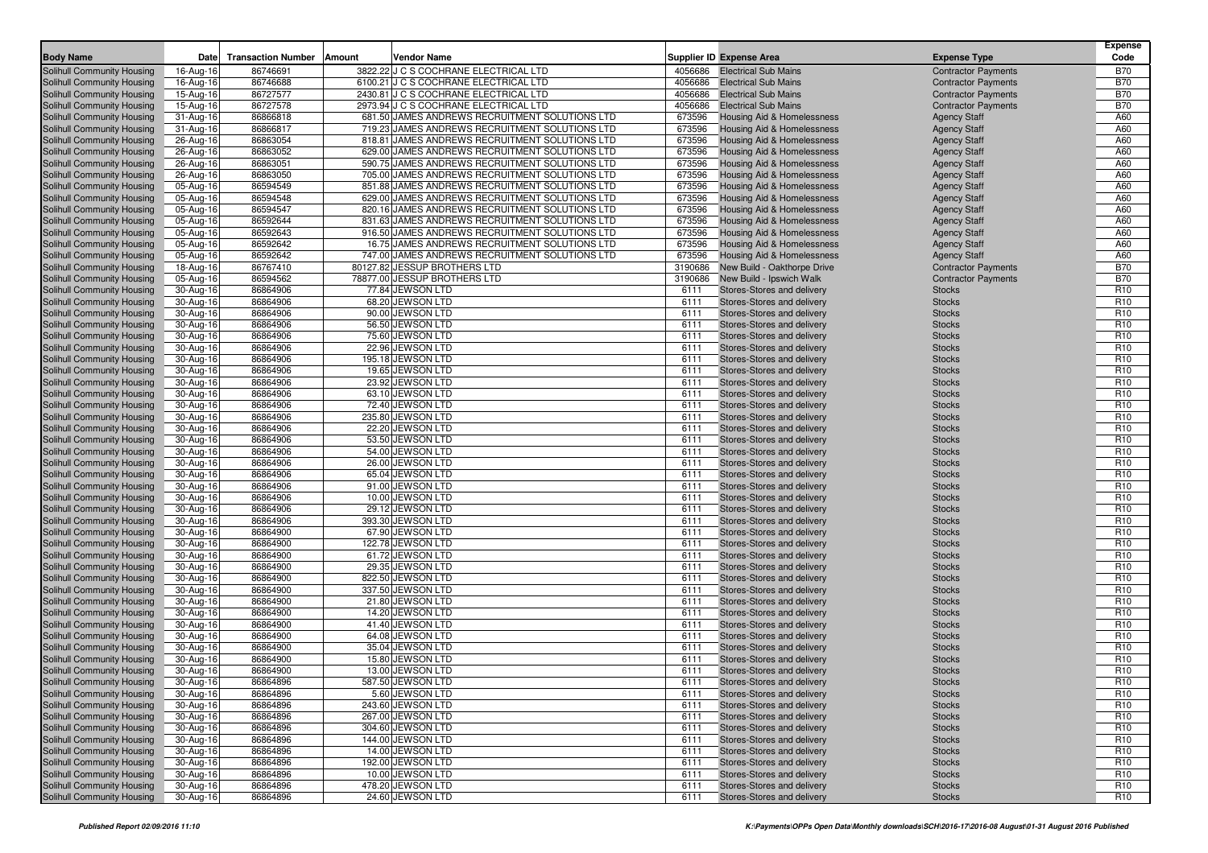| Body Name | Date | Transaction Number | Amount | Vendor Name | Supplier ID | Expense Area | Expense Type | Expense Code |
|---|---|---|---|---|---|---|---|---|
| Solihull Community Housing | 16-Aug-16 | 86746691 | 3822.22 | J C S COCHRANE ELECTRICAL LTD | 4056686 | Electrical Sub Mains | Contractor Payments | B70 |
| Solihull Community Housing | 16-Aug-16 | 86746688 | 6100.21 | J C S COCHRANE ELECTRICAL LTD | 4056686 | Electrical Sub Mains | Contractor Payments | B70 |
| Solihull Community Housing | 15-Aug-16 | 86727577 | 2430.81 | J C S COCHRANE ELECTRICAL LTD | 4056686 | Electrical Sub Mains | Contractor Payments | B70 |
| Solihull Community Housing | 15-Aug-16 | 86727578 | 2973.94 | J C S COCHRANE ELECTRICAL LTD | 4056686 | Electrical Sub Mains | Contractor Payments | B70 |
| Solihull Community Housing | 31-Aug-16 | 86866818 | 681.50 | JAMES ANDREWS RECRUITMENT SOLUTIONS LTD | 673596 | Housing Aid & Homelessness | Agency Staff | A60 |
| Solihull Community Housing | 31-Aug-16 | 86866817 | 719.23 | JAMES ANDREWS RECRUITMENT SOLUTIONS LTD | 673596 | Housing Aid & Homelessness | Agency Staff | A60 |
| Solihull Community Housing | 26-Aug-16 | 86863054 | 818.81 | JAMES ANDREWS RECRUITMENT SOLUTIONS LTD | 673596 | Housing Aid & Homelessness | Agency Staff | A60 |
| Solihull Community Housing | 26-Aug-16 | 86863052 | 629.00 | JAMES ANDREWS RECRUITMENT SOLUTIONS LTD | 673596 | Housing Aid & Homelessness | Agency Staff | A60 |
| Solihull Community Housing | 26-Aug-16 | 86863051 | 590.75 | JAMES ANDREWS RECRUITMENT SOLUTIONS LTD | 673596 | Housing Aid & Homelessness | Agency Staff | A60 |
| Solihull Community Housing | 26-Aug-16 | 86863050 | 705.00 | JAMES ANDREWS RECRUITMENT SOLUTIONS LTD | 673596 | Housing Aid & Homelessness | Agency Staff | A60 |
| Solihull Community Housing | 05-Aug-16 | 86594549 | 851.88 | JAMES ANDREWS RECRUITMENT SOLUTIONS LTD | 673596 | Housing Aid & Homelessness | Agency Staff | A60 |
| Solihull Community Housing | 05-Aug-16 | 86594548 | 629.00 | JAMES ANDREWS RECRUITMENT SOLUTIONS LTD | 673596 | Housing Aid & Homelessness | Agency Staff | A60 |
| Solihull Community Housing | 05-Aug-16 | 86594547 | 820.16 | JAMES ANDREWS RECRUITMENT SOLUTIONS LTD | 673596 | Housing Aid & Homelessness | Agency Staff | A60 |
| Solihull Community Housing | 05-Aug-16 | 86592644 | 831.63 | JAMES ANDREWS RECRUITMENT SOLUTIONS LTD | 673596 | Housing Aid & Homelessness | Agency Staff | A60 |
| Solihull Community Housing | 05-Aug-16 | 86592643 | 916.50 | JAMES ANDREWS RECRUITMENT SOLUTIONS LTD | 673596 | Housing Aid & Homelessness | Agency Staff | A60 |
| Solihull Community Housing | 05-Aug-16 | 86592642 | 16.75 | JAMES ANDREWS RECRUITMENT SOLUTIONS LTD | 673596 | Housing Aid & Homelessness | Agency Staff | A60 |
| Solihull Community Housing | 05-Aug-16 | 86592642 | 747.00 | JAMES ANDREWS RECRUITMENT SOLUTIONS LTD | 673596 | Housing Aid & Homelessness | Agency Staff | A60 |
| Solihull Community Housing | 18-Aug-16 | 86767410 | 80127.82 | JESSUP BROTHERS LTD | 3190686 | New Build - Oakthorpe Drive | Contractor Payments | B70 |
| Solihull Community Housing | 05-Aug-16 | 86594562 | 78877.00 | JESSUP BROTHERS LTD | 3190686 | New Build - Ipswich Walk | Contractor Payments | B70 |
| Solihull Community Housing | 30-Aug-16 | 86864906 | 77.84 | JEWSON LTD | 6111 | Stores-Stores and delivery | Stocks | R10 |
| Solihull Community Housing | 30-Aug-16 | 86864906 | 68.20 | JEWSON LTD | 6111 | Stores-Stores and delivery | Stocks | R10 |
| Solihull Community Housing | 30-Aug-16 | 86864906 | 90.00 | JEWSON LTD | 6111 | Stores-Stores and delivery | Stocks | R10 |
| Solihull Community Housing | 30-Aug-16 | 86864906 | 56.50 | JEWSON LTD | 6111 | Stores-Stores and delivery | Stocks | R10 |
| Solihull Community Housing | 30-Aug-16 | 86864906 | 75.60 | JEWSON LTD | 6111 | Stores-Stores and delivery | Stocks | R10 |
| Solihull Community Housing | 30-Aug-16 | 86864906 | 22.96 | JEWSON LTD | 6111 | Stores-Stores and delivery | Stocks | R10 |
| Solihull Community Housing | 30-Aug-16 | 86864906 | 195.18 | JEWSON LTD | 6111 | Stores-Stores and delivery | Stocks | R10 |
| Solihull Community Housing | 30-Aug-16 | 86864906 | 19.65 | JEWSON LTD | 6111 | Stores-Stores and delivery | Stocks | R10 |
| Solihull Community Housing | 30-Aug-16 | 86864906 | 23.92 | JEWSON LTD | 6111 | Stores-Stores and delivery | Stocks | R10 |
| Solihull Community Housing | 30-Aug-16 | 86864906 | 63.10 | JEWSON LTD | 6111 | Stores-Stores and delivery | Stocks | R10 |
| Solihull Community Housing | 30-Aug-16 | 86864906 | 72.40 | JEWSON LTD | 6111 | Stores-Stores and delivery | Stocks | R10 |
| Solihull Community Housing | 30-Aug-16 | 86864906 | 235.80 | JEWSON LTD | 6111 | Stores-Stores and delivery | Stocks | R10 |
| Solihull Community Housing | 30-Aug-16 | 86864906 | 22.20 | JEWSON LTD | 6111 | Stores-Stores and delivery | Stocks | R10 |
| Solihull Community Housing | 30-Aug-16 | 86864906 | 53.50 | JEWSON LTD | 6111 | Stores-Stores and delivery | Stocks | R10 |
| Solihull Community Housing | 30-Aug-16 | 86864906 | 54.00 | JEWSON LTD | 6111 | Stores-Stores and delivery | Stocks | R10 |
| Solihull Community Housing | 30-Aug-16 | 86864906 | 26.00 | JEWSON LTD | 6111 | Stores-Stores and delivery | Stocks | R10 |
| Solihull Community Housing | 30-Aug-16 | 86864906 | 65.04 | JEWSON LTD | 6111 | Stores-Stores and delivery | Stocks | R10 |
| Solihull Community Housing | 30-Aug-16 | 86864906 | 91.00 | JEWSON LTD | 6111 | Stores-Stores and delivery | Stocks | R10 |
| Solihull Community Housing | 30-Aug-16 | 86864906 | 10.00 | JEWSON LTD | 6111 | Stores-Stores and delivery | Stocks | R10 |
| Solihull Community Housing | 30-Aug-16 | 86864906 | 29.12 | JEWSON LTD | 6111 | Stores-Stores and delivery | Stocks | R10 |
| Solihull Community Housing | 30-Aug-16 | 86864906 | 393.30 | JEWSON LTD | 6111 | Stores-Stores and delivery | Stocks | R10 |
| Solihull Community Housing | 30-Aug-16 | 86864900 | 67.90 | JEWSON LTD | 6111 | Stores-Stores and delivery | Stocks | R10 |
| Solihull Community Housing | 30-Aug-16 | 86864900 | 122.78 | JEWSON LTD | 6111 | Stores-Stores and delivery | Stocks | R10 |
| Solihull Community Housing | 30-Aug-16 | 86864900 | 61.72 | JEWSON LTD | 6111 | Stores-Stores and delivery | Stocks | R10 |
| Solihull Community Housing | 30-Aug-16 | 86864900 | 29.35 | JEWSON LTD | 6111 | Stores-Stores and delivery | Stocks | R10 |
| Solihull Community Housing | 30-Aug-16 | 86864900 | 822.50 | JEWSON LTD | 6111 | Stores-Stores and delivery | Stocks | R10 |
| Solihull Community Housing | 30-Aug-16 | 86864900 | 337.50 | JEWSON LTD | 6111 | Stores-Stores and delivery | Stocks | R10 |
| Solihull Community Housing | 30-Aug-16 | 86864900 | 21.80 | JEWSON LTD | 6111 | Stores-Stores and delivery | Stocks | R10 |
| Solihull Community Housing | 30-Aug-16 | 86864900 | 14.20 | JEWSON LTD | 6111 | Stores-Stores and delivery | Stocks | R10 |
| Solihull Community Housing | 30-Aug-16 | 86864900 | 41.40 | JEWSON LTD | 6111 | Stores-Stores and delivery | Stocks | R10 |
| Solihull Community Housing | 30-Aug-16 | 86864900 | 64.08 | JEWSON LTD | 6111 | Stores-Stores and delivery | Stocks | R10 |
| Solihull Community Housing | 30-Aug-16 | 86864900 | 35.04 | JEWSON LTD | 6111 | Stores-Stores and delivery | Stocks | R10 |
| Solihull Community Housing | 30-Aug-16 | 86864900 | 15.80 | JEWSON LTD | 6111 | Stores-Stores and delivery | Stocks | R10 |
| Solihull Community Housing | 30-Aug-16 | 86864900 | 13.00 | JEWSON LTD | 6111 | Stores-Stores and delivery | Stocks | R10 |
| Solihull Community Housing | 30-Aug-16 | 86864896 | 587.50 | JEWSON LTD | 6111 | Stores-Stores and delivery | Stocks | R10 |
| Solihull Community Housing | 30-Aug-16 | 86864896 | 5.60 | JEWSON LTD | 6111 | Stores-Stores and delivery | Stocks | R10 |
| Solihull Community Housing | 30-Aug-16 | 86864896 | 243.60 | JEWSON LTD | 6111 | Stores-Stores and delivery | Stocks | R10 |
| Solihull Community Housing | 30-Aug-16 | 86864896 | 267.00 | JEWSON LTD | 6111 | Stores-Stores and delivery | Stocks | R10 |
| Solihull Community Housing | 30-Aug-16 | 86864896 | 304.60 | JEWSON LTD | 6111 | Stores-Stores and delivery | Stocks | R10 |
| Solihull Community Housing | 30-Aug-16 | 86864896 | 144.00 | JEWSON LTD | 6111 | Stores-Stores and delivery | Stocks | R10 |
| Solihull Community Housing | 30-Aug-16 | 86864896 | 14.00 | JEWSON LTD | 6111 | Stores-Stores and delivery | Stocks | R10 |
| Solihull Community Housing | 30-Aug-16 | 86864896 | 192.00 | JEWSON LTD | 6111 | Stores-Stores and delivery | Stocks | R10 |
| Solihull Community Housing | 30-Aug-16 | 86864896 | 10.00 | JEWSON LTD | 6111 | Stores-Stores and delivery | Stocks | R10 |
| Solihull Community Housing | 30-Aug-16 | 86864896 | 478.20 | JEWSON LTD | 6111 | Stores-Stores and delivery | Stocks | R10 |
| Solihull Community Housing | 30-Aug-16 | 86864896 | 24.60 | JEWSON LTD | 6111 | Stores-Stores and delivery | Stocks | R10 |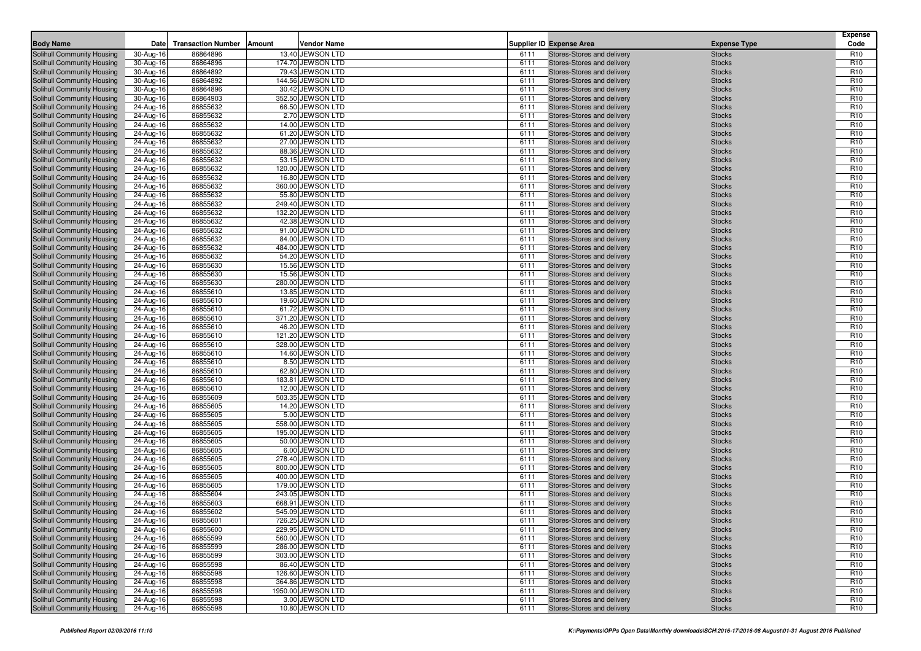| Body Name | Date | Transaction Number | Amount | Vendor Name | Supplier ID | Expense Area | Expense Type | Expense Code |
|---|---|---|---|---|---|---|---|---|
| Solihull Community Housing | 30-Aug-16 | 86864896 | 13.40 | JEWSON LTD | 6111 | Stores-Stores and delivery | Stocks | R10 |
| Solihull Community Housing | 30-Aug-16 | 86864896 | 174.70 | JEWSON LTD | 6111 | Stores-Stores and delivery | Stocks | R10 |
| Solihull Community Housing | 30-Aug-16 | 86864892 | 79.43 | JEWSON LTD | 6111 | Stores-Stores and delivery | Stocks | R10 |
| Solihull Community Housing | 30-Aug-16 | 86864892 | 144.56 | JEWSON LTD | 6111 | Stores-Stores and delivery | Stocks | R10 |
| Solihull Community Housing | 30-Aug-16 | 86864896 | 30.42 | JEWSON LTD | 6111 | Stores-Stores and delivery | Stocks | R10 |
| Solihull Community Housing | 30-Aug-16 | 86864903 | 352.50 | JEWSON LTD | 6111 | Stores-Stores and delivery | Stocks | R10 |
| Solihull Community Housing | 24-Aug-16 | 86855632 | 66.50 | JEWSON LTD | 6111 | Stores-Stores and delivery | Stocks | R10 |
| Solihull Community Housing | 24-Aug-16 | 86855632 | 2.70 | JEWSON LTD | 6111 | Stores-Stores and delivery | Stocks | R10 |
| Solihull Community Housing | 24-Aug-16 | 86855632 | 14.00 | JEWSON LTD | 6111 | Stores-Stores and delivery | Stocks | R10 |
| Solihull Community Housing | 24-Aug-16 | 86855632 | 61.20 | JEWSON LTD | 6111 | Stores-Stores and delivery | Stocks | R10 |
| Solihull Community Housing | 24-Aug-16 | 86855632 | 27.00 | JEWSON LTD | 6111 | Stores-Stores and delivery | Stocks | R10 |
| Solihull Community Housing | 24-Aug-16 | 86855632 | 88.36 | JEWSON LTD | 6111 | Stores-Stores and delivery | Stocks | R10 |
| Solihull Community Housing | 24-Aug-16 | 86855632 | 53.15 | JEWSON LTD | 6111 | Stores-Stores and delivery | Stocks | R10 |
| Solihull Community Housing | 24-Aug-16 | 86855632 | 120.00 | JEWSON LTD | 6111 | Stores-Stores and delivery | Stocks | R10 |
| Solihull Community Housing | 24-Aug-16 | 86855632 | 16.80 | JEWSON LTD | 6111 | Stores-Stores and delivery | Stocks | R10 |
| Solihull Community Housing | 24-Aug-16 | 86855632 | 360.00 | JEWSON LTD | 6111 | Stores-Stores and delivery | Stocks | R10 |
| Solihull Community Housing | 24-Aug-16 | 86855632 | 55.80 | JEWSON LTD | 6111 | Stores-Stores and delivery | Stocks | R10 |
| Solihull Community Housing | 24-Aug-16 | 86855632 | 249.40 | JEWSON LTD | 6111 | Stores-Stores and delivery | Stocks | R10 |
| Solihull Community Housing | 24-Aug-16 | 86855632 | 132.20 | JEWSON LTD | 6111 | Stores-Stores and delivery | Stocks | R10 |
| Solihull Community Housing | 24-Aug-16 | 86855632 | 42.38 | JEWSON LTD | 6111 | Stores-Stores and delivery | Stocks | R10 |
| Solihull Community Housing | 24-Aug-16 | 86855632 | 91.00 | JEWSON LTD | 6111 | Stores-Stores and delivery | Stocks | R10 |
| Solihull Community Housing | 24-Aug-16 | 86855632 | 84.00 | JEWSON LTD | 6111 | Stores-Stores and delivery | Stocks | R10 |
| Solihull Community Housing | 24-Aug-16 | 86855632 | 484.00 | JEWSON LTD | 6111 | Stores-Stores and delivery | Stocks | R10 |
| Solihull Community Housing | 24-Aug-16 | 86855632 | 54.20 | JEWSON LTD | 6111 | Stores-Stores and delivery | Stocks | R10 |
| Solihull Community Housing | 24-Aug-16 | 86855630 | 15.56 | JEWSON LTD | 6111 | Stores-Stores and delivery | Stocks | R10 |
| Solihull Community Housing | 24-Aug-16 | 86855630 | 15.56 | JEWSON LTD | 6111 | Stores-Stores and delivery | Stocks | R10 |
| Solihull Community Housing | 24-Aug-16 | 86855630 | 280.00 | JEWSON LTD | 6111 | Stores-Stores and delivery | Stocks | R10 |
| Solihull Community Housing | 24-Aug-16 | 86855610 | 13.85 | JEWSON LTD | 6111 | Stores-Stores and delivery | Stocks | R10 |
| Solihull Community Housing | 24-Aug-16 | 86855610 | 19.60 | JEWSON LTD | 6111 | Stores-Stores and delivery | Stocks | R10 |
| Solihull Community Housing | 24-Aug-16 | 86855610 | 61.72 | JEWSON LTD | 6111 | Stores-Stores and delivery | Stocks | R10 |
| Solihull Community Housing | 24-Aug-16 | 86855610 | 371.20 | JEWSON LTD | 6111 | Stores-Stores and delivery | Stocks | R10 |
| Solihull Community Housing | 24-Aug-16 | 86855610 | 46.20 | JEWSON LTD | 6111 | Stores-Stores and delivery | Stocks | R10 |
| Solihull Community Housing | 24-Aug-16 | 86855610 | 121.20 | JEWSON LTD | 6111 | Stores-Stores and delivery | Stocks | R10 |
| Solihull Community Housing | 24-Aug-16 | 86855610 | 328.00 | JEWSON LTD | 6111 | Stores-Stores and delivery | Stocks | R10 |
| Solihull Community Housing | 24-Aug-16 | 86855610 | 14.60 | JEWSON LTD | 6111 | Stores-Stores and delivery | Stocks | R10 |
| Solihull Community Housing | 24-Aug-16 | 86855610 | 8.50 | JEWSON LTD | 6111 | Stores-Stores and delivery | Stocks | R10 |
| Solihull Community Housing | 24-Aug-16 | 86855610 | 62.80 | JEWSON LTD | 6111 | Stores-Stores and delivery | Stocks | R10 |
| Solihull Community Housing | 24-Aug-16 | 86855610 | 183.81 | JEWSON LTD | 6111 | Stores-Stores and delivery | Stocks | R10 |
| Solihull Community Housing | 24-Aug-16 | 86855610 | 12.00 | JEWSON LTD | 6111 | Stores-Stores and delivery | Stocks | R10 |
| Solihull Community Housing | 24-Aug-16 | 86855609 | 503.35 | JEWSON LTD | 6111 | Stores-Stores and delivery | Stocks | R10 |
| Solihull Community Housing | 24-Aug-16 | 86855605 | 14.20 | JEWSON LTD | 6111 | Stores-Stores and delivery | Stocks | R10 |
| Solihull Community Housing | 24-Aug-16 | 86855605 | 5.00 | JEWSON LTD | 6111 | Stores-Stores and delivery | Stocks | R10 |
| Solihull Community Housing | 24-Aug-16 | 86855605 | 558.00 | JEWSON LTD | 6111 | Stores-Stores and delivery | Stocks | R10 |
| Solihull Community Housing | 24-Aug-16 | 86855605 | 195.00 | JEWSON LTD | 6111 | Stores-Stores and delivery | Stocks | R10 |
| Solihull Community Housing | 24-Aug-16 | 86855605 | 50.00 | JEWSON LTD | 6111 | Stores-Stores and delivery | Stocks | R10 |
| Solihull Community Housing | 24-Aug-16 | 86855605 | 6.00 | JEWSON LTD | 6111 | Stores-Stores and delivery | Stocks | R10 |
| Solihull Community Housing | 24-Aug-16 | 86855605 | 278.40 | JEWSON LTD | 6111 | Stores-Stores and delivery | Stocks | R10 |
| Solihull Community Housing | 24-Aug-16 | 86855605 | 800.00 | JEWSON LTD | 6111 | Stores-Stores and delivery | Stocks | R10 |
| Solihull Community Housing | 24-Aug-16 | 86855605 | 400.00 | JEWSON LTD | 6111 | Stores-Stores and delivery | Stocks | R10 |
| Solihull Community Housing | 24-Aug-16 | 86855605 | 179.00 | JEWSON LTD | 6111 | Stores-Stores and delivery | Stocks | R10 |
| Solihull Community Housing | 24-Aug-16 | 86855604 | 243.05 | JEWSON LTD | 6111 | Stores-Stores and delivery | Stocks | R10 |
| Solihull Community Housing | 24-Aug-16 | 86855603 | 668.91 | JEWSON LTD | 6111 | Stores-Stores and delivery | Stocks | R10 |
| Solihull Community Housing | 24-Aug-16 | 86855602 | 545.09 | JEWSON LTD | 6111 | Stores-Stores and delivery | Stocks | R10 |
| Solihull Community Housing | 24-Aug-16 | 86855601 | 726.25 | JEWSON LTD | 6111 | Stores-Stores and delivery | Stocks | R10 |
| Solihull Community Housing | 24-Aug-16 | 86855600 | 229.95 | JEWSON LTD | 6111 | Stores-Stores and delivery | Stocks | R10 |
| Solihull Community Housing | 24-Aug-16 | 86855599 | 560.00 | JEWSON LTD | 6111 | Stores-Stores and delivery | Stocks | R10 |
| Solihull Community Housing | 24-Aug-16 | 86855599 | 286.00 | JEWSON LTD | 6111 | Stores-Stores and delivery | Stocks | R10 |
| Solihull Community Housing | 24-Aug-16 | 86855599 | 303.00 | JEWSON LTD | 6111 | Stores-Stores and delivery | Stocks | R10 |
| Solihull Community Housing | 24-Aug-16 | 86855598 | 86.40 | JEWSON LTD | 6111 | Stores-Stores and delivery | Stocks | R10 |
| Solihull Community Housing | 24-Aug-16 | 86855598 | 126.60 | JEWSON LTD | 6111 | Stores-Stores and delivery | Stocks | R10 |
| Solihull Community Housing | 24-Aug-16 | 86855598 | 364.86 | JEWSON LTD | 6111 | Stores-Stores and delivery | Stocks | R10 |
| Solihull Community Housing | 24-Aug-16 | 86855598 | 1950.00 | JEWSON LTD | 6111 | Stores-Stores and delivery | Stocks | R10 |
| Solihull Community Housing | 24-Aug-16 | 86855598 | 3.00 | JEWSON LTD | 6111 | Stores-Stores and delivery | Stocks | R10 |
| Solihull Community Housing | 24-Aug-16 | 86855598 | 10.80 | JEWSON LTD | 6111 | Stores-Stores and delivery | Stocks | R10 |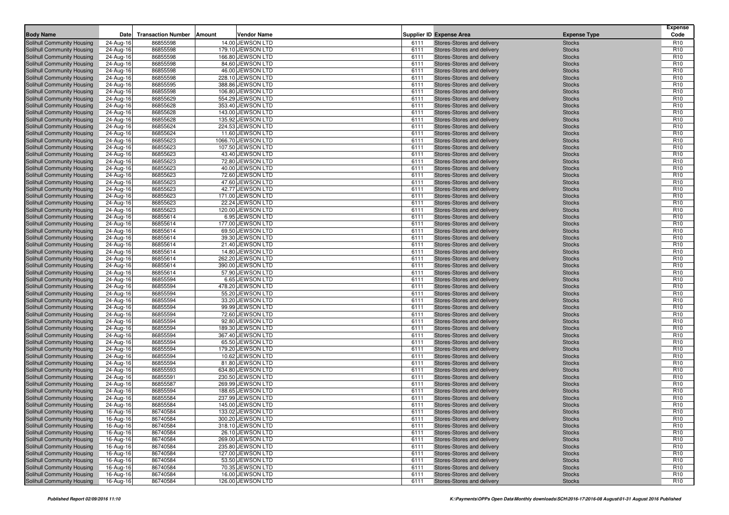| Body Name | Date | Transaction Number | Amount | Vendor Name | Supplier ID | Expense Area | Expense Type | Expense Code |
|---|---|---|---|---|---|---|---|---|
| Solihull Community Housing | 24-Aug-16 | 86855598 | 14.00 | JEWSON LTD | 6111 | Stores-Stores and delivery | Stocks | R10 |
| Solihull Community Housing | 24-Aug-16 | 86855598 | 179.10 | JEWSON LTD | 6111 | Stores-Stores and delivery | Stocks | R10 |
| Solihull Community Housing | 24-Aug-16 | 86855598 | 166.80 | JEWSON LTD | 6111 | Stores-Stores and delivery | Stocks | R10 |
| Solihull Community Housing | 24-Aug-16 | 86855598 | 84.60 | JEWSON LTD | 6111 | Stores-Stores and delivery | Stocks | R10 |
| Solihull Community Housing | 24-Aug-16 | 86855598 | 46.00 | JEWSON LTD | 6111 | Stores-Stores and delivery | Stocks | R10 |
| Solihull Community Housing | 24-Aug-16 | 86855598 | 228.10 | JEWSON LTD | 6111 | Stores-Stores and delivery | Stocks | R10 |
| Solihull Community Housing | 24-Aug-16 | 86855595 | 388.86 | JEWSON LTD | 6111 | Stores-Stores and delivery | Stocks | R10 |
| Solihull Community Housing | 24-Aug-16 | 86855598 | 106.80 | JEWSON LTD | 6111 | Stores-Stores and delivery | Stocks | R10 |
| Solihull Community Housing | 24-Aug-16 | 86855629 | 554.29 | JEWSON LTD | 6111 | Stores-Stores and delivery | Stocks | R10 |
| Solihull Community Housing | 24-Aug-16 | 86855628 | 353.40 | JEWSON LTD | 6111 | Stores-Stores and delivery | Stocks | R10 |
| Solihull Community Housing | 24-Aug-16 | 86855628 | 143.00 | JEWSON LTD | 6111 | Stores-Stores and delivery | Stocks | R10 |
| Solihull Community Housing | 24-Aug-16 | 86855628 | 135.92 | JEWSON LTD | 6111 | Stores-Stores and delivery | Stocks | R10 |
| Solihull Community Housing | 24-Aug-16 | 86855624 | 224.53 | JEWSON LTD | 6111 | Stores-Stores and delivery | Stocks | R10 |
| Solihull Community Housing | 24-Aug-16 | 86855624 | 11.60 | JEWSON LTD | 6111 | Stores-Stores and delivery | Stocks | R10 |
| Solihull Community Housing | 24-Aug-16 | 86855623 | 1066.70 | JEWSON LTD | 6111 | Stores-Stores and delivery | Stocks | R10 |
| Solihull Community Housing | 24-Aug-16 | 86855623 | 107.50 | JEWSON LTD | 6111 | Stores-Stores and delivery | Stocks | R10 |
| Solihull Community Housing | 24-Aug-16 | 86855623 | 43.40 | JEWSON LTD | 6111 | Stores-Stores and delivery | Stocks | R10 |
| Solihull Community Housing | 24-Aug-16 | 86855623 | 72.80 | JEWSON LTD | 6111 | Stores-Stores and delivery | Stocks | R10 |
| Solihull Community Housing | 24-Aug-16 | 86855623 | 40.00 | JEWSON LTD | 6111 | Stores-Stores and delivery | Stocks | R10 |
| Solihull Community Housing | 24-Aug-16 | 86855623 | 72.60 | JEWSON LTD | 6111 | Stores-Stores and delivery | Stocks | R10 |
| Solihull Community Housing | 24-Aug-16 | 86855623 | 47.60 | JEWSON LTD | 6111 | Stores-Stores and delivery | Stocks | R10 |
| Solihull Community Housing | 24-Aug-16 | 86855623 | 42.77 | JEWSON LTD | 6111 | Stores-Stores and delivery | Stocks | R10 |
| Solihull Community Housing | 24-Aug-16 | 86855623 | 171.00 | JEWSON LTD | 6111 | Stores-Stores and delivery | Stocks | R10 |
| Solihull Community Housing | 24-Aug-16 | 86855623 | 22.24 | JEWSON LTD | 6111 | Stores-Stores and delivery | Stocks | R10 |
| Solihull Community Housing | 24-Aug-16 | 86855623 | 120.00 | JEWSON LTD | 6111 | Stores-Stores and delivery | Stocks | R10 |
| Solihull Community Housing | 24-Aug-16 | 86855614 | 6.95 | JEWSON LTD | 6111 | Stores-Stores and delivery | Stocks | R10 |
| Solihull Community Housing | 24-Aug-16 | 86855614 | 177.00 | JEWSON LTD | 6111 | Stores-Stores and delivery | Stocks | R10 |
| Solihull Community Housing | 24-Aug-16 | 86855614 | 69.50 | JEWSON LTD | 6111 | Stores-Stores and delivery | Stocks | R10 |
| Solihull Community Housing | 24-Aug-16 | 86855614 | 39.30 | JEWSON LTD | 6111 | Stores-Stores and delivery | Stocks | R10 |
| Solihull Community Housing | 24-Aug-16 | 86855614 | 21.40 | JEWSON LTD | 6111 | Stores-Stores and delivery | Stocks | R10 |
| Solihull Community Housing | 24-Aug-16 | 86855614 | 14.80 | JEWSON LTD | 6111 | Stores-Stores and delivery | Stocks | R10 |
| Solihull Community Housing | 24-Aug-16 | 86855614 | 262.20 | JEWSON LTD | 6111 | Stores-Stores and delivery | Stocks | R10 |
| Solihull Community Housing | 24-Aug-16 | 86855614 | 390.00 | JEWSON LTD | 6111 | Stores-Stores and delivery | Stocks | R10 |
| Solihull Community Housing | 24-Aug-16 | 86855614 | 57.90 | JEWSON LTD | 6111 | Stores-Stores and delivery | Stocks | R10 |
| Solihull Community Housing | 24-Aug-16 | 86855594 | 6.65 | JEWSON LTD | 6111 | Stores-Stores and delivery | Stocks | R10 |
| Solihull Community Housing | 24-Aug-16 | 86855594 | 478.20 | JEWSON LTD | 6111 | Stores-Stores and delivery | Stocks | R10 |
| Solihull Community Housing | 24-Aug-16 | 86855594 | 55.20 | JEWSON LTD | 6111 | Stores-Stores and delivery | Stocks | R10 |
| Solihull Community Housing | 24-Aug-16 | 86855594 | 33.20 | JEWSON LTD | 6111 | Stores-Stores and delivery | Stocks | R10 |
| Solihull Community Housing | 24-Aug-16 | 86855594 | 99.99 | JEWSON LTD | 6111 | Stores-Stores and delivery | Stocks | R10 |
| Solihull Community Housing | 24-Aug-16 | 86855594 | 72.60 | JEWSON LTD | 6111 | Stores-Stores and delivery | Stocks | R10 |
| Solihull Community Housing | 24-Aug-16 | 86855594 | 92.80 | JEWSON LTD | 6111 | Stores-Stores and delivery | Stocks | R10 |
| Solihull Community Housing | 24-Aug-16 | 86855594 | 189.30 | JEWSON LTD | 6111 | Stores-Stores and delivery | Stocks | R10 |
| Solihull Community Housing | 24-Aug-16 | 86855594 | 367.40 | JEWSON LTD | 6111 | Stores-Stores and delivery | Stocks | R10 |
| Solihull Community Housing | 24-Aug-16 | 86855594 | 65.50 | JEWSON LTD | 6111 | Stores-Stores and delivery | Stocks | R10 |
| Solihull Community Housing | 24-Aug-16 | 86855594 | 179.20 | JEWSON LTD | 6111 | Stores-Stores and delivery | Stocks | R10 |
| Solihull Community Housing | 24-Aug-16 | 86855594 | 10.62 | JEWSON LTD | 6111 | Stores-Stores and delivery | Stocks | R10 |
| Solihull Community Housing | 24-Aug-16 | 86855594 | 81.80 | JEWSON LTD | 6111 | Stores-Stores and delivery | Stocks | R10 |
| Solihull Community Housing | 24-Aug-16 | 86855593 | 634.80 | JEWSON LTD | 6111 | Stores-Stores and delivery | Stocks | R10 |
| Solihull Community Housing | 24-Aug-16 | 86855591 | 230.50 | JEWSON LTD | 6111 | Stores-Stores and delivery | Stocks | R10 |
| Solihull Community Housing | 24-Aug-16 | 86855587 | 269.99 | JEWSON LTD | 6111 | Stores-Stores and delivery | Stocks | R10 |
| Solihull Community Housing | 24-Aug-16 | 86855594 | 188.65 | JEWSON LTD | 6111 | Stores-Stores and delivery | Stocks | R10 |
| Solihull Community Housing | 24-Aug-16 | 86855584 | 237.99 | JEWSON LTD | 6111 | Stores-Stores and delivery | Stocks | R10 |
| Solihull Community Housing | 24-Aug-16 | 86855584 | 145.00 | JEWSON LTD | 6111 | Stores-Stores and delivery | Stocks | R10 |
| Solihull Community Housing | 16-Aug-16 | 86740584 | 133.02 | JEWSON LTD | 6111 | Stores-Stores and delivery | Stocks | R10 |
| Solihull Community Housing | 16-Aug-16 | 86740584 | 300.20 | JEWSON LTD | 6111 | Stores-Stores and delivery | Stocks | R10 |
| Solihull Community Housing | 16-Aug-16 | 86740584 | 318.10 | JEWSON LTD | 6111 | Stores-Stores and delivery | Stocks | R10 |
| Solihull Community Housing | 16-Aug-16 | 86740584 | 26.10 | JEWSON LTD | 6111 | Stores-Stores and delivery | Stocks | R10 |
| Solihull Community Housing | 16-Aug-16 | 86740584 | 269.00 | JEWSON LTD | 6111 | Stores-Stores and delivery | Stocks | R10 |
| Solihull Community Housing | 16-Aug-16 | 86740584 | 235.80 | JEWSON LTD | 6111 | Stores-Stores and delivery | Stocks | R10 |
| Solihull Community Housing | 16-Aug-16 | 86740584 | 127.00 | JEWSON LTD | 6111 | Stores-Stores and delivery | Stocks | R10 |
| Solihull Community Housing | 16-Aug-16 | 86740584 | 53.50 | JEWSON LTD | 6111 | Stores-Stores and delivery | Stocks | R10 |
| Solihull Community Housing | 16-Aug-16 | 86740584 | 70.35 | JEWSON LTD | 6111 | Stores-Stores and delivery | Stocks | R10 |
| Solihull Community Housing | 16-Aug-16 | 86740584 | 16.00 | JEWSON LTD | 6111 | Stores-Stores and delivery | Stocks | R10 |
| Solihull Community Housing | 16-Aug-16 | 86740584 | 126.00 | JEWSON LTD | 6111 | Stores-Stores and delivery | Stocks | R10 |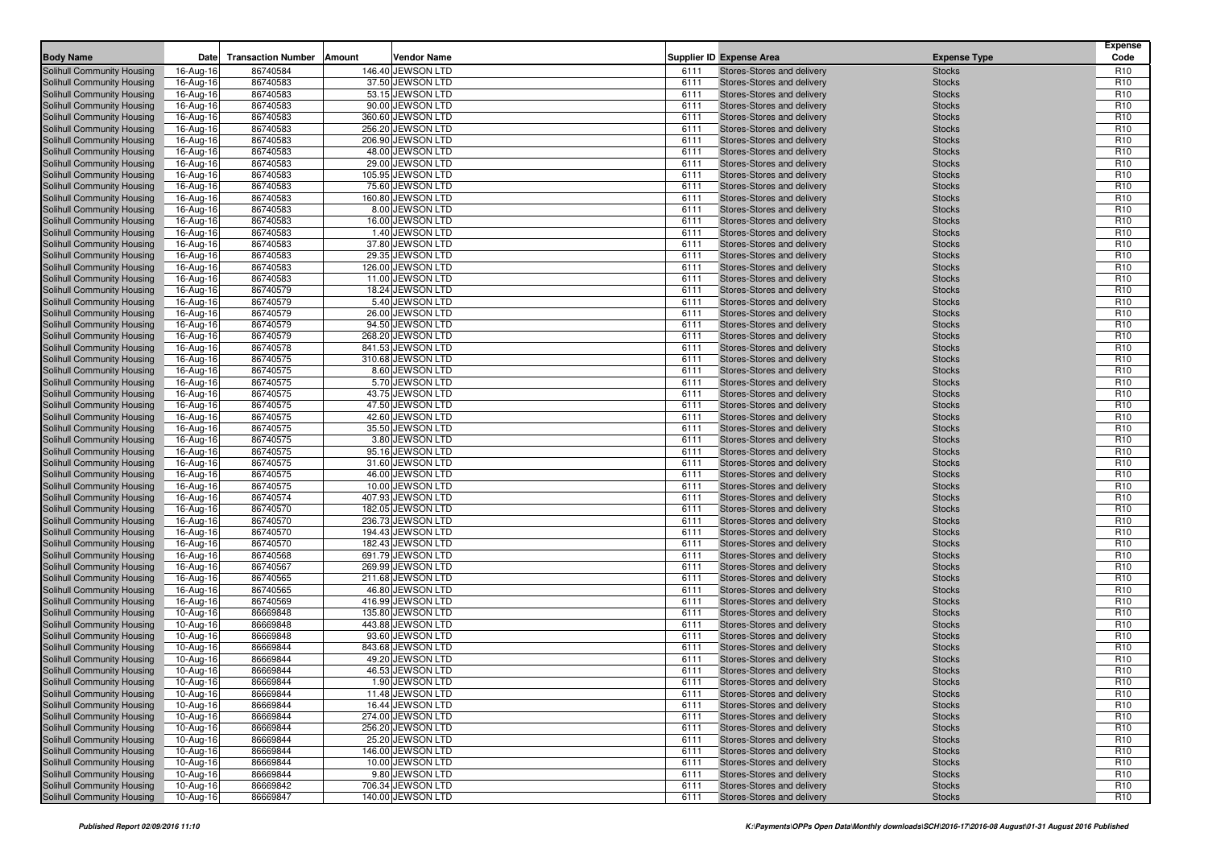| Body Name | Date | Transaction Number | Amount | Vendor Name | Supplier ID | Expense Area | Expense Type | Expense Code |
|---|---|---|---|---|---|---|---|---|
| Solihull Community Housing | 16-Aug-16 | 86740584 | 146.40 | JEWSON LTD | 6111 | Stores-Stores and delivery | Stocks | R10 |
| Solihull Community Housing | 16-Aug-16 | 86740583 | 37.50 | JEWSON LTD | 6111 | Stores-Stores and delivery | Stocks | R10 |
| Solihull Community Housing | 16-Aug-16 | 86740583 | 53.15 | JEWSON LTD | 6111 | Stores-Stores and delivery | Stocks | R10 |
| Solihull Community Housing | 16-Aug-16 | 86740583 | 90.00 | JEWSON LTD | 6111 | Stores-Stores and delivery | Stocks | R10 |
| Solihull Community Housing | 16-Aug-16 | 86740583 | 360.60 | JEWSON LTD | 6111 | Stores-Stores and delivery | Stocks | R10 |
| Solihull Community Housing | 16-Aug-16 | 86740583 | 256.20 | JEWSON LTD | 6111 | Stores-Stores and delivery | Stocks | R10 |
| Solihull Community Housing | 16-Aug-16 | 86740583 | 206.90 | JEWSON LTD | 6111 | Stores-Stores and delivery | Stocks | R10 |
| Solihull Community Housing | 16-Aug-16 | 86740583 | 48.00 | JEWSON LTD | 6111 | Stores-Stores and delivery | Stocks | R10 |
| Solihull Community Housing | 16-Aug-16 | 86740583 | 29.00 | JEWSON LTD | 6111 | Stores-Stores and delivery | Stocks | R10 |
| Solihull Community Housing | 16-Aug-16 | 86740583 | 105.95 | JEWSON LTD | 6111 | Stores-Stores and delivery | Stocks | R10 |
| Solihull Community Housing | 16-Aug-16 | 86740583 | 75.60 | JEWSON LTD | 6111 | Stores-Stores and delivery | Stocks | R10 |
| Solihull Community Housing | 16-Aug-16 | 86740583 | 160.80 | JEWSON LTD | 6111 | Stores-Stores and delivery | Stocks | R10 |
| Solihull Community Housing | 16-Aug-16 | 86740583 | 8.00 | JEWSON LTD | 6111 | Stores-Stores and delivery | Stocks | R10 |
| Solihull Community Housing | 16-Aug-16 | 86740583 | 16.00 | JEWSON LTD | 6111 | Stores-Stores and delivery | Stocks | R10 |
| Solihull Community Housing | 16-Aug-16 | 86740583 | 1.40 | JEWSON LTD | 6111 | Stores-Stores and delivery | Stocks | R10 |
| Solihull Community Housing | 16-Aug-16 | 86740583 | 37.80 | JEWSON LTD | 6111 | Stores-Stores and delivery | Stocks | R10 |
| Solihull Community Housing | 16-Aug-16 | 86740583 | 29.35 | JEWSON LTD | 6111 | Stores-Stores and delivery | Stocks | R10 |
| Solihull Community Housing | 16-Aug-16 | 86740583 | 126.00 | JEWSON LTD | 6111 | Stores-Stores and delivery | Stocks | R10 |
| Solihull Community Housing | 16-Aug-16 | 86740583 | 11.00 | JEWSON LTD | 6111 | Stores-Stores and delivery | Stocks | R10 |
| Solihull Community Housing | 16-Aug-16 | 86740579 | 18.24 | JEWSON LTD | 6111 | Stores-Stores and delivery | Stocks | R10 |
| Solihull Community Housing | 16-Aug-16 | 86740579 | 5.40 | JEWSON LTD | 6111 | Stores-Stores and delivery | Stocks | R10 |
| Solihull Community Housing | 16-Aug-16 | 86740579 | 26.00 | JEWSON LTD | 6111 | Stores-Stores and delivery | Stocks | R10 |
| Solihull Community Housing | 16-Aug-16 | 86740579 | 94.50 | JEWSON LTD | 6111 | Stores-Stores and delivery | Stocks | R10 |
| Solihull Community Housing | 16-Aug-16 | 86740579 | 268.20 | JEWSON LTD | 6111 | Stores-Stores and delivery | Stocks | R10 |
| Solihull Community Housing | 16-Aug-16 | 86740578 | 841.53 | JEWSON LTD | 6111 | Stores-Stores and delivery | Stocks | R10 |
| Solihull Community Housing | 16-Aug-16 | 86740575 | 310.68 | JEWSON LTD | 6111 | Stores-Stores and delivery | Stocks | R10 |
| Solihull Community Housing | 16-Aug-16 | 86740575 | 8.60 | JEWSON LTD | 6111 | Stores-Stores and delivery | Stocks | R10 |
| Solihull Community Housing | 16-Aug-16 | 86740575 | 5.70 | JEWSON LTD | 6111 | Stores-Stores and delivery | Stocks | R10 |
| Solihull Community Housing | 16-Aug-16 | 86740575 | 43.75 | JEWSON LTD | 6111 | Stores-Stores and delivery | Stocks | R10 |
| Solihull Community Housing | 16-Aug-16 | 86740575 | 47.50 | JEWSON LTD | 6111 | Stores-Stores and delivery | Stocks | R10 |
| Solihull Community Housing | 16-Aug-16 | 86740575 | 42.60 | JEWSON LTD | 6111 | Stores-Stores and delivery | Stocks | R10 |
| Solihull Community Housing | 16-Aug-16 | 86740575 | 35.50 | JEWSON LTD | 6111 | Stores-Stores and delivery | Stocks | R10 |
| Solihull Community Housing | 16-Aug-16 | 86740575 | 3.80 | JEWSON LTD | 6111 | Stores-Stores and delivery | Stocks | R10 |
| Solihull Community Housing | 16-Aug-16 | 86740575 | 95.16 | JEWSON LTD | 6111 | Stores-Stores and delivery | Stocks | R10 |
| Solihull Community Housing | 16-Aug-16 | 86740575 | 31.60 | JEWSON LTD | 6111 | Stores-Stores and delivery | Stocks | R10 |
| Solihull Community Housing | 16-Aug-16 | 86740575 | 46.00 | JEWSON LTD | 6111 | Stores-Stores and delivery | Stocks | R10 |
| Solihull Community Housing | 16-Aug-16 | 86740575 | 10.00 | JEWSON LTD | 6111 | Stores-Stores and delivery | Stocks | R10 |
| Solihull Community Housing | 16-Aug-16 | 86740574 | 407.93 | JEWSON LTD | 6111 | Stores-Stores and delivery | Stocks | R10 |
| Solihull Community Housing | 16-Aug-16 | 86740570 | 182.05 | JEWSON LTD | 6111 | Stores-Stores and delivery | Stocks | R10 |
| Solihull Community Housing | 16-Aug-16 | 86740570 | 236.73 | JEWSON LTD | 6111 | Stores-Stores and delivery | Stocks | R10 |
| Solihull Community Housing | 16-Aug-16 | 86740570 | 194.43 | JEWSON LTD | 6111 | Stores-Stores and delivery | Stocks | R10 |
| Solihull Community Housing | 16-Aug-16 | 86740570 | 182.43 | JEWSON LTD | 6111 | Stores-Stores and delivery | Stocks | R10 |
| Solihull Community Housing | 16-Aug-16 | 86740568 | 691.79 | JEWSON LTD | 6111 | Stores-Stores and delivery | Stocks | R10 |
| Solihull Community Housing | 16-Aug-16 | 86740567 | 269.99 | JEWSON LTD | 6111 | Stores-Stores and delivery | Stocks | R10 |
| Solihull Community Housing | 16-Aug-16 | 86740565 | 211.68 | JEWSON LTD | 6111 | Stores-Stores and delivery | Stocks | R10 |
| Solihull Community Housing | 16-Aug-16 | 86740565 | 46.80 | JEWSON LTD | 6111 | Stores-Stores and delivery | Stocks | R10 |
| Solihull Community Housing | 16-Aug-16 | 86740569 | 416.99 | JEWSON LTD | 6111 | Stores-Stores and delivery | Stocks | R10 |
| Solihull Community Housing | 10-Aug-16 | 86669848 | 135.80 | JEWSON LTD | 6111 | Stores-Stores and delivery | Stocks | R10 |
| Solihull Community Housing | 10-Aug-16 | 86669848 | 443.88 | JEWSON LTD | 6111 | Stores-Stores and delivery | Stocks | R10 |
| Solihull Community Housing | 10-Aug-16 | 86669848 | 93.60 | JEWSON LTD | 6111 | Stores-Stores and delivery | Stocks | R10 |
| Solihull Community Housing | 10-Aug-16 | 86669844 | 843.68 | JEWSON LTD | 6111 | Stores-Stores and delivery | Stocks | R10 |
| Solihull Community Housing | 10-Aug-16 | 86669844 | 49.20 | JEWSON LTD | 6111 | Stores-Stores and delivery | Stocks | R10 |
| Solihull Community Housing | 10-Aug-16 | 86669844 | 46.53 | JEWSON LTD | 6111 | Stores-Stores and delivery | Stocks | R10 |
| Solihull Community Housing | 10-Aug-16 | 86669844 | 1.90 | JEWSON LTD | 6111 | Stores-Stores and delivery | Stocks | R10 |
| Solihull Community Housing | 10-Aug-16 | 86669844 | 11.48 | JEWSON LTD | 6111 | Stores-Stores and delivery | Stocks | R10 |
| Solihull Community Housing | 10-Aug-16 | 86669844 | 16.44 | JEWSON LTD | 6111 | Stores-Stores and delivery | Stocks | R10 |
| Solihull Community Housing | 10-Aug-16 | 86669844 | 274.00 | JEWSON LTD | 6111 | Stores-Stores and delivery | Stocks | R10 |
| Solihull Community Housing | 10-Aug-16 | 86669844 | 256.20 | JEWSON LTD | 6111 | Stores-Stores and delivery | Stocks | R10 |
| Solihull Community Housing | 10-Aug-16 | 86669844 | 25.20 | JEWSON LTD | 6111 | Stores-Stores and delivery | Stocks | R10 |
| Solihull Community Housing | 10-Aug-16 | 86669844 | 146.00 | JEWSON LTD | 6111 | Stores-Stores and delivery | Stocks | R10 |
| Solihull Community Housing | 10-Aug-16 | 86669844 | 10.00 | JEWSON LTD | 6111 | Stores-Stores and delivery | Stocks | R10 |
| Solihull Community Housing | 10-Aug-16 | 86669844 | 9.80 | JEWSON LTD | 6111 | Stores-Stores and delivery | Stocks | R10 |
| Solihull Community Housing | 10-Aug-16 | 86669842 | 706.34 | JEWSON LTD | 6111 | Stores-Stores and delivery | Stocks | R10 |
| Solihull Community Housing | 10-Aug-16 | 86669847 | 140.00 | JEWSON LTD | 6111 | Stores-Stores and delivery | Stocks | R10 |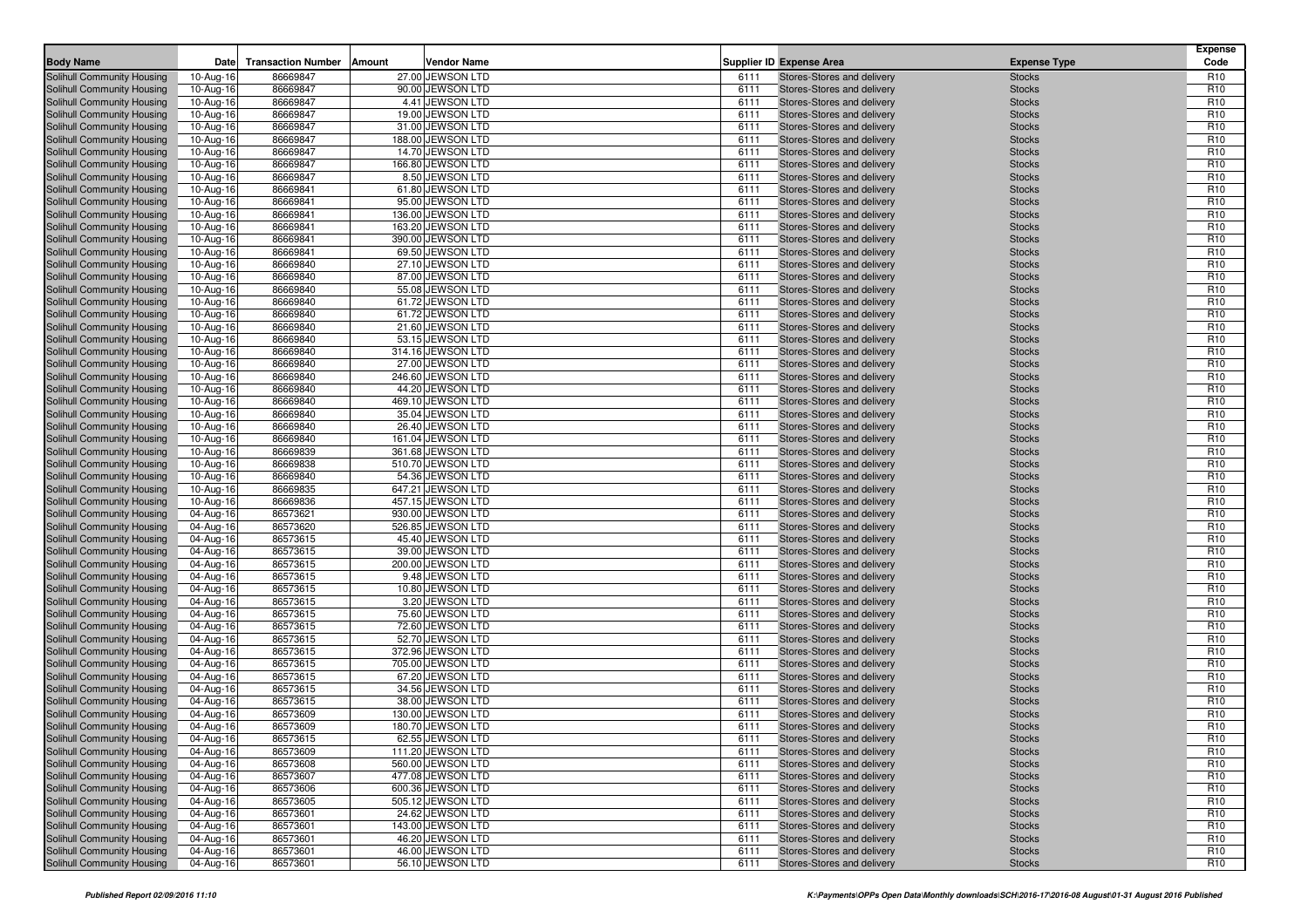| Body Name | Date | Transaction Number | Amount | Vendor Name | Supplier ID | Expense Area | Expense Type | Expense Code |
|---|---|---|---|---|---|---|---|---|
| Solihull Community Housing | 10-Aug-16 | 86669847 | 27.00 | JEWSON LTD | 6111 | Stores-Stores and delivery | Stocks | R10 |
| Solihull Community Housing | 10-Aug-16 | 86669847 | 90.00 | JEWSON LTD | 6111 | Stores-Stores and delivery | Stocks | R10 |
| Solihull Community Housing | 10-Aug-16 | 86669847 | 4.41 | JEWSON LTD | 6111 | Stores-Stores and delivery | Stocks | R10 |
| Solihull Community Housing | 10-Aug-16 | 86669847 | 19.00 | JEWSON LTD | 6111 | Stores-Stores and delivery | Stocks | R10 |
| Solihull Community Housing | 10-Aug-16 | 86669847 | 31.00 | JEWSON LTD | 6111 | Stores-Stores and delivery | Stocks | R10 |
| Solihull Community Housing | 10-Aug-16 | 86669847 | 188.00 | JEWSON LTD | 6111 | Stores-Stores and delivery | Stocks | R10 |
| Solihull Community Housing | 10-Aug-16 | 86669847 | 14.70 | JEWSON LTD | 6111 | Stores-Stores and delivery | Stocks | R10 |
| Solihull Community Housing | 10-Aug-16 | 86669847 | 166.80 | JEWSON LTD | 6111 | Stores-Stores and delivery | Stocks | R10 |
| Solihull Community Housing | 10-Aug-16 | 86669847 | 8.50 | JEWSON LTD | 6111 | Stores-Stores and delivery | Stocks | R10 |
| Solihull Community Housing | 10-Aug-16 | 86669841 | 61.80 | JEWSON LTD | 6111 | Stores-Stores and delivery | Stocks | R10 |
| Solihull Community Housing | 10-Aug-16 | 86669841 | 95.00 | JEWSON LTD | 6111 | Stores-Stores and delivery | Stocks | R10 |
| Solihull Community Housing | 10-Aug-16 | 86669841 | 136.00 | JEWSON LTD | 6111 | Stores-Stores and delivery | Stocks | R10 |
| Solihull Community Housing | 10-Aug-16 | 86669841 | 163.20 | JEWSON LTD | 6111 | Stores-Stores and delivery | Stocks | R10 |
| Solihull Community Housing | 10-Aug-16 | 86669841 | 390.00 | JEWSON LTD | 6111 | Stores-Stores and delivery | Stocks | R10 |
| Solihull Community Housing | 10-Aug-16 | 86669841 | 69.50 | JEWSON LTD | 6111 | Stores-Stores and delivery | Stocks | R10 |
| Solihull Community Housing | 10-Aug-16 | 86669840 | 27.10 | JEWSON LTD | 6111 | Stores-Stores and delivery | Stocks | R10 |
| Solihull Community Housing | 10-Aug-16 | 86669840 | 87.00 | JEWSON LTD | 6111 | Stores-Stores and delivery | Stocks | R10 |
| Solihull Community Housing | 10-Aug-16 | 86669840 | 55.08 | JEWSON LTD | 6111 | Stores-Stores and delivery | Stocks | R10 |
| Solihull Community Housing | 10-Aug-16 | 86669840 | 61.72 | JEWSON LTD | 6111 | Stores-Stores and delivery | Stocks | R10 |
| Solihull Community Housing | 10-Aug-16 | 86669840 | 61.72 | JEWSON LTD | 6111 | Stores-Stores and delivery | Stocks | R10 |
| Solihull Community Housing | 10-Aug-16 | 86669840 | 21.60 | JEWSON LTD | 6111 | Stores-Stores and delivery | Stocks | R10 |
| Solihull Community Housing | 10-Aug-16 | 86669840 | 53.15 | JEWSON LTD | 6111 | Stores-Stores and delivery | Stocks | R10 |
| Solihull Community Housing | 10-Aug-16 | 86669840 | 314.16 | JEWSON LTD | 6111 | Stores-Stores and delivery | Stocks | R10 |
| Solihull Community Housing | 10-Aug-16 | 86669840 | 27.00 | JEWSON LTD | 6111 | Stores-Stores and delivery | Stocks | R10 |
| Solihull Community Housing | 10-Aug-16 | 86669840 | 246.60 | JEWSON LTD | 6111 | Stores-Stores and delivery | Stocks | R10 |
| Solihull Community Housing | 10-Aug-16 | 86669840 | 44.20 | JEWSON LTD | 6111 | Stores-Stores and delivery | Stocks | R10 |
| Solihull Community Housing | 10-Aug-16 | 86669840 | 469.10 | JEWSON LTD | 6111 | Stores-Stores and delivery | Stocks | R10 |
| Solihull Community Housing | 10-Aug-16 | 86669840 | 35.04 | JEWSON LTD | 6111 | Stores-Stores and delivery | Stocks | R10 |
| Solihull Community Housing | 10-Aug-16 | 86669840 | 26.40 | JEWSON LTD | 6111 | Stores-Stores and delivery | Stocks | R10 |
| Solihull Community Housing | 10-Aug-16 | 86669840 | 161.04 | JEWSON LTD | 6111 | Stores-Stores and delivery | Stocks | R10 |
| Solihull Community Housing | 10-Aug-16 | 86669839 | 361.68 | JEWSON LTD | 6111 | Stores-Stores and delivery | Stocks | R10 |
| Solihull Community Housing | 10-Aug-16 | 86669838 | 510.70 | JEWSON LTD | 6111 | Stores-Stores and delivery | Stocks | R10 |
| Solihull Community Housing | 10-Aug-16 | 86669840 | 54.36 | JEWSON LTD | 6111 | Stores-Stores and delivery | Stocks | R10 |
| Solihull Community Housing | 10-Aug-16 | 86669835 | 647.21 | JEWSON LTD | 6111 | Stores-Stores and delivery | Stocks | R10 |
| Solihull Community Housing | 10-Aug-16 | 86669836 | 457.15 | JEWSON LTD | 6111 | Stores-Stores and delivery | Stocks | R10 |
| Solihull Community Housing | 04-Aug-16 | 86573621 | 930.00 | JEWSON LTD | 6111 | Stores-Stores and delivery | Stocks | R10 |
| Solihull Community Housing | 04-Aug-16 | 86573620 | 526.85 | JEWSON LTD | 6111 | Stores-Stores and delivery | Stocks | R10 |
| Solihull Community Housing | 04-Aug-16 | 86573615 | 45.40 | JEWSON LTD | 6111 | Stores-Stores and delivery | Stocks | R10 |
| Solihull Community Housing | 04-Aug-16 | 86573615 | 39.00 | JEWSON LTD | 6111 | Stores-Stores and delivery | Stocks | R10 |
| Solihull Community Housing | 04-Aug-16 | 86573615 | 200.00 | JEWSON LTD | 6111 | Stores-Stores and delivery | Stocks | R10 |
| Solihull Community Housing | 04-Aug-16 | 86573615 | 9.48 | JEWSON LTD | 6111 | Stores-Stores and delivery | Stocks | R10 |
| Solihull Community Housing | 04-Aug-16 | 86573615 | 10.80 | JEWSON LTD | 6111 | Stores-Stores and delivery | Stocks | R10 |
| Solihull Community Housing | 04-Aug-16 | 86573615 | 3.20 | JEWSON LTD | 6111 | Stores-Stores and delivery | Stocks | R10 |
| Solihull Community Housing | 04-Aug-16 | 86573615 | 75.60 | JEWSON LTD | 6111 | Stores-Stores and delivery | Stocks | R10 |
| Solihull Community Housing | 04-Aug-16 | 86573615 | 72.60 | JEWSON LTD | 6111 | Stores-Stores and delivery | Stocks | R10 |
| Solihull Community Housing | 04-Aug-16 | 86573615 | 52.70 | JEWSON LTD | 6111 | Stores-Stores and delivery | Stocks | R10 |
| Solihull Community Housing | 04-Aug-16 | 86573615 | 372.96 | JEWSON LTD | 6111 | Stores-Stores and delivery | Stocks | R10 |
| Solihull Community Housing | 04-Aug-16 | 86573615 | 705.00 | JEWSON LTD | 6111 | Stores-Stores and delivery | Stocks | R10 |
| Solihull Community Housing | 04-Aug-16 | 86573615 | 67.20 | JEWSON LTD | 6111 | Stores-Stores and delivery | Stocks | R10 |
| Solihull Community Housing | 04-Aug-16 | 86573615 | 34.56 | JEWSON LTD | 6111 | Stores-Stores and delivery | Stocks | R10 |
| Solihull Community Housing | 04-Aug-16 | 86573615 | 38.00 | JEWSON LTD | 6111 | Stores-Stores and delivery | Stocks | R10 |
| Solihull Community Housing | 04-Aug-16 | 86573609 | 130.00 | JEWSON LTD | 6111 | Stores-Stores and delivery | Stocks | R10 |
| Solihull Community Housing | 04-Aug-16 | 86573609 | 180.70 | JEWSON LTD | 6111 | Stores-Stores and delivery | Stocks | R10 |
| Solihull Community Housing | 04-Aug-16 | 86573615 | 62.55 | JEWSON LTD | 6111 | Stores-Stores and delivery | Stocks | R10 |
| Solihull Community Housing | 04-Aug-16 | 86573609 | 111.20 | JEWSON LTD | 6111 | Stores-Stores and delivery | Stocks | R10 |
| Solihull Community Housing | 04-Aug-16 | 86573608 | 560.00 | JEWSON LTD | 6111 | Stores-Stores and delivery | Stocks | R10 |
| Solihull Community Housing | 04-Aug-16 | 86573607 | 477.08 | JEWSON LTD | 6111 | Stores-Stores and delivery | Stocks | R10 |
| Solihull Community Housing | 04-Aug-16 | 86573606 | 600.36 | JEWSON LTD | 6111 | Stores-Stores and delivery | Stocks | R10 |
| Solihull Community Housing | 04-Aug-16 | 86573605 | 505.12 | JEWSON LTD | 6111 | Stores-Stores and delivery | Stocks | R10 |
| Solihull Community Housing | 04-Aug-16 | 86573601 | 24.62 | JEWSON LTD | 6111 | Stores-Stores and delivery | Stocks | R10 |
| Solihull Community Housing | 04-Aug-16 | 86573601 | 143.00 | JEWSON LTD | 6111 | Stores-Stores and delivery | Stocks | R10 |
| Solihull Community Housing | 04-Aug-16 | 86573601 | 46.20 | JEWSON LTD | 6111 | Stores-Stores and delivery | Stocks | R10 |
| Solihull Community Housing | 04-Aug-16 | 86573601 | 46.00 | JEWSON LTD | 6111 | Stores-Stores and delivery | Stocks | R10 |
| Solihull Community Housing | 04-Aug-16 | 86573601 | 56.10 | JEWSON LTD | 6111 | Stores-Stores and delivery | Stocks | R10 |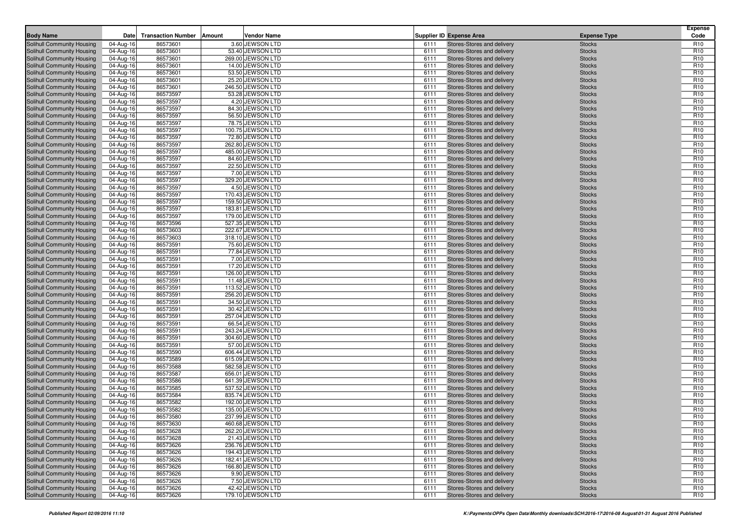| Body Name | Date | Transaction Number | Amount | Vendor Name | Supplier ID | Expense Area | Expense Type | Expense Code |
|---|---|---|---|---|---|---|---|---|
| Solihull Community Housing | 04-Aug-16 | 86573601 | 3.60 | JEWSON LTD | 6111 | Stores-Stores and delivery | Stocks | R10 |
| Solihull Community Housing | 04-Aug-16 | 86573601 | 53.40 | JEWSON LTD | 6111 | Stores-Stores and delivery | Stocks | R10 |
| Solihull Community Housing | 04-Aug-16 | 86573601 | 269.00 | JEWSON LTD | 6111 | Stores-Stores and delivery | Stocks | R10 |
| Solihull Community Housing | 04-Aug-16 | 86573601 | 14.00 | JEWSON LTD | 6111 | Stores-Stores and delivery | Stocks | R10 |
| Solihull Community Housing | 04-Aug-16 | 86573601 | 53.50 | JEWSON LTD | 6111 | Stores-Stores and delivery | Stocks | R10 |
| Solihull Community Housing | 04-Aug-16 | 86573601 | 25.20 | JEWSON LTD | 6111 | Stores-Stores and delivery | Stocks | R10 |
| Solihull Community Housing | 04-Aug-16 | 86573601 | 246.50 | JEWSON LTD | 6111 | Stores-Stores and delivery | Stocks | R10 |
| Solihull Community Housing | 04-Aug-16 | 86573597 | 53.28 | JEWSON LTD | 6111 | Stores-Stores and delivery | Stocks | R10 |
| Solihull Community Housing | 04-Aug-16 | 86573597 | 4.20 | JEWSON LTD | 6111 | Stores-Stores and delivery | Stocks | R10 |
| Solihull Community Housing | 04-Aug-16 | 86573597 | 84.30 | JEWSON LTD | 6111 | Stores-Stores and delivery | Stocks | R10 |
| Solihull Community Housing | 04-Aug-16 | 86573597 | 56.50 | JEWSON LTD | 6111 | Stores-Stores and delivery | Stocks | R10 |
| Solihull Community Housing | 04-Aug-16 | 86573597 | 78.75 | JEWSON LTD | 6111 | Stores-Stores and delivery | Stocks | R10 |
| Solihull Community Housing | 04-Aug-16 | 86573597 | 100.75 | JEWSON LTD | 6111 | Stores-Stores and delivery | Stocks | R10 |
| Solihull Community Housing | 04-Aug-16 | 86573597 | 72.80 | JEWSON LTD | 6111 | Stores-Stores and delivery | Stocks | R10 |
| Solihull Community Housing | 04-Aug-16 | 86573597 | 262.80 | JEWSON LTD | 6111 | Stores-Stores and delivery | Stocks | R10 |
| Solihull Community Housing | 04-Aug-16 | 86573597 | 485.00 | JEWSON LTD | 6111 | Stores-Stores and delivery | Stocks | R10 |
| Solihull Community Housing | 04-Aug-16 | 86573597 | 84.60 | JEWSON LTD | 6111 | Stores-Stores and delivery | Stocks | R10 |
| Solihull Community Housing | 04-Aug-16 | 86573597 | 22.50 | JEWSON LTD | 6111 | Stores-Stores and delivery | Stocks | R10 |
| Solihull Community Housing | 04-Aug-16 | 86573597 | 7.00 | JEWSON LTD | 6111 | Stores-Stores and delivery | Stocks | R10 |
| Solihull Community Housing | 04-Aug-16 | 86573597 | 329.20 | JEWSON LTD | 6111 | Stores-Stores and delivery | Stocks | R10 |
| Solihull Community Housing | 04-Aug-16 | 86573597 | 4.50 | JEWSON LTD | 6111 | Stores-Stores and delivery | Stocks | R10 |
| Solihull Community Housing | 04-Aug-16 | 86573597 | 170.43 | JEWSON LTD | 6111 | Stores-Stores and delivery | Stocks | R10 |
| Solihull Community Housing | 04-Aug-16 | 86573597 | 159.50 | JEWSON LTD | 6111 | Stores-Stores and delivery | Stocks | R10 |
| Solihull Community Housing | 04-Aug-16 | 86573597 | 183.81 | JEWSON LTD | 6111 | Stores-Stores and delivery | Stocks | R10 |
| Solihull Community Housing | 04-Aug-16 | 86573597 | 179.00 | JEWSON LTD | 6111 | Stores-Stores and delivery | Stocks | R10 |
| Solihull Community Housing | 04-Aug-16 | 86573596 | 527.35 | JEWSON LTD | 6111 | Stores-Stores and delivery | Stocks | R10 |
| Solihull Community Housing | 04-Aug-16 | 86573603 | 222.67 | JEWSON LTD | 6111 | Stores-Stores and delivery | Stocks | R10 |
| Solihull Community Housing | 04-Aug-16 | 86573603 | 318.10 | JEWSON LTD | 6111 | Stores-Stores and delivery | Stocks | R10 |
| Solihull Community Housing | 04-Aug-16 | 86573591 | 75.60 | JEWSON LTD | 6111 | Stores-Stores and delivery | Stocks | R10 |
| Solihull Community Housing | 04-Aug-16 | 86573591 | 77.84 | JEWSON LTD | 6111 | Stores-Stores and delivery | Stocks | R10 |
| Solihull Community Housing | 04-Aug-16 | 86573591 | 7.00 | JEWSON LTD | 6111 | Stores-Stores and delivery | Stocks | R10 |
| Solihull Community Housing | 04-Aug-16 | 86573591 | 17.20 | JEWSON LTD | 6111 | Stores-Stores and delivery | Stocks | R10 |
| Solihull Community Housing | 04-Aug-16 | 86573591 | 126.00 | JEWSON LTD | 6111 | Stores-Stores and delivery | Stocks | R10 |
| Solihull Community Housing | 04-Aug-16 | 86573591 | 11.48 | JEWSON LTD | 6111 | Stores-Stores and delivery | Stocks | R10 |
| Solihull Community Housing | 04-Aug-16 | 86573591 | 113.52 | JEWSON LTD | 6111 | Stores-Stores and delivery | Stocks | R10 |
| Solihull Community Housing | 04-Aug-16 | 86573591 | 256.20 | JEWSON LTD | 6111 | Stores-Stores and delivery | Stocks | R10 |
| Solihull Community Housing | 04-Aug-16 | 86573591 | 34.50 | JEWSON LTD | 6111 | Stores-Stores and delivery | Stocks | R10 |
| Solihull Community Housing | 04-Aug-16 | 86573591 | 30.42 | JEWSON LTD | 6111 | Stores-Stores and delivery | Stocks | R10 |
| Solihull Community Housing | 04-Aug-16 | 86573591 | 257.04 | JEWSON LTD | 6111 | Stores-Stores and delivery | Stocks | R10 |
| Solihull Community Housing | 04-Aug-16 | 86573591 | 66.54 | JEWSON LTD | 6111 | Stores-Stores and delivery | Stocks | R10 |
| Solihull Community Housing | 04-Aug-16 | 86573591 | 243.24 | JEWSON LTD | 6111 | Stores-Stores and delivery | Stocks | R10 |
| Solihull Community Housing | 04-Aug-16 | 86573591 | 304.60 | JEWSON LTD | 6111 | Stores-Stores and delivery | Stocks | R10 |
| Solihull Community Housing | 04-Aug-16 | 86573591 | 57.00 | JEWSON LTD | 6111 | Stores-Stores and delivery | Stocks | R10 |
| Solihull Community Housing | 04-Aug-16 | 86573590 | 606.44 | JEWSON LTD | 6111 | Stores-Stores and delivery | Stocks | R10 |
| Solihull Community Housing | 04-Aug-16 | 86573589 | 615.09 | JEWSON LTD | 6111 | Stores-Stores and delivery | Stocks | R10 |
| Solihull Community Housing | 04-Aug-16 | 86573588 | 582.58 | JEWSON LTD | 6111 | Stores-Stores and delivery | Stocks | R10 |
| Solihull Community Housing | 04-Aug-16 | 86573587 | 656.01 | JEWSON LTD | 6111 | Stores-Stores and delivery | Stocks | R10 |
| Solihull Community Housing | 04-Aug-16 | 86573586 | 641.39 | JEWSON LTD | 6111 | Stores-Stores and delivery | Stocks | R10 |
| Solihull Community Housing | 04-Aug-16 | 86573585 | 537.52 | JEWSON LTD | 6111 | Stores-Stores and delivery | Stocks | R10 |
| Solihull Community Housing | 04-Aug-16 | 86573584 | 835.74 | JEWSON LTD | 6111 | Stores-Stores and delivery | Stocks | R10 |
| Solihull Community Housing | 04-Aug-16 | 86573582 | 192.00 | JEWSON LTD | 6111 | Stores-Stores and delivery | Stocks | R10 |
| Solihull Community Housing | 04-Aug-16 | 86573582 | 135.00 | JEWSON LTD | 6111 | Stores-Stores and delivery | Stocks | R10 |
| Solihull Community Housing | 04-Aug-16 | 86573580 | 237.99 | JEWSON LTD | 6111 | Stores-Stores and delivery | Stocks | R10 |
| Solihull Community Housing | 04-Aug-16 | 86573630 | 460.68 | JEWSON LTD | 6111 | Stores-Stores and delivery | Stocks | R10 |
| Solihull Community Housing | 04-Aug-16 | 86573628 | 262.20 | JEWSON LTD | 6111 | Stores-Stores and delivery | Stocks | R10 |
| Solihull Community Housing | 04-Aug-16 | 86573628 | 21.43 | JEWSON LTD | 6111 | Stores-Stores and delivery | Stocks | R10 |
| Solihull Community Housing | 04-Aug-16 | 86573626 | 236.76 | JEWSON LTD | 6111 | Stores-Stores and delivery | Stocks | R10 |
| Solihull Community Housing | 04-Aug-16 | 86573626 | 194.43 | JEWSON LTD | 6111 | Stores-Stores and delivery | Stocks | R10 |
| Solihull Community Housing | 04-Aug-16 | 86573626 | 182.41 | JEWSON LTD | 6111 | Stores-Stores and delivery | Stocks | R10 |
| Solihull Community Housing | 04-Aug-16 | 86573626 | 166.80 | JEWSON LTD | 6111 | Stores-Stores and delivery | Stocks | R10 |
| Solihull Community Housing | 04-Aug-16 | 86573626 | 9.90 | JEWSON LTD | 6111 | Stores-Stores and delivery | Stocks | R10 |
| Solihull Community Housing | 04-Aug-16 | 86573626 | 7.50 | JEWSON LTD | 6111 | Stores-Stores and delivery | Stocks | R10 |
| Solihull Community Housing | 04-Aug-16 | 86573626 | 42.42 | JEWSON LTD | 6111 | Stores-Stores and delivery | Stocks | R10 |
| Solihull Community Housing | 04-Aug-16 | 86573626 | 179.10 | JEWSON LTD | 6111 | Stores-Stores and delivery | Stocks | R10 |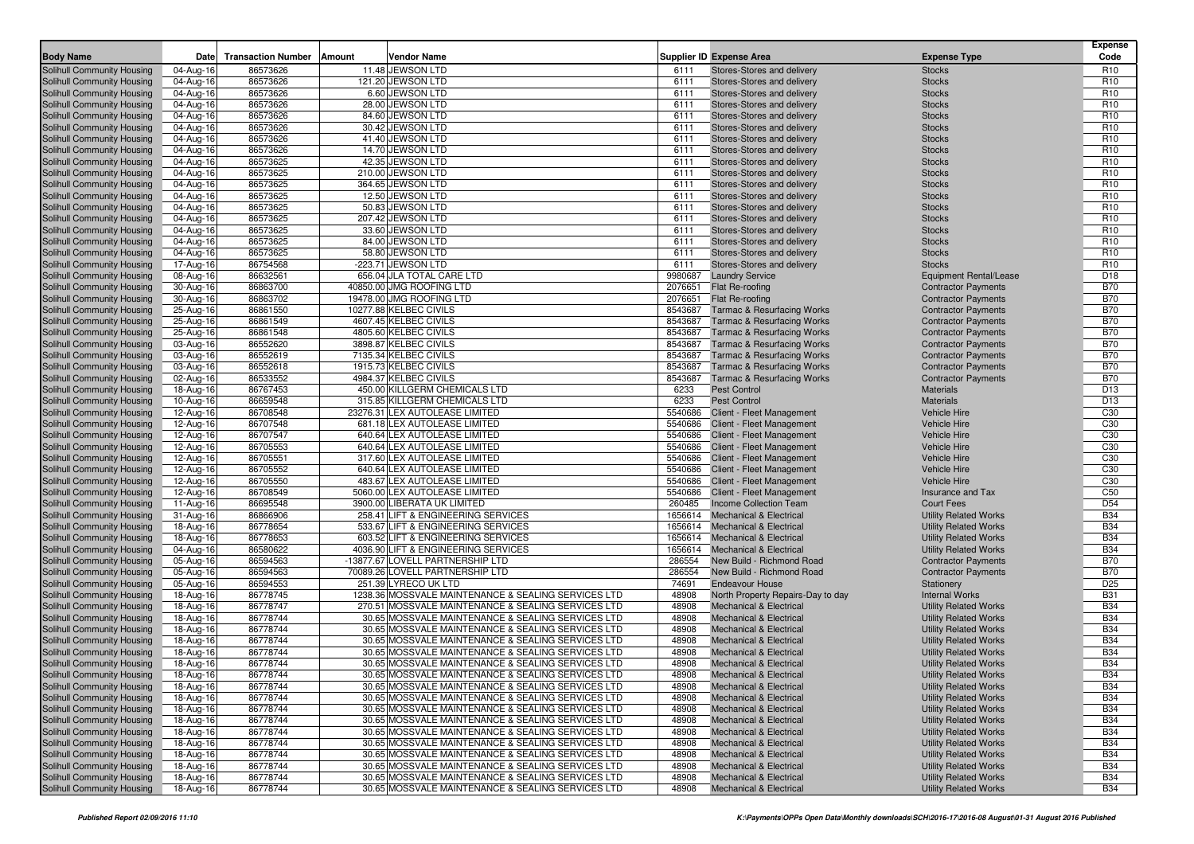| Body Name | Date | Transaction Number | Amount | Vendor Name | Supplier ID | Expense Area | Expense Type | Expense Code |
|---|---|---|---|---|---|---|---|---|
| Solihull Community Housing | 04-Aug-16 | 86573626 | 11.48 | JEWSON LTD | 6111 | Stores-Stores and delivery | Stocks | R10 |
| Solihull Community Housing | 04-Aug-16 | 86573626 | 121.20 | JEWSON LTD | 6111 | Stores-Stores and delivery | Stocks | R10 |
| Solihull Community Housing | 04-Aug-16 | 86573626 | 6.60 | JEWSON LTD | 6111 | Stores-Stores and delivery | Stocks | R10 |
| Solihull Community Housing | 04-Aug-16 | 86573626 | 28.00 | JEWSON LTD | 6111 | Stores-Stores and delivery | Stocks | R10 |
| Solihull Community Housing | 04-Aug-16 | 86573626 | 84.60 | JEWSON LTD | 6111 | Stores-Stores and delivery | Stocks | R10 |
| Solihull Community Housing | 04-Aug-16 | 86573626 | 30.42 | JEWSON LTD | 6111 | Stores-Stores and delivery | Stocks | R10 |
| Solihull Community Housing | 04-Aug-16 | 86573626 | 41.40 | JEWSON LTD | 6111 | Stores-Stores and delivery | Stocks | R10 |
| Solihull Community Housing | 04-Aug-16 | 86573626 | 14.70 | JEWSON LTD | 6111 | Stores-Stores and delivery | Stocks | R10 |
| Solihull Community Housing | 04-Aug-16 | 86573625 | 42.35 | JEWSON LTD | 6111 | Stores-Stores and delivery | Stocks | R10 |
| Solihull Community Housing | 04-Aug-16 | 86573625 | 210.00 | JEWSON LTD | 6111 | Stores-Stores and delivery | Stocks | R10 |
| Solihull Community Housing | 04-Aug-16 | 86573625 | 364.65 | JEWSON LTD | 6111 | Stores-Stores and delivery | Stocks | R10 |
| Solihull Community Housing | 04-Aug-16 | 86573625 | 12.50 | JEWSON LTD | 6111 | Stores-Stores and delivery | Stocks | R10 |
| Solihull Community Housing | 04-Aug-16 | 86573625 | 50.83 | JEWSON LTD | 6111 | Stores-Stores and delivery | Stocks | R10 |
| Solihull Community Housing | 04-Aug-16 | 86573625 | 207.42 | JEWSON LTD | 6111 | Stores-Stores and delivery | Stocks | R10 |
| Solihull Community Housing | 04-Aug-16 | 86573625 | 33.60 | JEWSON LTD | 6111 | Stores-Stores and delivery | Stocks | R10 |
| Solihull Community Housing | 04-Aug-16 | 86573625 | 84.00 | JEWSON LTD | 6111 | Stores-Stores and delivery | Stocks | R10 |
| Solihull Community Housing | 04-Aug-16 | 86573625 | 58.80 | JEWSON LTD | 6111 | Stores-Stores and delivery | Stocks | R10 |
| Solihull Community Housing | 17-Aug-16 | 86754568 | -223.71 | JEWSON LTD | 6111 | Stores-Stores and delivery | Stocks | R10 |
| Solihull Community Housing | 08-Aug-16 | 86632561 | 656.04 | JLA TOTAL CARE LTD | 9980687 | Laundry Service | Equipment Rental/Lease | D18 |
| Solihull Community Housing | 30-Aug-16 | 86863700 | 40850.00 | JMG ROOFING LTD | 2076651 | Flat Re-roofing | Contractor Payments | B70 |
| Solihull Community Housing | 30-Aug-16 | 86863702 | 19478.00 | JMG ROOFING LTD | 2076651 | Flat Re-roofing | Contractor Payments | B70 |
| Solihull Community Housing | 25-Aug-16 | 86861550 | 10277.88 | KELBEC CIVILS | 8543687 | Tarmac & Resurfacing Works | Contractor Payments | B70 |
| Solihull Community Housing | 25-Aug-16 | 86861549 | 4607.45 | KELBEC CIVILS | 8543687 | Tarmac & Resurfacing Works | Contractor Payments | B70 |
| Solihull Community Housing | 25-Aug-16 | 86861548 | 4805.60 | KELBEC CIVILS | 8543687 | Tarmac & Resurfacing Works | Contractor Payments | B70 |
| Solihull Community Housing | 03-Aug-16 | 86552620 | 3898.87 | KELBEC CIVILS | 8543687 | Tarmac & Resurfacing Works | Contractor Payments | B70 |
| Solihull Community Housing | 03-Aug-16 | 86552619 | 7135.34 | KELBEC CIVILS | 8543687 | Tarmac & Resurfacing Works | Contractor Payments | B70 |
| Solihull Community Housing | 03-Aug-16 | 86552618 | 1915.73 | KELBEC CIVILS | 8543687 | Tarmac & Resurfacing Works | Contractor Payments | B70 |
| Solihull Community Housing | 02-Aug-16 | 86533552 | 4984.37 | KELBEC CIVILS | 8543687 | Tarmac & Resurfacing Works | Contractor Payments | B70 |
| Solihull Community Housing | 18-Aug-16 | 86767453 | 450.00 | KILLGERM CHEMICALS LTD | 6233 | Pest Control | Materials | D13 |
| Solihull Community Housing | 10-Aug-16 | 86659548 | 315.85 | KILLGERM CHEMICALS LTD | 6233 | Pest Control | Materials | D13 |
| Solihull Community Housing | 12-Aug-16 | 86708548 | 23276.31 | LEX AUTOLEASE LIMITED | 5540686 | Client - Fleet Management | Vehicle Hire | C30 |
| Solihull Community Housing | 12-Aug-16 | 86707548 | 681.18 | LEX AUTOLEASE LIMITED | 5540686 | Client - Fleet Management | Vehicle Hire | C30 |
| Solihull Community Housing | 12-Aug-16 | 86707547 | 640.64 | LEX AUTOLEASE LIMITED | 5540686 | Client - Fleet Management | Vehicle Hire | C30 |
| Solihull Community Housing | 12-Aug-16 | 86705553 | 640.64 | LEX AUTOLEASE LIMITED | 5540686 | Client - Fleet Management | Vehicle Hire | C30 |
| Solihull Community Housing | 12-Aug-16 | 86705551 | 317.60 | LEX AUTOLEASE LIMITED | 5540686 | Client - Fleet Management | Vehicle Hire | C30 |
| Solihull Community Housing | 12-Aug-16 | 86705552 | 640.64 | LEX AUTOLEASE LIMITED | 5540686 | Client - Fleet Management | Vehicle Hire | C30 |
| Solihull Community Housing | 12-Aug-16 | 86705550 | 483.67 | LEX AUTOLEASE LIMITED | 5540686 | Client - Fleet Management | Vehicle Hire | C30 |
| Solihull Community Housing | 12-Aug-16 | 86708549 | 5060.00 | LEX AUTOLEASE LIMITED | 5540686 | Client - Fleet Management | Insurance and Tax | C50 |
| Solihull Community Housing | 11-Aug-16 | 86695548 | 3900.00 | LIBERATA UK LIMITED | 260485 | Income Collection Team | Court Fees | D54 |
| Solihull Community Housing | 31-Aug-16 | 86866906 | 258.41 | LIFT & ENGINEERING SERVICES | 1656614 | Mechanical & Electrical | Utility Related Works | B34 |
| Solihull Community Housing | 18-Aug-16 | 86778654 | 533.67 | LIFT & ENGINEERING SERVICES | 1656614 | Mechanical & Electrical | Utility Related Works | B34 |
| Solihull Community Housing | 18-Aug-16 | 86778653 | 603.52 | LIFT & ENGINEERING SERVICES | 1656614 | Mechanical & Electrical | Utility Related Works | B34 |
| Solihull Community Housing | 04-Aug-16 | 86580622 | 4036.90 | LIFT & ENGINEERING SERVICES | 1656614 | Mechanical & Electrical | Utility Related Works | B34 |
| Solihull Community Housing | 05-Aug-16 | 86594563 | -13877.67 | LOVELL PARTNERSHIP LTD | 286554 | New Build - Richmond Road | Contractor Payments | B70 |
| Solihull Community Housing | 05-Aug-16 | 86594563 | 70089.26 | LOVELL PARTNERSHIP LTD | 286554 | New Build - Richmond Road | Contractor Payments | B70 |
| Solihull Community Housing | 05-Aug-16 | 86594553 | 251.39 | LYRECO UK LTD | 74691 | Endeavour House | Stationery | D25 |
| Solihull Community Housing | 18-Aug-16 | 86778745 | 1238.36 | MOSSVALE MAINTENANCE & SEALING SERVICES LTD | 48908 | North Property Repairs-Day to day | Internal Works | B31 |
| Solihull Community Housing | 18-Aug-16 | 86778747 | 270.51 | MOSSVALE MAINTENANCE & SEALING SERVICES LTD | 48908 | Mechanical & Electrical | Utility Related Works | B34 |
| Solihull Community Housing | 18-Aug-16 | 86778744 | 30.65 | MOSSVALE MAINTENANCE & SEALING SERVICES LTD | 48908 | Mechanical & Electrical | Utility Related Works | B34 |
| Solihull Community Housing | 18-Aug-16 | 86778744 | 30.65 | MOSSVALE MAINTENANCE & SEALING SERVICES LTD | 48908 | Mechanical & Electrical | Utility Related Works | B34 |
| Solihull Community Housing | 18-Aug-16 | 86778744 | 30.65 | MOSSVALE MAINTENANCE & SEALING SERVICES LTD | 48908 | Mechanical & Electrical | Utility Related Works | B34 |
| Solihull Community Housing | 18-Aug-16 | 86778744 | 30.65 | MOSSVALE MAINTENANCE & SEALING SERVICES LTD | 48908 | Mechanical & Electrical | Utility Related Works | B34 |
| Solihull Community Housing | 18-Aug-16 | 86778744 | 30.65 | MOSSVALE MAINTENANCE & SEALING SERVICES LTD | 48908 | Mechanical & Electrical | Utility Related Works | B34 |
| Solihull Community Housing | 18-Aug-16 | 86778744 | 30.65 | MOSSVALE MAINTENANCE & SEALING SERVICES LTD | 48908 | Mechanical & Electrical | Utility Related Works | B34 |
| Solihull Community Housing | 18-Aug-16 | 86778744 | 30.65 | MOSSVALE MAINTENANCE & SEALING SERVICES LTD | 48908 | Mechanical & Electrical | Utility Related Works | B34 |
| Solihull Community Housing | 18-Aug-16 | 86778744 | 30.65 | MOSSVALE MAINTENANCE & SEALING SERVICES LTD | 48908 | Mechanical & Electrical | Utility Related Works | B34 |
| Solihull Community Housing | 18-Aug-16 | 86778744 | 30.65 | MOSSVALE MAINTENANCE & SEALING SERVICES LTD | 48908 | Mechanical & Electrical | Utility Related Works | B34 |
| Solihull Community Housing | 18-Aug-16 | 86778744 | 30.65 | MOSSVALE MAINTENANCE & SEALING SERVICES LTD | 48908 | Mechanical & Electrical | Utility Related Works | B34 |
| Solihull Community Housing | 18-Aug-16 | 86778744 | 30.65 | MOSSVALE MAINTENANCE & SEALING SERVICES LTD | 48908 | Mechanical & Electrical | Utility Related Works | B34 |
| Solihull Community Housing | 18-Aug-16 | 86778744 | 30.65 | MOSSVALE MAINTENANCE & SEALING SERVICES LTD | 48908 | Mechanical & Electrical | Utility Related Works | B34 |
| Solihull Community Housing | 18-Aug-16 | 86778744 | 30.65 | MOSSVALE MAINTENANCE & SEALING SERVICES LTD | 48908 | Mechanical & Electrical | Utility Related Works | B34 |
| Solihull Community Housing | 18-Aug-16 | 86778744 | 30.65 | MOSSVALE MAINTENANCE & SEALING SERVICES LTD | 48908 | Mechanical & Electrical | Utility Related Works | B34 |
| Solihull Community Housing | 18-Aug-16 | 86778744 | 30.65 | MOSSVALE MAINTENANCE & SEALING SERVICES LTD | 48908 | Mechanical & Electrical | Utility Related Works | B34 |
| Solihull Community Housing | 18-Aug-16 | 86778744 | 30.65 | MOSSVALE MAINTENANCE & SEALING SERVICES LTD | 48908 | Mechanical & Electrical | Utility Related Works | B34 |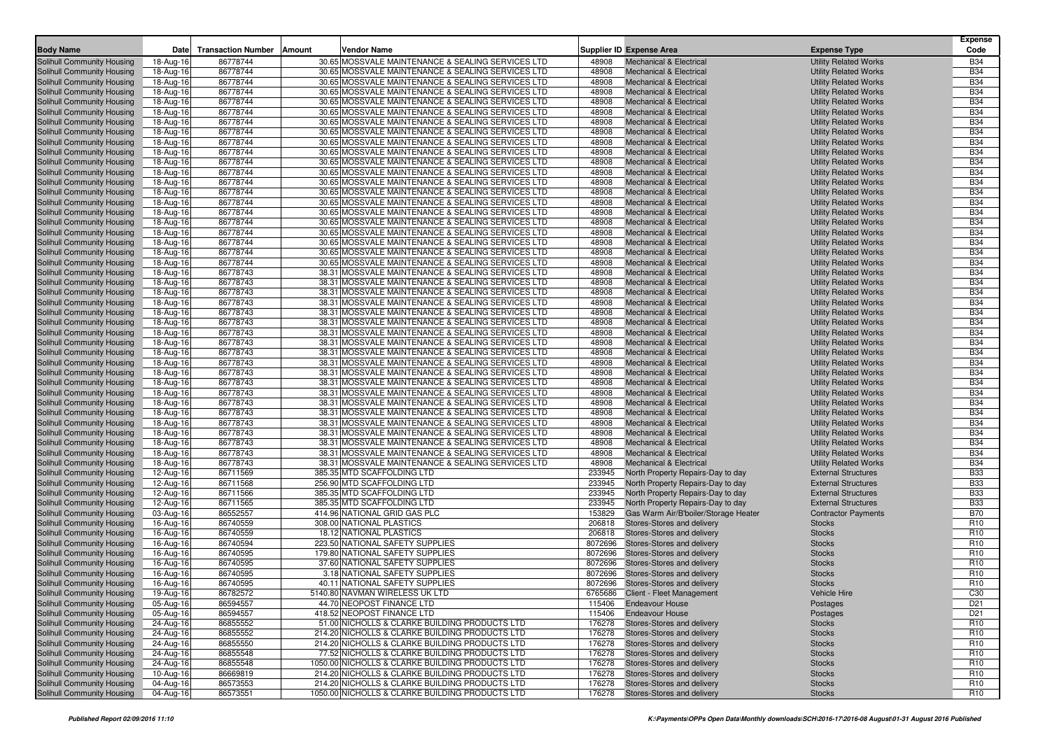| Body Name | Date | Transaction Number | Amount | Vendor Name | Supplier ID | Expense Area | Expense Type | Expense Code |
|---|---|---|---|---|---|---|---|---|
| Solihull Community Housing | 18-Aug-16 | 86778744 | 30.65 | MOSSVALE MAINTENANCE & SEALING SERVICES LTD | 48908 | Mechanical & Electrical | Utility Related Works | B34 |
| Solihull Community Housing | 18-Aug-16 | 86778744 | 30.65 | MOSSVALE MAINTENANCE & SEALING SERVICES LTD | 48908 | Mechanical & Electrical | Utility Related Works | B34 |
| Solihull Community Housing | 18-Aug-16 | 86778744 | 30.65 | MOSSVALE MAINTENANCE & SEALING SERVICES LTD | 48908 | Mechanical & Electrical | Utility Related Works | B34 |
| Solihull Community Housing | 18-Aug-16 | 86778744 | 30.65 | MOSSVALE MAINTENANCE & SEALING SERVICES LTD | 48908 | Mechanical & Electrical | Utility Related Works | B34 |
| Solihull Community Housing | 18-Aug-16 | 86778744 | 30.65 | MOSSVALE MAINTENANCE & SEALING SERVICES LTD | 48908 | Mechanical & Electrical | Utility Related Works | B34 |
| Solihull Community Housing | 18-Aug-16 | 86778744 | 30.65 | MOSSVALE MAINTENANCE & SEALING SERVICES LTD | 48908 | Mechanical & Electrical | Utility Related Works | B34 |
| Solihull Community Housing | 18-Aug-16 | 86778744 | 30.65 | MOSSVALE MAINTENANCE & SEALING SERVICES LTD | 48908 | Mechanical & Electrical | Utility Related Works | B34 |
| Solihull Community Housing | 18-Aug-16 | 86778744 | 30.65 | MOSSVALE MAINTENANCE & SEALING SERVICES LTD | 48908 | Mechanical & Electrical | Utility Related Works | B34 |
| Solihull Community Housing | 18-Aug-16 | 86778744 | 30.65 | MOSSVALE MAINTENANCE & SEALING SERVICES LTD | 48908 | Mechanical & Electrical | Utility Related Works | B34 |
| Solihull Community Housing | 18-Aug-16 | 86778744 | 30.65 | MOSSVALE MAINTENANCE & SEALING SERVICES LTD | 48908 | Mechanical & Electrical | Utility Related Works | B34 |
| Solihull Community Housing | 18-Aug-16 | 86778744 | 30.65 | MOSSVALE MAINTENANCE & SEALING SERVICES LTD | 48908 | Mechanical & Electrical | Utility Related Works | B34 |
| Solihull Community Housing | 18-Aug-16 | 86778744 | 30.65 | MOSSVALE MAINTENANCE & SEALING SERVICES LTD | 48908 | Mechanical & Electrical | Utility Related Works | B34 |
| Solihull Community Housing | 18-Aug-16 | 86778744 | 30.65 | MOSSVALE MAINTENANCE & SEALING SERVICES LTD | 48908 | Mechanical & Electrical | Utility Related Works | B34 |
| Solihull Community Housing | 18-Aug-16 | 86778744 | 30.65 | MOSSVALE MAINTENANCE & SEALING SERVICES LTD | 48908 | Mechanical & Electrical | Utility Related Works | B34 |
| Solihull Community Housing | 18-Aug-16 | 86778744 | 30.65 | MOSSVALE MAINTENANCE & SEALING SERVICES LTD | 48908 | Mechanical & Electrical | Utility Related Works | B34 |
| Solihull Community Housing | 18-Aug-16 | 86778744 | 30.65 | MOSSVALE MAINTENANCE & SEALING SERVICES LTD | 48908 | Mechanical & Electrical | Utility Related Works | B34 |
| Solihull Community Housing | 18-Aug-16 | 86778744 | 30.65 | MOSSVALE MAINTENANCE & SEALING SERVICES LTD | 48908 | Mechanical & Electrical | Utility Related Works | B34 |
| Solihull Community Housing | 18-Aug-16 | 86778744 | 30.65 | MOSSVALE MAINTENANCE & SEALING SERVICES LTD | 48908 | Mechanical & Electrical | Utility Related Works | B34 |
| Solihull Community Housing | 18-Aug-16 | 86778744 | 30.65 | MOSSVALE MAINTENANCE & SEALING SERVICES LTD | 48908 | Mechanical & Electrical | Utility Related Works | B34 |
| Solihull Community Housing | 18-Aug-16 | 86778744 | 30.65 | MOSSVALE MAINTENANCE & SEALING SERVICES LTD | 48908 | Mechanical & Electrical | Utility Related Works | B34 |
| Solihull Community Housing | 18-Aug-16 | 86778744 | 30.65 | MOSSVALE MAINTENANCE & SEALING SERVICES LTD | 48908 | Mechanical & Electrical | Utility Related Works | B34 |
| Solihull Community Housing | 18-Aug-16 | 86778743 | 38.31 | MOSSVALE MAINTENANCE & SEALING SERVICES LTD | 48908 | Mechanical & Electrical | Utility Related Works | B34 |
| Solihull Community Housing | 18-Aug-16 | 86778743 | 38.31 | MOSSVALE MAINTENANCE & SEALING SERVICES LTD | 48908 | Mechanical & Electrical | Utility Related Works | B34 |
| Solihull Community Housing | 18-Aug-16 | 86778743 | 38.31 | MOSSVALE MAINTENANCE & SEALING SERVICES LTD | 48908 | Mechanical & Electrical | Utility Related Works | B34 |
| Solihull Community Housing | 18-Aug-16 | 86778743 | 38.31 | MOSSVALE MAINTENANCE & SEALING SERVICES LTD | 48908 | Mechanical & Electrical | Utility Related Works | B34 |
| Solihull Community Housing | 18-Aug-16 | 86778743 | 38.31 | MOSSVALE MAINTENANCE & SEALING SERVICES LTD | 48908 | Mechanical & Electrical | Utility Related Works | B34 |
| Solihull Community Housing | 18-Aug-16 | 86778743 | 38.31 | MOSSVALE MAINTENANCE & SEALING SERVICES LTD | 48908 | Mechanical & Electrical | Utility Related Works | B34 |
| Solihull Community Housing | 18-Aug-16 | 86778743 | 38.31 | MOSSVALE MAINTENANCE & SEALING SERVICES LTD | 48908 | Mechanical & Electrical | Utility Related Works | B34 |
| Solihull Community Housing | 18-Aug-16 | 86778743 | 38.31 | MOSSVALE MAINTENANCE & SEALING SERVICES LTD | 48908 | Mechanical & Electrical | Utility Related Works | B34 |
| Solihull Community Housing | 18-Aug-16 | 86778743 | 38.31 | MOSSVALE MAINTENANCE & SEALING SERVICES LTD | 48908 | Mechanical & Electrical | Utility Related Works | B34 |
| Solihull Community Housing | 18-Aug-16 | 86778743 | 38.31 | MOSSVALE MAINTENANCE & SEALING SERVICES LTD | 48908 | Mechanical & Electrical | Utility Related Works | B34 |
| Solihull Community Housing | 18-Aug-16 | 86778743 | 38.31 | MOSSVALE MAINTENANCE & SEALING SERVICES LTD | 48908 | Mechanical & Electrical | Utility Related Works | B34 |
| Solihull Community Housing | 18-Aug-16 | 86778743 | 38.31 | MOSSVALE MAINTENANCE & SEALING SERVICES LTD | 48908 | Mechanical & Electrical | Utility Related Works | B34 |
| Solihull Community Housing | 18-Aug-16 | 86778743 | 38.31 | MOSSVALE MAINTENANCE & SEALING SERVICES LTD | 48908 | Mechanical & Electrical | Utility Related Works | B34 |
| Solihull Community Housing | 18-Aug-16 | 86778743 | 38.31 | MOSSVALE MAINTENANCE & SEALING SERVICES LTD | 48908 | Mechanical & Electrical | Utility Related Works | B34 |
| Solihull Community Housing | 18-Aug-16 | 86778743 | 38.31 | MOSSVALE MAINTENANCE & SEALING SERVICES LTD | 48908 | Mechanical & Electrical | Utility Related Works | B34 |
| Solihull Community Housing | 18-Aug-16 | 86778743 | 38.31 | MOSSVALE MAINTENANCE & SEALING SERVICES LTD | 48908 | Mechanical & Electrical | Utility Related Works | B34 |
| Solihull Community Housing | 18-Aug-16 | 86778743 | 38.31 | MOSSVALE MAINTENANCE & SEALING SERVICES LTD | 48908 | Mechanical & Electrical | Utility Related Works | B34 |
| Solihull Community Housing | 18-Aug-16 | 86778743 | 38.31 | MOSSVALE MAINTENANCE & SEALING SERVICES LTD | 48908 | Mechanical & Electrical | Utility Related Works | B34 |
| Solihull Community Housing | 18-Aug-16 | 86778743 | 38.31 | MOSSVALE MAINTENANCE & SEALING SERVICES LTD | 48908 | Mechanical & Electrical | Utility Related Works | B34 |
| Solihull Community Housing | 18-Aug-16 | 86778743 | 38.31 | MOSSVALE MAINTENANCE & SEALING SERVICES LTD | 48908 | Mechanical & Electrical | Utility Related Works | B34 |
| Solihull Community Housing | 18-Aug-16 | 86778743 | 38.31 | MOSSVALE MAINTENANCE & SEALING SERVICES LTD | 48908 | Mechanical & Electrical | Utility Related Works | B34 |
| Solihull Community Housing | 12-Aug-16 | 86711569 | 385.35 | MTD SCAFFOLDING LTD | 233945 | North Property Repairs-Day to day | External Structures | B33 |
| Solihull Community Housing | 12-Aug-16 | 86711568 | 256.90 | MTD SCAFFOLDING LTD | 233945 | North Property Repairs-Day to day | External Structures | B33 |
| Solihull Community Housing | 12-Aug-16 | 86711566 | 385.35 | MTD SCAFFOLDING LTD | 233945 | North Property Repairs-Day to day | External Structures | B33 |
| Solihull Community Housing | 12-Aug-16 | 86711565 | 385.35 | MTD SCAFFOLDING LTD | 233945 | North Property Repairs-Day to day | External Structures | B33 |
| Solihull Community Housing | 03-Aug-16 | 86552557 | 414.96 | NATIONAL GRID GAS PLC | 153829 | Gas Warm Air/B'boiler/Storage Heater | Contractor Payments | B70 |
| Solihull Community Housing | 16-Aug-16 | 86740559 | 308.00 | NATIONAL PLASTICS | 206818 | Stores-Stores and delivery | Stocks | R10 |
| Solihull Community Housing | 16-Aug-16 | 86740559 | 18.12 | NATIONAL PLASTICS | 206818 | Stores-Stores and delivery | Stocks | R10 |
| Solihull Community Housing | 16-Aug-16 | 86740594 | 223.50 | NATIONAL SAFETY SUPPLIES | 8072696 | Stores-Stores and delivery | Stocks | R10 |
| Solihull Community Housing | 16-Aug-16 | 86740595 | 179.80 | NATIONAL SAFETY SUPPLIES | 8072696 | Stores-Stores and delivery | Stocks | R10 |
| Solihull Community Housing | 16-Aug-16 | 86740595 | 37.60 | NATIONAL SAFETY SUPPLIES | 8072696 | Stores-Stores and delivery | Stocks | R10 |
| Solihull Community Housing | 16-Aug-16 | 86740595 | 3.18 | NATIONAL SAFETY SUPPLIES | 8072696 | Stores-Stores and delivery | Stocks | R10 |
| Solihull Community Housing | 16-Aug-16 | 86740595 | 40.11 | NATIONAL SAFETY SUPPLIES | 8072696 | Stores-Stores and delivery | Stocks | R10 |
| Solihull Community Housing | 19-Aug-16 | 86782572 | 5140.80 | NAVMAN WIRELESS UK LTD | 6765686 | Client - Fleet Management | Vehicle Hire | C30 |
| Solihull Community Housing | 05-Aug-16 | 86594557 | 44.70 | NEOPOST FINANCE LTD | 115406 | Endeavour House | Postages | D21 |
| Solihull Community Housing | 05-Aug-16 | 86594557 | 418.52 | NEOPOST FINANCE LTD | 115406 | Endeavour House | Postages | D21 |
| Solihull Community Housing | 24-Aug-16 | 86855552 | 51.00 | NICHOLLS & CLARKE BUILDING PRODUCTS LTD | 176278 | Stores-Stores and delivery | Stocks | R10 |
| Solihull Community Housing | 24-Aug-16 | 86855552 | 214.20 | NICHOLLS & CLARKE BUILDING PRODUCTS LTD | 176278 | Stores-Stores and delivery | Stocks | R10 |
| Solihull Community Housing | 24-Aug-16 | 86855550 | 214.20 | NICHOLLS & CLARKE BUILDING PRODUCTS LTD | 176278 | Stores-Stores and delivery | Stocks | R10 |
| Solihull Community Housing | 24-Aug-16 | 86855548 | 77.52 | NICHOLLS & CLARKE BUILDING PRODUCTS LTD | 176278 | Stores-Stores and delivery | Stocks | R10 |
| Solihull Community Housing | 24-Aug-16 | 86855548 | 1050.00 | NICHOLLS & CLARKE BUILDING PRODUCTS LTD | 176278 | Stores-Stores and delivery | Stocks | R10 |
| Solihull Community Housing | 10-Aug-16 | 86669819 | 214.20 | NICHOLLS & CLARKE BUILDING PRODUCTS LTD | 176278 | Stores-Stores and delivery | Stocks | R10 |
| Solihull Community Housing | 04-Aug-16 | 86573553 | 214.20 | NICHOLLS & CLARKE BUILDING PRODUCTS LTD | 176278 | Stores-Stores and delivery | Stocks | R10 |
| Solihull Community Housing | 04-Aug-16 | 86573551 | 1050.00 | NICHOLLS & CLARKE BUILDING PRODUCTS LTD | 176278 | Stores-Stores and delivery | Stocks | R10 |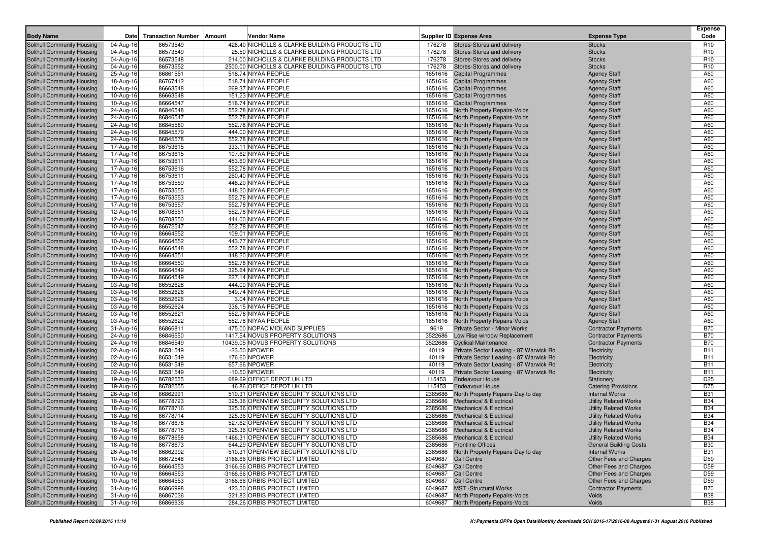| Body Name | Date | Transaction Number | Amount | Vendor Name | Supplier ID | Expense Area | Expense Type | Expense Code |
|---|---|---|---|---|---|---|---|---|
| Solihull Community Housing | 04-Aug-16 | 86573549 | 428.40 | NICHOLLS & CLARKE BUILDING PRODUCTS LTD | 176278 | Stores-Stores and delivery | Stocks | R10 |
| Solihull Community Housing | 04-Aug-16 | 86573549 | 25.50 | NICHOLLS & CLARKE BUILDING PRODUCTS LTD | 176278 | Stores-Stores and delivery | Stocks | R10 |
| Solihull Community Housing | 04-Aug-16 | 86573548 | 214.00 | NICHOLLS & CLARKE BUILDING PRODUCTS LTD | 176278 | Stores-Stores and delivery | Stocks | R10 |
| Solihull Community Housing | 04-Aug-16 | 86573552 | 2500.00 | NICHOLLS & CLARKE BUILDING PRODUCTS LTD | 176278 | Stores-Stores and delivery | Stocks | R10 |
| Solihull Community Housing | 25-Aug-16 | 86861551 | 518.74 | NIYAA PEOPLE | 1651616 | Capital Programmes | Agency Staff | A60 |
| Solihull Community Housing | 18-Aug-16 | 86767412 | 518.74 | NIYAA PEOPLE | 1651616 | Capital Programmes | Agency Staff | A60 |
| Solihull Community Housing | 10-Aug-16 | 86663548 | 269.37 | NIYAA PEOPLE | 1651616 | Capital Programmes | Agency Staff | A60 |
| Solihull Community Housing | 10-Aug-16 | 86663548 | 151.23 | NIYAA PEOPLE | 1651616 | Capital Programmes | Agency Staff | A60 |
| Solihull Community Housing | 10-Aug-16 | 86664547 | 518.74 | NIYAA PEOPLE | 1651616 | Capital Programmes | Agency Staff | A60 |
| Solihull Community Housing | 24-Aug-16 | 86846548 | 552.78 | NIYAA PEOPLE | 1651616 | North Property Repairs-Voids | Agency Staff | A60 |
| Solihull Community Housing | 24-Aug-16 | 86846547 | 552.78 | NIYAA PEOPLE | 1651616 | North Property Repairs-Voids | Agency Staff | A60 |
| Solihull Community Housing | 24-Aug-16 | 86845580 | 552.78 | NIYAA PEOPLE | 1651616 | North Property Repairs-Voids | Agency Staff | A60 |
| Solihull Community Housing | 24-Aug-16 | 86845579 | 444.00 | NIYAA PEOPLE | 1651616 | North Property Repairs-Voids | Agency Staff | A60 |
| Solihull Community Housing | 24-Aug-16 | 86845578 | 552.78 | NIYAA PEOPLE | 1651616 | North Property Repairs-Voids | Agency Staff | A60 |
| Solihull Community Housing | 17-Aug-16 | 86753615 | 333.11 | NIYAA PEOPLE | 1651616 | North Property Repairs-Voids | Agency Staff | A60 |
| Solihull Community Housing | 17-Aug-16 | 86753615 | 107.62 | NIYAA PEOPLE | 1651616 | North Property Repairs-Voids | Agency Staff | A60 |
| Solihull Community Housing | 17-Aug-16 | 86753611 | 453.60 | NIYAA PEOPLE | 1651616 | North Property Repairs-Voids | Agency Staff | A60 |
| Solihull Community Housing | 17-Aug-16 | 86753616 | 552.78 | NIYAA PEOPLE | 1651616 | North Property Repairs-Voids | Agency Staff | A60 |
| Solihull Community Housing | 17-Aug-16 | 86753611 | 260.40 | NIYAA PEOPLE | 1651616 | North Property Repairs-Voids | Agency Staff | A60 |
| Solihull Community Housing | 17-Aug-16 | 86753559 | 448.20 | NIYAA PEOPLE | 1651616 | North Property Repairs-Voids | Agency Staff | A60 |
| Solihull Community Housing | 17-Aug-16 | 86753555 | 448.20 | NIYAA PEOPLE | 1651616 | North Property Repairs-Voids | Agency Staff | A60 |
| Solihull Community Housing | 17-Aug-16 | 86753553 | 552.78 | NIYAA PEOPLE | 1651616 | North Property Repairs-Voids | Agency Staff | A60 |
| Solihull Community Housing | 17-Aug-16 | 86753557 | 552.78 | NIYAA PEOPLE | 1651616 | North Property Repairs-Voids | Agency Staff | A60 |
| Solihull Community Housing | 12-Aug-16 | 86708551 | 552.78 | NIYAA PEOPLE | 1651616 | North Property Repairs-Voids | Agency Staff | A60 |
| Solihull Community Housing | 12-Aug-16 | 86708550 | 444.00 | NIYAA PEOPLE | 1651616 | North Property Repairs-Voids | Agency Staff | A60 |
| Solihull Community Housing | 10-Aug-16 | 86672547 | 552.78 | NIYAA PEOPLE | 1651616 | North Property Repairs-Voids | Agency Staff | A60 |
| Solihull Community Housing | 10-Aug-16 | 86664552 | 109.01 | NIYAA PEOPLE | 1651616 | North Property Repairs-Voids | Agency Staff | A60 |
| Solihull Community Housing | 10-Aug-16 | 86664552 | 443.77 | NIYAA PEOPLE | 1651616 | North Property Repairs-Voids | Agency Staff | A60 |
| Solihull Community Housing | 10-Aug-16 | 86664548 | 552.78 | NIYAA PEOPLE | 1651616 | North Property Repairs-Voids | Agency Staff | A60 |
| Solihull Community Housing | 10-Aug-16 | 86664551 | 448.20 | NIYAA PEOPLE | 1651616 | North Property Repairs-Voids | Agency Staff | A60 |
| Solihull Community Housing | 10-Aug-16 | 86664550 | 552.78 | NIYAA PEOPLE | 1651616 | North Property Repairs-Voids | Agency Staff | A60 |
| Solihull Community Housing | 10-Aug-16 | 86664549 | 325.64 | NIYAA PEOPLE | 1651616 | North Property Repairs-Voids | Agency Staff | A60 |
| Solihull Community Housing | 10-Aug-16 | 86664549 | 227.14 | NIYAA PEOPLE | 1651616 | North Property Repairs-Voids | Agency Staff | A60 |
| Solihull Community Housing | 03-Aug-16 | 86552628 | 444.00 | NIYAA PEOPLE | 1651616 | North Property Repairs-Voids | Agency Staff | A60 |
| Solihull Community Housing | 03-Aug-16 | 86552626 | 549.74 | NIYAA PEOPLE | 1651616 | North Property Repairs-Voids | Agency Staff | A60 |
| Solihull Community Housing | 03-Aug-16 | 86552626 | 3.04 | NIYAA PEOPLE | 1651616 | North Property Repairs-Voids | Agency Staff | A60 |
| Solihull Community Housing | 03-Aug-16 | 86552624 | 336.15 | NIYAA PEOPLE | 1651616 | North Property Repairs-Voids | Agency Staff | A60 |
| Solihull Community Housing | 03-Aug-16 | 86552621 | 552.78 | NIYAA PEOPLE | 1651616 | North Property Repairs-Voids | Agency Staff | A60 |
| Solihull Community Housing | 03-Aug-16 | 86552622 | 552.78 | NIYAA PEOPLE | 1651616 | North Property Repairs-Voids | Agency Staff | A60 |
| Solihull Community Housing | 31-Aug-16 | 86866811 | 475.00 | NOPAC MIDLAND SUPPLIES | 9619 | Private Sector - Minor Works | Contractor Payments | B70 |
| Solihull Community Housing | 24-Aug-16 | 86846550 | 1417.54 | NOVUS PROPERTY SOLUTIONS | 3522686 | Low Rise window Replacement | Contractor Payments | B70 |
| Solihull Community Housing | 24-Aug-16 | 86846549 | 10439.05 | NOVUS PROPERTY SOLUTIONS | 3522686 | Cyclical Maintenance | Contractor Payments | B70 |
| Solihull Community Housing | 02-Aug-16 | 86531549 | -23.50 | NPOWER | 40119 | Private Sector Leasing - 87 Warwick Rd | Electricity | B11 |
| Solihull Community Housing | 02-Aug-16 | 86531549 | 176.60 | NPOWER | 40119 | Private Sector Leasing - 87 Warwick Rd | Electricity | B11 |
| Solihull Community Housing | 02-Aug-16 | 86531549 | 657.66 | NPOWER | 40119 | Private Sector Leasing - 87 Warwick Rd | Electricity | B11 |
| Solihull Community Housing | 02-Aug-16 | 86531549 | -10.50 | NPOWER | 40119 | Private Sector Leasing - 87 Warwick Rd | Electricity | B11 |
| Solihull Community Housing | 19-Aug-16 | 86782555 | 689.69 | OFFICE DEPOT UK LTD | 115453 | Endeavour House | Stationery | D25 |
| Solihull Community Housing | 19-Aug-16 | 86782555 | 46.86 | OFFICE DEPOT UK LTD | 115453 | Endeavour House | Catering Provisions | D75 |
| Solihull Community Housing | 26-Aug-16 | 86862991 | 510.31 | OPENVIEW SECURITY SOLUTIONS LTD | 2385686 | North Property Repairs-Day to day | Internal Works | B31 |
| Solihull Community Housing | 18-Aug-16 | 86778723 | 325.36 | OPENVIEW SECURITY SOLUTIONS LTD | 2385686 | Mechanical & Electrical | Utility Related Works | B34 |
| Solihull Community Housing | 18-Aug-16 | 86778716 | 325.36 | OPENVIEW SECURITY SOLUTIONS LTD | 2385686 | Mechanical & Electrical | Utility Related Works | B34 |
| Solihull Community Housing | 18-Aug-16 | 86778714 | 325.36 | OPENVIEW SECURITY SOLUTIONS LTD | 2385686 | Mechanical & Electrical | Utility Related Works | B34 |
| Solihull Community Housing | 18-Aug-16 | 86778678 | 527.62 | OPENVIEW SECURITY SOLUTIONS LTD | 2385686 | Mechanical & Electrical | Utility Related Works | B34 |
| Solihull Community Housing | 18-Aug-16 | 86778715 | 325.36 | OPENVIEW SECURITY SOLUTIONS LTD | 2385686 | Mechanical & Electrical | Utility Related Works | B34 |
| Solihull Community Housing | 18-Aug-16 | 86778658 | 1466.31 | OPENVIEW SECURITY SOLUTIONS LTD | 2385686 | Mechanical & Electrical | Utility Related Works | B34 |
| Solihull Community Housing | 18-Aug-16 | 86778673 | 644.29 | OPENVIEW SECURITY SOLUTIONS LTD | 2385686 | Frontline Offices | General Building Costs | B30 |
| Solihull Community Housing | 26-Aug-16 | 86862992 | -510.31 | OPENVIEW SECURITY SOLUTIONS LTD | 2385686 | North Property Repairs-Day to day | Internal Works | B31 |
| Solihull Community Housing | 10-Aug-16 | 86672548 | 3166.66 | ORBIS PROTECT LIMITED | 6049687 | Call Centre | Other Fees and Charges | D59 |
| Solihull Community Housing | 10-Aug-16 | 86664553 | 3166.66 | ORBIS PROTECT LIMITED | 6049687 | Call Centre | Other Fees and Charges | D59 |
| Solihull Community Housing | 10-Aug-16 | 86664553 | -3166.66 | ORBIS PROTECT LIMITED | 6049687 | Call Centre | Other Fees and Charges | D59 |
| Solihull Community Housing | 10-Aug-16 | 86664553 | 3166.66 | ORBIS PROTECT LIMITED | 6049687 | Call Centre | Other Fees and Charges | D59 |
| Solihull Community Housing | 31-Aug-16 | 86866998 | 423.50 | ORBIS PROTECT LIMITED | 6049687 | MST -Structural Works | Contractor Payments | B70 |
| Solihull Community Housing | 31-Aug-16 | 86867036 | 321.83 | ORBIS PROTECT LIMITED | 6049687 | North Property Repairs-Voids | Voids | B38 |
| Solihull Community Housing | 31-Aug-16 | 86866936 | 284.26 | ORBIS PROTECT LIMITED | 6049687 | North Property Repairs-Voids | Voids | B38 |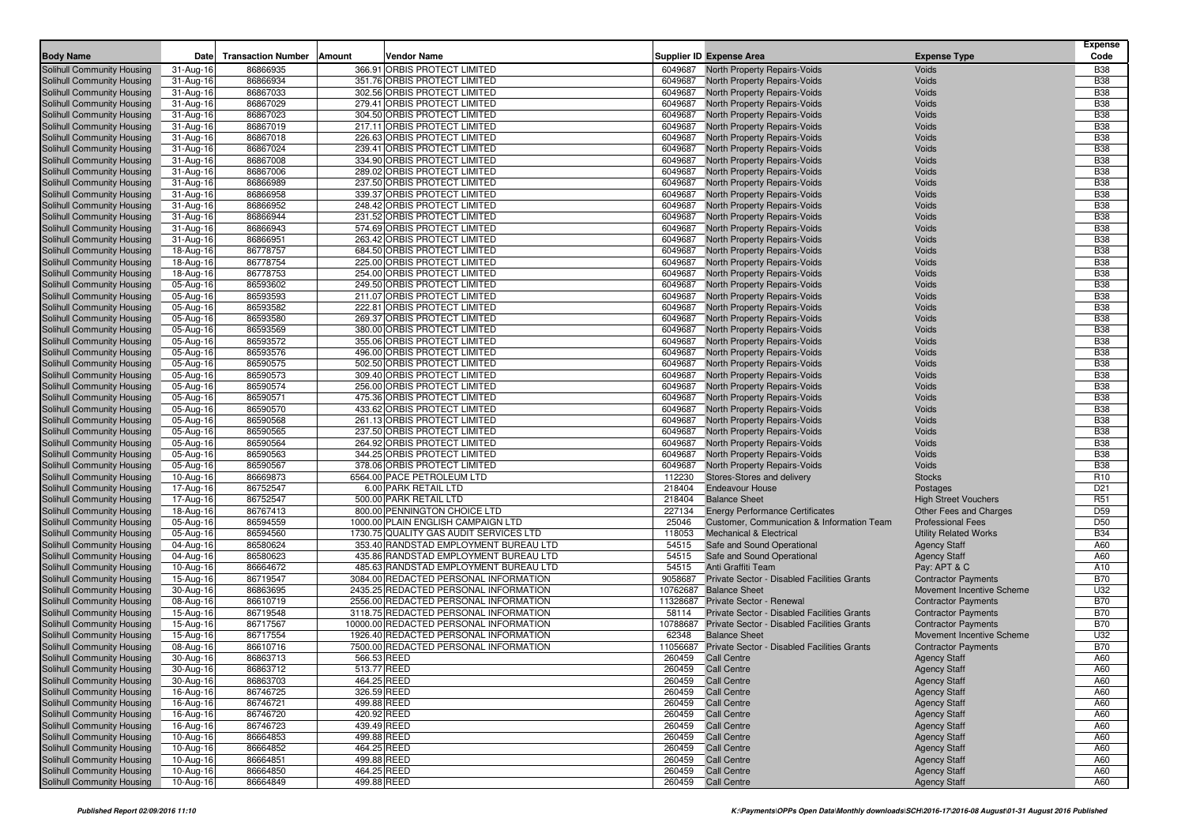| Body Name | Date | Transaction Number | Amount | Vendor Name | Supplier ID | Expense Area | Expense Type | Expense Code |
|---|---|---|---|---|---|---|---|---|
| Solihull Community Housing | 31-Aug-16 | 86866935 | 366.91 | ORBIS PROTECT LIMITED | 6049687 | North Property Repairs-Voids | Voids | B38 |
| Solihull Community Housing | 31-Aug-16 | 86866934 | 351.76 | ORBIS PROTECT LIMITED | 6049687 | North Property Repairs-Voids | Voids | B38 |
| Solihull Community Housing | 31-Aug-16 | 86867033 | 302.56 | ORBIS PROTECT LIMITED | 6049687 | North Property Repairs-Voids | Voids | B38 |
| Solihull Community Housing | 31-Aug-16 | 86867029 | 279.41 | ORBIS PROTECT LIMITED | 6049687 | North Property Repairs-Voids | Voids | B38 |
| Solihull Community Housing | 31-Aug-16 | 86867023 | 304.50 | ORBIS PROTECT LIMITED | 6049687 | North Property Repairs-Voids | Voids | B38 |
| Solihull Community Housing | 31-Aug-16 | 86867019 | 217.11 | ORBIS PROTECT LIMITED | 6049687 | North Property Repairs-Voids | Voids | B38 |
| Solihull Community Housing | 31-Aug-16 | 86867018 | 226.63 | ORBIS PROTECT LIMITED | 6049687 | North Property Repairs-Voids | Voids | B38 |
| Solihull Community Housing | 31-Aug-16 | 86867024 | 239.41 | ORBIS PROTECT LIMITED | 6049687 | North Property Repairs-Voids | Voids | B38 |
| Solihull Community Housing | 31-Aug-16 | 86867008 | 334.90 | ORBIS PROTECT LIMITED | 6049687 | North Property Repairs-Voids | Voids | B38 |
| Solihull Community Housing | 31-Aug-16 | 86867006 | 289.02 | ORBIS PROTECT LIMITED | 6049687 | North Property Repairs-Voids | Voids | B38 |
| Solihull Community Housing | 31-Aug-16 | 86866989 | 237.50 | ORBIS PROTECT LIMITED | 6049687 | North Property Repairs-Voids | Voids | B38 |
| Solihull Community Housing | 31-Aug-16 | 86866958 | 339.37 | ORBIS PROTECT LIMITED | 6049687 | North Property Repairs-Voids | Voids | B38 |
| Solihull Community Housing | 31-Aug-16 | 86866952 | 248.42 | ORBIS PROTECT LIMITED | 6049687 | North Property Repairs-Voids | Voids | B38 |
| Solihull Community Housing | 31-Aug-16 | 86866944 | 231.52 | ORBIS PROTECT LIMITED | 6049687 | North Property Repairs-Voids | Voids | B38 |
| Solihull Community Housing | 31-Aug-16 | 86866943 | 574.69 | ORBIS PROTECT LIMITED | 6049687 | North Property Repairs-Voids | Voids | B38 |
| Solihull Community Housing | 31-Aug-16 | 86866951 | 263.42 | ORBIS PROTECT LIMITED | 6049687 | North Property Repairs-Voids | Voids | B38 |
| Solihull Community Housing | 18-Aug-16 | 86778757 | 684.50 | ORBIS PROTECT LIMITED | 6049687 | North Property Repairs-Voids | Voids | B38 |
| Solihull Community Housing | 18-Aug-16 | 86778754 | 225.00 | ORBIS PROTECT LIMITED | 6049687 | North Property Repairs-Voids | Voids | B38 |
| Solihull Community Housing | 18-Aug-16 | 86778753 | 254.00 | ORBIS PROTECT LIMITED | 6049687 | North Property Repairs-Voids | Voids | B38 |
| Solihull Community Housing | 05-Aug-16 | 86593602 | 249.50 | ORBIS PROTECT LIMITED | 6049687 | North Property Repairs-Voids | Voids | B38 |
| Solihull Community Housing | 05-Aug-16 | 86593593 | 211.07 | ORBIS PROTECT LIMITED | 6049687 | North Property Repairs-Voids | Voids | B38 |
| Solihull Community Housing | 05-Aug-16 | 86593582 | 222.81 | ORBIS PROTECT LIMITED | 6049687 | North Property Repairs-Voids | Voids | B38 |
| Solihull Community Housing | 05-Aug-16 | 86593580 | 269.37 | ORBIS PROTECT LIMITED | 6049687 | North Property Repairs-Voids | Voids | B38 |
| Solihull Community Housing | 05-Aug-16 | 86593569 | 380.00 | ORBIS PROTECT LIMITED | 6049687 | North Property Repairs-Voids | Voids | B38 |
| Solihull Community Housing | 05-Aug-16 | 86593572 | 355.06 | ORBIS PROTECT LIMITED | 6049687 | North Property Repairs-Voids | Voids | B38 |
| Solihull Community Housing | 05-Aug-16 | 86593576 | 496.00 | ORBIS PROTECT LIMITED | 6049687 | North Property Repairs-Voids | Voids | B38 |
| Solihull Community Housing | 05-Aug-16 | 86590575 | 502.50 | ORBIS PROTECT LIMITED | 6049687 | North Property Repairs-Voids | Voids | B38 |
| Solihull Community Housing | 05-Aug-16 | 86590573 | 309.40 | ORBIS PROTECT LIMITED | 6049687 | North Property Repairs-Voids | Voids | B38 |
| Solihull Community Housing | 05-Aug-16 | 86590574 | 256.00 | ORBIS PROTECT LIMITED | 6049687 | North Property Repairs-Voids | Voids | B38 |
| Solihull Community Housing | 05-Aug-16 | 86590571 | 475.36 | ORBIS PROTECT LIMITED | 6049687 | North Property Repairs-Voids | Voids | B38 |
| Solihull Community Housing | 05-Aug-16 | 86590570 | 433.62 | ORBIS PROTECT LIMITED | 6049687 | North Property Repairs-Voids | Voids | B38 |
| Solihull Community Housing | 05-Aug-16 | 86590568 | 261.13 | ORBIS PROTECT LIMITED | 6049687 | North Property Repairs-Voids | Voids | B38 |
| Solihull Community Housing | 05-Aug-16 | 86590565 | 237.50 | ORBIS PROTECT LIMITED | 6049687 | North Property Repairs-Voids | Voids | B38 |
| Solihull Community Housing | 05-Aug-16 | 86590564 | 264.92 | ORBIS PROTECT LIMITED | 6049687 | North Property Repairs-Voids | Voids | B38 |
| Solihull Community Housing | 05-Aug-16 | 86590563 | 344.25 | ORBIS PROTECT LIMITED | 6049687 | North Property Repairs-Voids | Voids | B38 |
| Solihull Community Housing | 05-Aug-16 | 86590567 | 378.06 | ORBIS PROTECT LIMITED | 6049687 | North Property Repairs-Voids | Voids | B38 |
| Solihull Community Housing | 10-Aug-16 | 86669873 | 6564.00 | PACE PETROLEUM LTD | 112230 | Stores-Stores and delivery | Stocks | R10 |
| Solihull Community Housing | 17-Aug-16 | 86752547 | 6.00 | PARK RETAIL LTD | 218404 | Endeavour House | Postages | D21 |
| Solihull Community Housing | 17-Aug-16 | 86752547 | 500.00 | PARK RETAIL LTD | 218404 | Balance Sheet | High Street Vouchers | R51 |
| Solihull Community Housing | 18-Aug-16 | 86767413 | 800.00 | PENNINGTON CHOICE LTD | 227134 | Energy Performance Certificates | Other Fees and Charges | D59 |
| Solihull Community Housing | 05-Aug-16 | 86594559 | 1000.00 | PLAIN ENGLISH CAMPAIGN LTD | 25046 | Customer, Communication & Information Team | Professional Fees | D50 |
| Solihull Community Housing | 05-Aug-16 | 86594560 | 1730.75 | QUALITY GAS AUDIT SERVICES LTD | 118053 | Mechanical & Electrical | Utility Related Works | B34 |
| Solihull Community Housing | 04-Aug-16 | 86580624 | 353.40 | RANDSTAD EMPLOYMENT BUREAU LTD | 54515 | Safe and Sound Operational | Agency Staff | A60 |
| Solihull Community Housing | 04-Aug-16 | 86580623 | 435.86 | RANDSTAD EMPLOYMENT BUREAU LTD | 54515 | Safe and Sound Operational | Agency Staff | A60 |
| Solihull Community Housing | 10-Aug-16 | 86664672 | 485.63 | RANDSTAD EMPLOYMENT BUREAU LTD | 54515 | Anti Graffiti Team | Pay: APT & C | A10 |
| Solihull Community Housing | 15-Aug-16 | 86719547 | 3084.00 | REDACTED PERSONAL INFORMATION | 9058687 | Private Sector - Disabled Facilities Grants | Contractor Payments | B70 |
| Solihull Community Housing | 30-Aug-16 | 86863695 | 2435.25 | REDACTED PERSONAL INFORMATION | 10762687 | Balance Sheet | Movement Incentive Scheme | U32 |
| Solihull Community Housing | 08-Aug-16 | 86610719 | 2556.00 | REDACTED PERSONAL INFORMATION | 11328687 | Private Sector - Renewal | Contractor Payments | B70 |
| Solihull Community Housing | 15-Aug-16 | 86719548 | 3118.75 | REDACTED PERSONAL INFORMATION | 58114 | Private Sector - Disabled Facilities Grants | Contractor Payments | B70 |
| Solihull Community Housing | 15-Aug-16 | 86717567 | 10000.00 | REDACTED PERSONAL INFORMATION | 10788687 | Private Sector - Disabled Facilities Grants | Contractor Payments | B70 |
| Solihull Community Housing | 15-Aug-16 | 86717554 | 1926.40 | REDACTED PERSONAL INFORMATION | 62348 | Balance Sheet | Movement Incentive Scheme | U32 |
| Solihull Community Housing | 08-Aug-16 | 86610716 | 7500.00 | REDACTED PERSONAL INFORMATION | 11056687 | Private Sector - Disabled Facilities Grants | Contractor Payments | B70 |
| Solihull Community Housing | 30-Aug-16 | 86863713 | 566.53 | REED | 260459 | Call Centre | Agency Staff | A60 |
| Solihull Community Housing | 30-Aug-16 | 86863712 | 513.77 | REED | 260459 | Call Centre | Agency Staff | A60 |
| Solihull Community Housing | 30-Aug-16 | 86863703 | 464.25 | REED | 260459 | Call Centre | Agency Staff | A60 |
| Solihull Community Housing | 16-Aug-16 | 86746725 | 326.59 | REED | 260459 | Call Centre | Agency Staff | A60 |
| Solihull Community Housing | 16-Aug-16 | 86746721 | 499.88 | REED | 260459 | Call Centre | Agency Staff | A60 |
| Solihull Community Housing | 16-Aug-16 | 86746720 | 420.92 | REED | 260459 | Call Centre | Agency Staff | A60 |
| Solihull Community Housing | 16-Aug-16 | 86746723 | 439.49 | REED | 260459 | Call Centre | Agency Staff | A60 |
| Solihull Community Housing | 10-Aug-16 | 86664853 | 499.88 | REED | 260459 | Call Centre | Agency Staff | A60 |
| Solihull Community Housing | 10-Aug-16 | 86664852 | 464.25 | REED | 260459 | Call Centre | Agency Staff | A60 |
| Solihull Community Housing | 10-Aug-16 | 86664851 | 499.88 | REED | 260459 | Call Centre | Agency Staff | A60 |
| Solihull Community Housing | 10-Aug-16 | 86664850 | 464.25 | REED | 260459 | Call Centre | Agency Staff | A60 |
| Solihull Community Housing | 10-Aug-16 | 86664849 | 499.88 | REED | 260459 | Call Centre | Agency Staff | A60 |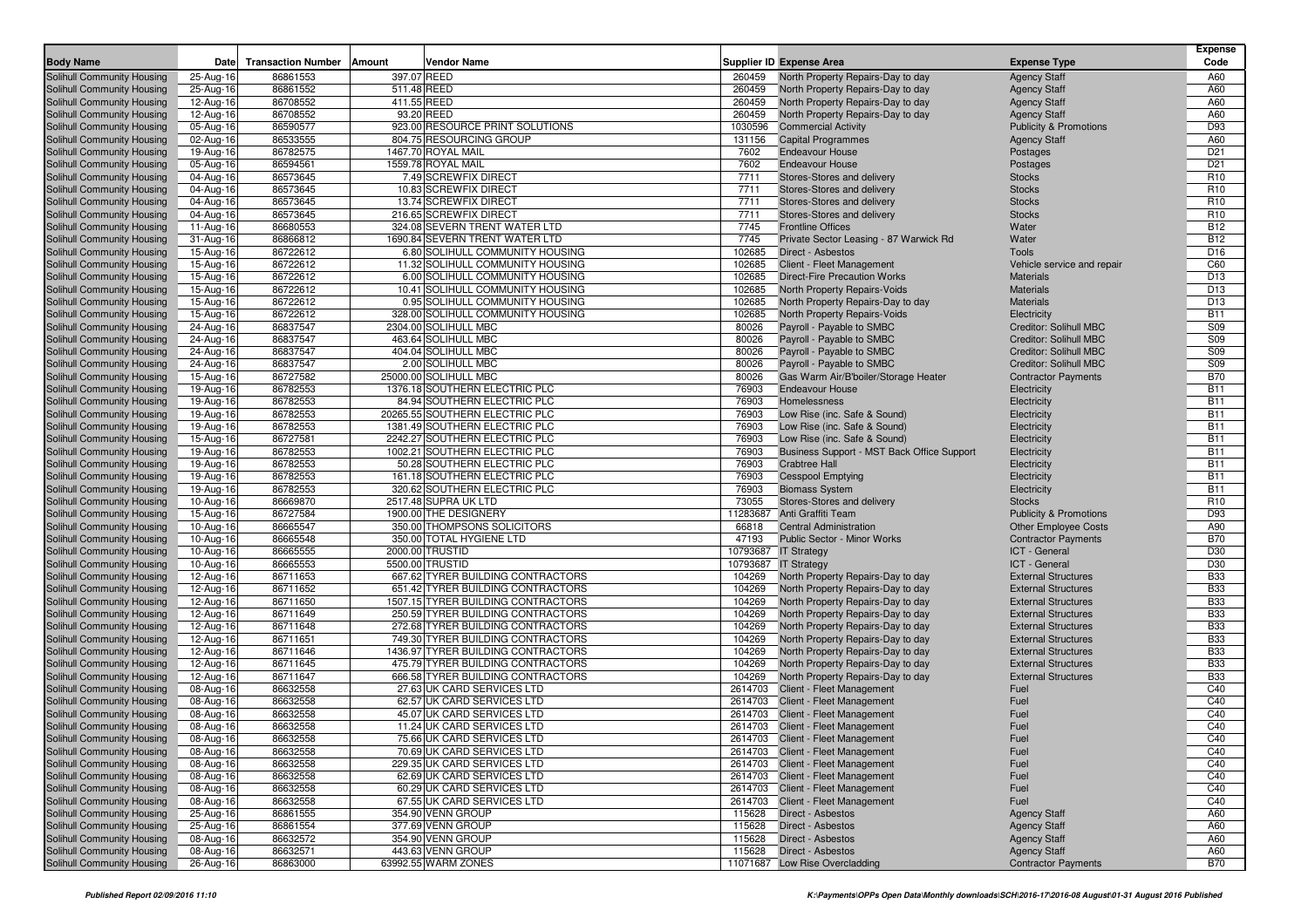| Body Name | Date | Transaction Number | Amount | Vendor Name | Supplier ID | Expense Area | Expense Type | Expense Code |
|---|---|---|---|---|---|---|---|---|
| Solihull Community Housing | 25-Aug-16 | 86861553 | 397.07 | REED | 260459 | North Property Repairs-Day to day | Agency Staff | A60 |
| Solihull Community Housing | 25-Aug-16 | 86861552 | 511.48 | REED | 260459 | North Property Repairs-Day to day | Agency Staff | A60 |
| Solihull Community Housing | 12-Aug-16 | 86708552 | 411.55 | REED | 260459 | North Property Repairs-Day to day | Agency Staff | A60 |
| Solihull Community Housing | 12-Aug-16 | 86708552 | 93.20 | REED | 260459 | North Property Repairs-Day to day | Agency Staff | A60 |
| Solihull Community Housing | 05-Aug-16 | 86590577 | 923.00 | RESOURCE PRINT SOLUTIONS | 1030596 | Commercial Activity | Publicity & Promotions | D93 |
| Solihull Community Housing | 02-Aug-16 | 86533555 | 804.75 | RESOURCING GROUP | 131156 | Capital Programmes | Agency Staff | A60 |
| Solihull Community Housing | 19-Aug-16 | 86782575 | 1467.70 | ROYAL MAIL | 7602 | Endeavour House | Postages | D21 |
| Solihull Community Housing | 05-Aug-16 | 86594561 | 1559.78 | ROYAL MAIL | 7602 | Endeavour House | Postages | D21 |
| Solihull Community Housing | 04-Aug-16 | 86573645 | 7.49 | SCREWFIX DIRECT | 7711 | Stores-Stores and delivery | Stocks | R10 |
| Solihull Community Housing | 04-Aug-16 | 86573645 | 10.83 | SCREWFIX DIRECT | 7711 | Stores-Stores and delivery | Stocks | R10 |
| Solihull Community Housing | 04-Aug-16 | 86573645 | 13.74 | SCREWFIX DIRECT | 7711 | Stores-Stores and delivery | Stocks | R10 |
| Solihull Community Housing | 04-Aug-16 | 86573645 | 216.65 | SCREWFIX DIRECT | 7711 | Stores-Stores and delivery | Stocks | R10 |
| Solihull Community Housing | 11-Aug-16 | 86680553 | 324.08 | SEVERN TRENT WATER LTD | 7745 | Frontline Offices | Water | B12 |
| Solihull Community Housing | 31-Aug-16 | 86866812 | 1690.84 | SEVERN TRENT WATER LTD | 7745 | Private Sector Leasing - 87 Warwick Rd | Water | B12 |
| Solihull Community Housing | 15-Aug-16 | 86722612 | 6.80 | SOLIHULL COMMUNITY HOUSING | 102685 | Direct - Asbestos | Tools | D16 |
| Solihull Community Housing | 15-Aug-16 | 86722612 | 11.32 | SOLIHULL COMMUNITY HOUSING | 102685 | Client - Fleet Management | Vehicle service and repair | C60 |
| Solihull Community Housing | 15-Aug-16 | 86722612 | 6.00 | SOLIHULL COMMUNITY HOUSING | 102685 | Direct-Fire Precaution Works | Materials | D13 |
| Solihull Community Housing | 15-Aug-16 | 86722612 | 10.41 | SOLIHULL COMMUNITY HOUSING | 102685 | North Property Repairs-Voids | Materials | D13 |
| Solihull Community Housing | 15-Aug-16 | 86722612 | 0.95 | SOLIHULL COMMUNITY HOUSING | 102685 | North Property Repairs-Day to day | Materials | D13 |
| Solihull Community Housing | 15-Aug-16 | 86722612 | 328.00 | SOLIHULL COMMUNITY HOUSING | 102685 | North Property Repairs-Voids | Electricity | B11 |
| Solihull Community Housing | 24-Aug-16 | 86837547 | 2304.00 | SOLIHULL MBC | 80026 | Payroll - Payable to SMBC | Creditor: Solihull MBC | S09 |
| Solihull Community Housing | 24-Aug-16 | 86837547 | 463.64 | SOLIHULL MBC | 80026 | Payroll - Payable to SMBC | Creditor: Solihull MBC | S09 |
| Solihull Community Housing | 24-Aug-16 | 86837547 | 404.04 | SOLIHULL MBC | 80026 | Payroll - Payable to SMBC | Creditor: Solihull MBC | S09 |
| Solihull Community Housing | 24-Aug-16 | 86837547 | 2.00 | SOLIHULL MBC | 80026 | Payroll - Payable to SMBC | Creditor: Solihull MBC | S09 |
| Solihull Community Housing | 15-Aug-16 | 86727582 | 25000.00 | SOLIHULL MBC | 80026 | Gas Warm Air/B'boiler/Storage Heater | Contractor Payments | B70 |
| Solihull Community Housing | 19-Aug-16 | 86782553 | 1376.18 | SOUTHERN ELECTRIC PLC | 76903 | Endeavour House | Electricity | B11 |
| Solihull Community Housing | 19-Aug-16 | 86782553 | 84.94 | SOUTHERN ELECTRIC PLC | 76903 | Homelessness | Electricity | B11 |
| Solihull Community Housing | 19-Aug-16 | 86782553 | 20265.55 | SOUTHERN ELECTRIC PLC | 76903 | Low Rise (inc. Safe & Sound) | Electricity | B11 |
| Solihull Community Housing | 19-Aug-16 | 86782553 | 1381.49 | SOUTHERN ELECTRIC PLC | 76903 | Low Rise (inc. Safe & Sound) | Electricity | B11 |
| Solihull Community Housing | 15-Aug-16 | 86727581 | 2242.27 | SOUTHERN ELECTRIC PLC | 76903 | Low Rise (inc. Safe & Sound) | Electricity | B11 |
| Solihull Community Housing | 19-Aug-16 | 86782553 | 1002.21 | SOUTHERN ELECTRIC PLC | 76903 | Business Support - MST Back Office Support | Electricity | B11 |
| Solihull Community Housing | 19-Aug-16 | 86782553 | 50.28 | SOUTHERN ELECTRIC PLC | 76903 | Crabtree Hall | Electricity | B11 |
| Solihull Community Housing | 19-Aug-16 | 86782553 | 161.18 | SOUTHERN ELECTRIC PLC | 76903 | Cesspool Emptying | Electricity | B11 |
| Solihull Community Housing | 19-Aug-16 | 86782553 | 320.62 | SOUTHERN ELECTRIC PLC | 76903 | Biomass System | Electricity | B11 |
| Solihull Community Housing | 10-Aug-16 | 86669870 | 2517.48 | SUPRA UK LTD | 73055 | Stores-Stores and delivery | Stocks | R10 |
| Solihull Community Housing | 15-Aug-16 | 86727584 | 1900.00 | THE DESIGNERY | 11283687 | Anti Graffiti Team | Publicity & Promotions | D93 |
| Solihull Community Housing | 10-Aug-16 | 86665547 | 350.00 | THOMPSONS SOLICITORS | 66818 | Central Administration | Other Employee Costs | A90 |
| Solihull Community Housing | 10-Aug-16 | 86665548 | 350.00 | TOTAL HYGIENE LTD | 47193 | Public Sector - Minor Works | Contractor Payments | B70 |
| Solihull Community Housing | 10-Aug-16 | 86665555 | 2000.00 | TRUSTID | 10793687 | IT Strategy | ICT - General | D30 |
| Solihull Community Housing | 10-Aug-16 | 86665553 | 5500.00 | TRUSTID | 10793687 | IT Strategy | ICT - General | D30 |
| Solihull Community Housing | 12-Aug-16 | 86711653 | 667.62 | TYRER BUILDING CONTRACTORS | 104269 | North Property Repairs-Day to day | External Structures | B33 |
| Solihull Community Housing | 12-Aug-16 | 86711652 | 651.42 | TYRER BUILDING CONTRACTORS | 104269 | North Property Repairs-Day to day | External Structures | B33 |
| Solihull Community Housing | 12-Aug-16 | 86711650 | 1507.15 | TYRER BUILDING CONTRACTORS | 104269 | North Property Repairs-Day to day | External Structures | B33 |
| Solihull Community Housing | 12-Aug-16 | 86711649 | 250.59 | TYRER BUILDING CONTRACTORS | 104269 | North Property Repairs-Day to day | External Structures | B33 |
| Solihull Community Housing | 12-Aug-16 | 86711648 | 272.68 | TYRER BUILDING CONTRACTORS | 104269 | North Property Repairs-Day to day | External Structures | B33 |
| Solihull Community Housing | 12-Aug-16 | 86711651 | 749.30 | TYRER BUILDING CONTRACTORS | 104269 | North Property Repairs-Day to day | External Structures | B33 |
| Solihull Community Housing | 12-Aug-16 | 86711646 | 1436.97 | TYRER BUILDING CONTRACTORS | 104269 | North Property Repairs-Day to day | External Structures | B33 |
| Solihull Community Housing | 12-Aug-16 | 86711645 | 475.79 | TYRER BUILDING CONTRACTORS | 104269 | North Property Repairs-Day to day | External Structures | B33 |
| Solihull Community Housing | 12-Aug-16 | 86711647 | 666.58 | TYRER BUILDING CONTRACTORS | 104269 | North Property Repairs-Day to day | External Structures | B33 |
| Solihull Community Housing | 08-Aug-16 | 86632558 | 27.63 | UK CARD SERVICES LTD | 2614703 | Client - Fleet Management | Fuel | C40 |
| Solihull Community Housing | 08-Aug-16 | 86632558 | 62.57 | UK CARD SERVICES LTD | 2614703 | Client - Fleet Management | Fuel | C40 |
| Solihull Community Housing | 08-Aug-16 | 86632558 | 45.07 | UK CARD SERVICES LTD | 2614703 | Client - Fleet Management | Fuel | C40 |
| Solihull Community Housing | 08-Aug-16 | 86632558 | 11.24 | UK CARD SERVICES LTD | 2614703 | Client - Fleet Management | Fuel | C40 |
| Solihull Community Housing | 08-Aug-16 | 86632558 | 75.66 | UK CARD SERVICES LTD | 2614703 | Client - Fleet Management | Fuel | C40 |
| Solihull Community Housing | 08-Aug-16 | 86632558 | 70.69 | UK CARD SERVICES LTD | 2614703 | Client - Fleet Management | Fuel | C40 |
| Solihull Community Housing | 08-Aug-16 | 86632558 | 229.35 | UK CARD SERVICES LTD | 2614703 | Client - Fleet Management | Fuel | C40 |
| Solihull Community Housing | 08-Aug-16 | 86632558 | 62.69 | UK CARD SERVICES LTD | 2614703 | Client - Fleet Management | Fuel | C40 |
| Solihull Community Housing | 08-Aug-16 | 86632558 | 60.29 | UK CARD SERVICES LTD | 2614703 | Client - Fleet Management | Fuel | C40 |
| Solihull Community Housing | 08-Aug-16 | 86632558 | 67.55 | UK CARD SERVICES LTD | 2614703 | Client - Fleet Management | Fuel | C40 |
| Solihull Community Housing | 25-Aug-16 | 86861555 | 354.90 | VENN GROUP | 115628 | Direct - Asbestos | Agency Staff | A60 |
| Solihull Community Housing | 25-Aug-16 | 86861554 | 377.69 | VENN GROUP | 115628 | Direct - Asbestos | Agency Staff | A60 |
| Solihull Community Housing | 08-Aug-16 | 86632572 | 354.90 | VENN GROUP | 115628 | Direct - Asbestos | Agency Staff | A60 |
| Solihull Community Housing | 08-Aug-16 | 86632571 | 443.63 | VENN GROUP | 115628 | Direct - Asbestos | Agency Staff | A60 |
| Solihull Community Housing | 26-Aug-16 | 86863000 | 63992.55 | WARM ZONES | 11071687 | Low Rise Overcladding | Contractor Payments | B70 |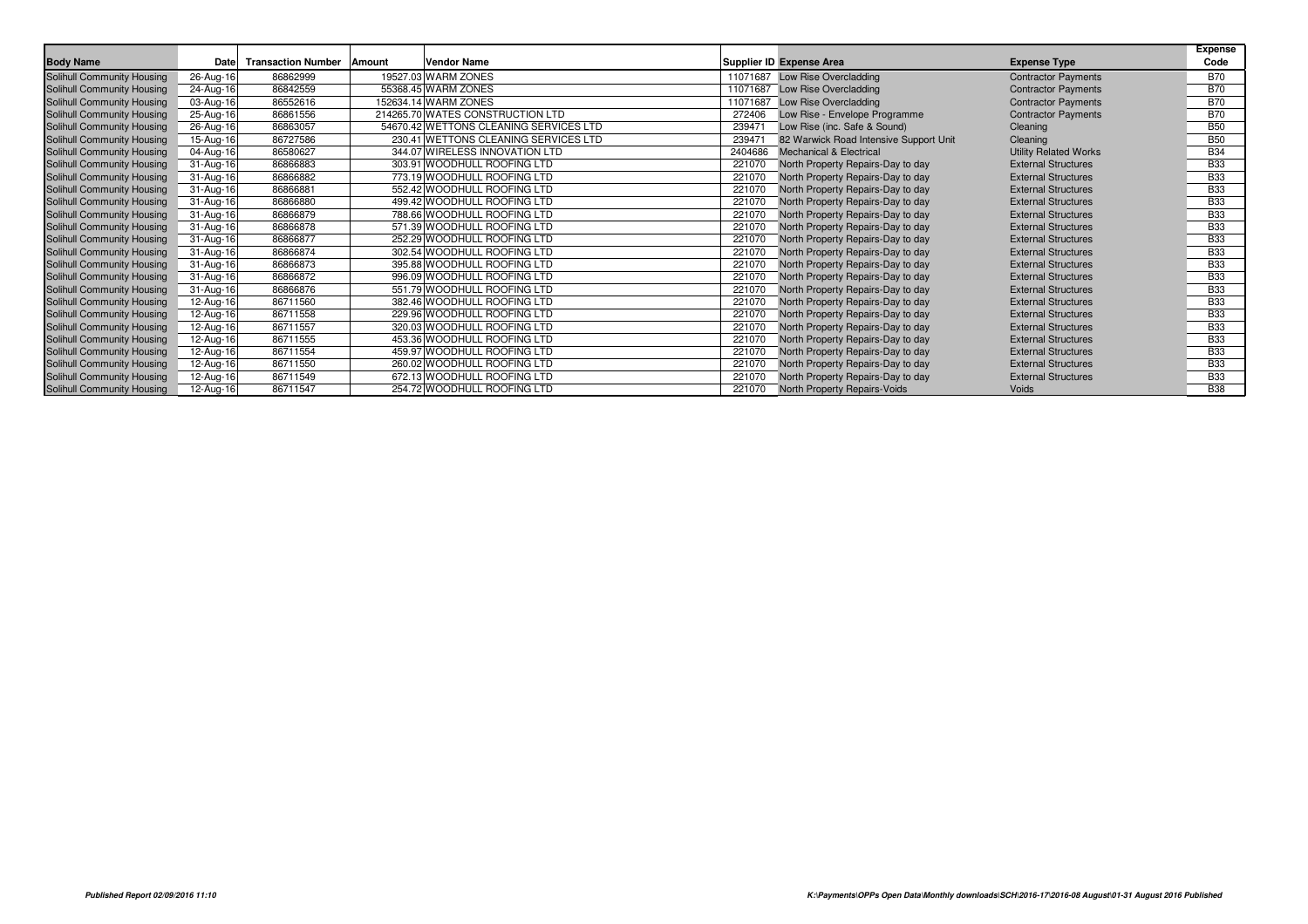| Body Name | Date | Transaction Number | Amount | Vendor Name | Supplier ID | Expense Area | Expense Type | Expense Code |
|---|---|---|---|---|---|---|---|---|
| Solihull Community Housing | 26-Aug-16 | 86862999 | 19527.03 | WARM ZONES | 11071687 | Low Rise Overcladding | Contractor Payments | B70 |
| Solihull Community Housing | 24-Aug-16 | 86842559 | 55368.45 | WARM ZONES | 11071687 | Low Rise Overcladding | Contractor Payments | B70 |
| Solihull Community Housing | 03-Aug-16 | 86552616 | 152634.14 | WARM ZONES | 11071687 | Low Rise Overcladding | Contractor Payments | B70 |
| Solihull Community Housing | 25-Aug-16 | 86861556 | 214265.70 | WATES CONSTRUCTION LTD | 272406 | Low Rise - Envelope Programme | Contractor Payments | B70 |
| Solihull Community Housing | 26-Aug-16 | 86863057 | 54670.42 | WETTONS CLEANING SERVICES LTD | 239471 | Low Rise (inc. Safe & Sound) | Cleaning | B50 |
| Solihull Community Housing | 15-Aug-16 | 86727586 | 230.41 | WETTONS CLEANING SERVICES LTD | 239471 | 82 Warwick Road Intensive Support Unit | Cleaning | B50 |
| Solihull Community Housing | 04-Aug-16 | 86580627 | 344.07 | WIRELESS INNOVATION LTD | 2404686 | Mechanical & Electrical | Utility Related Works | B34 |
| Solihull Community Housing | 31-Aug-16 | 86866883 | 303.91 | WOODHULL ROOFING LTD | 221070 | North Property Repairs-Day to day | External Structures | B33 |
| Solihull Community Housing | 31-Aug-16 | 86866882 | 773.19 | WOODHULL ROOFING LTD | 221070 | North Property Repairs-Day to day | External Structures | B33 |
| Solihull Community Housing | 31-Aug-16 | 86866881 | 552.42 | WOODHULL ROOFING LTD | 221070 | North Property Repairs-Day to day | External Structures | B33 |
| Solihull Community Housing | 31-Aug-16 | 86866880 | 499.42 | WOODHULL ROOFING LTD | 221070 | North Property Repairs-Day to day | External Structures | B33 |
| Solihull Community Housing | 31-Aug-16 | 86866879 | 788.66 | WOODHULL ROOFING LTD | 221070 | North Property Repairs-Day to day | External Structures | B33 |
| Solihull Community Housing | 31-Aug-16 | 86866878 | 571.39 | WOODHULL ROOFING LTD | 221070 | North Property Repairs-Day to day | External Structures | B33 |
| Solihull Community Housing | 31-Aug-16 | 86866877 | 252.29 | WOODHULL ROOFING LTD | 221070 | North Property Repairs-Day to day | External Structures | B33 |
| Solihull Community Housing | 31-Aug-16 | 86866874 | 302.54 | WOODHULL ROOFING LTD | 221070 | North Property Repairs-Day to day | External Structures | B33 |
| Solihull Community Housing | 31-Aug-16 | 86866873 | 395.88 | WOODHULL ROOFING LTD | 221070 | North Property Repairs-Day to day | External Structures | B33 |
| Solihull Community Housing | 31-Aug-16 | 86866872 | 996.09 | WOODHULL ROOFING LTD | 221070 | North Property Repairs-Day to day | External Structures | B33 |
| Solihull Community Housing | 31-Aug-16 | 86866876 | 551.79 | WOODHULL ROOFING LTD | 221070 | North Property Repairs-Day to day | External Structures | B33 |
| Solihull Community Housing | 12-Aug-16 | 86711560 | 382.46 | WOODHULL ROOFING LTD | 221070 | North Property Repairs-Day to day | External Structures | B33 |
| Solihull Community Housing | 12-Aug-16 | 86711558 | 229.96 | WOODHULL ROOFING LTD | 221070 | North Property Repairs-Day to day | External Structures | B33 |
| Solihull Community Housing | 12-Aug-16 | 86711557 | 320.03 | WOODHULL ROOFING LTD | 221070 | North Property Repairs-Day to day | External Structures | B33 |
| Solihull Community Housing | 12-Aug-16 | 86711555 | 453.36 | WOODHULL ROOFING LTD | 221070 | North Property Repairs-Day to day | External Structures | B33 |
| Solihull Community Housing | 12-Aug-16 | 86711554 | 459.97 | WOODHULL ROOFING LTD | 221070 | North Property Repairs-Day to day | External Structures | B33 |
| Solihull Community Housing | 12-Aug-16 | 86711550 | 260.02 | WOODHULL ROOFING LTD | 221070 | North Property Repairs-Day to day | External Structures | B33 |
| Solihull Community Housing | 12-Aug-16 | 86711549 | 672.13 | WOODHULL ROOFING LTD | 221070 | North Property Repairs-Day to day | External Structures | B33 |
| Solihull Community Housing | 12-Aug-16 | 86711547 | 254.72 | WOODHULL ROOFING LTD | 221070 | North Property Repairs-Voids | Voids | B38 |